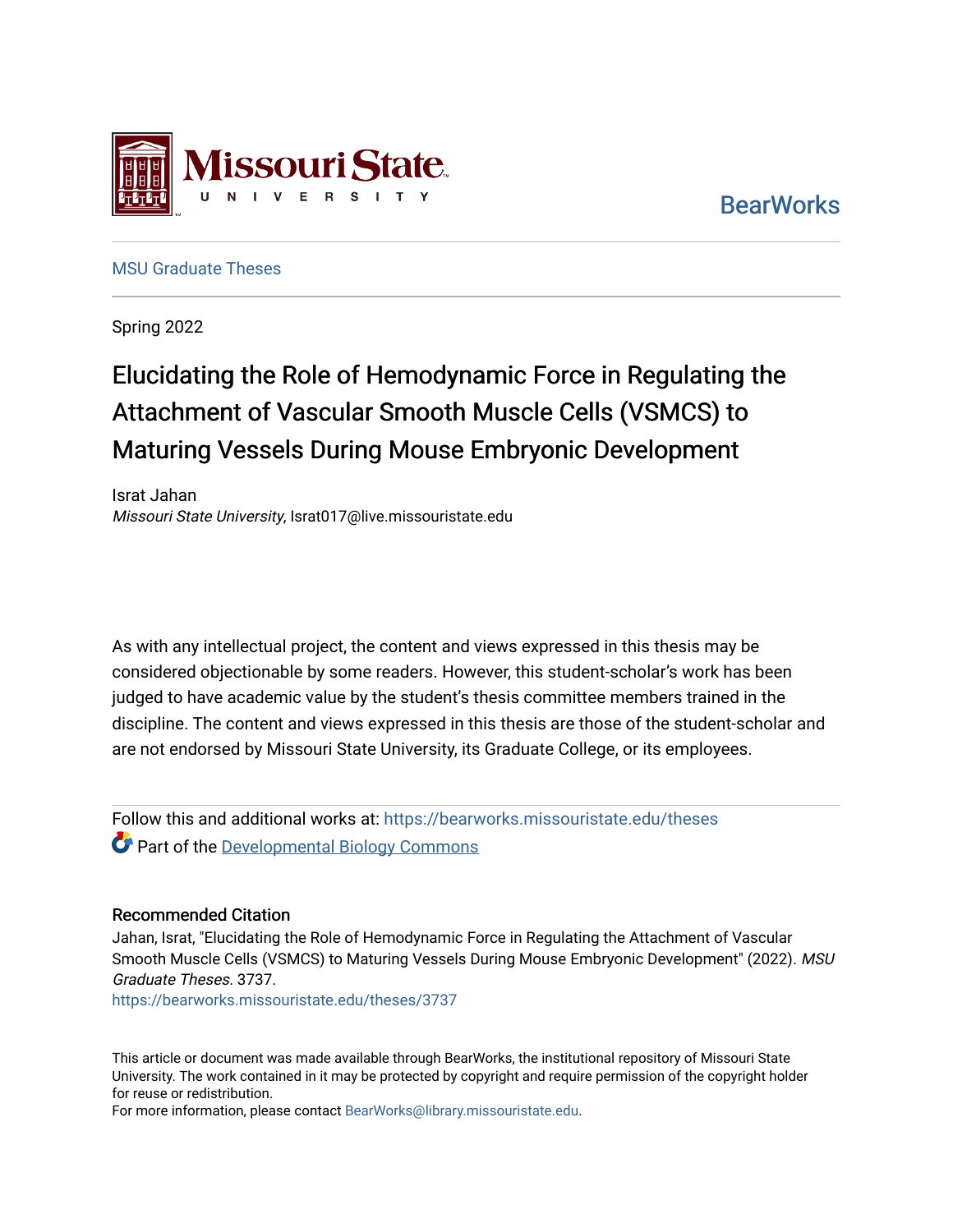Missouri State University

BearWorks

MSU Graduate Theses

Spring 2022

# Elucidating the Role of Hemodynamic Force in Regulating the Attachment of Vascular Smooth Muscle Cells (VSMCS) to Maturing Vessels During Mouse Embryonic Development

Israt Jahan
*Missouri State University*, Israt017@live.missouristate.edu

As with any intellectual project, the content and views expressed in this thesis may be considered objectionable by some readers. However, this student-scholar's work has been judged to have academic value by the student's thesis committee members trained in the discipline. The content and views expressed in this thesis are those of the student-scholar and are not endorsed by Missouri State University, its Graduate College, or its employees.

Follow this and additional works at: https://bearworks.missouristate.edu/theses

Part of the Developmental Biology Commons

### Recommended Citation

Jahan, Israt, "Elucidating the Role of Hemodynamic Force in Regulating the Attachment of Vascular Smooth Muscle Cells (VSMCS) to Maturing Vessels During Mouse Embryonic Development" (2022). *MSU Graduate Theses*. 3737.
https://bearworks.missouristate.edu/theses/3737

This article or document was made available through BearWorks, the institutional repository of Missouri State University. The work contained in it may be protected by copyright and require permission of the copyright holder for reuse or redistribution.
For more information, please contact BearWorks@library.missouristate.edu.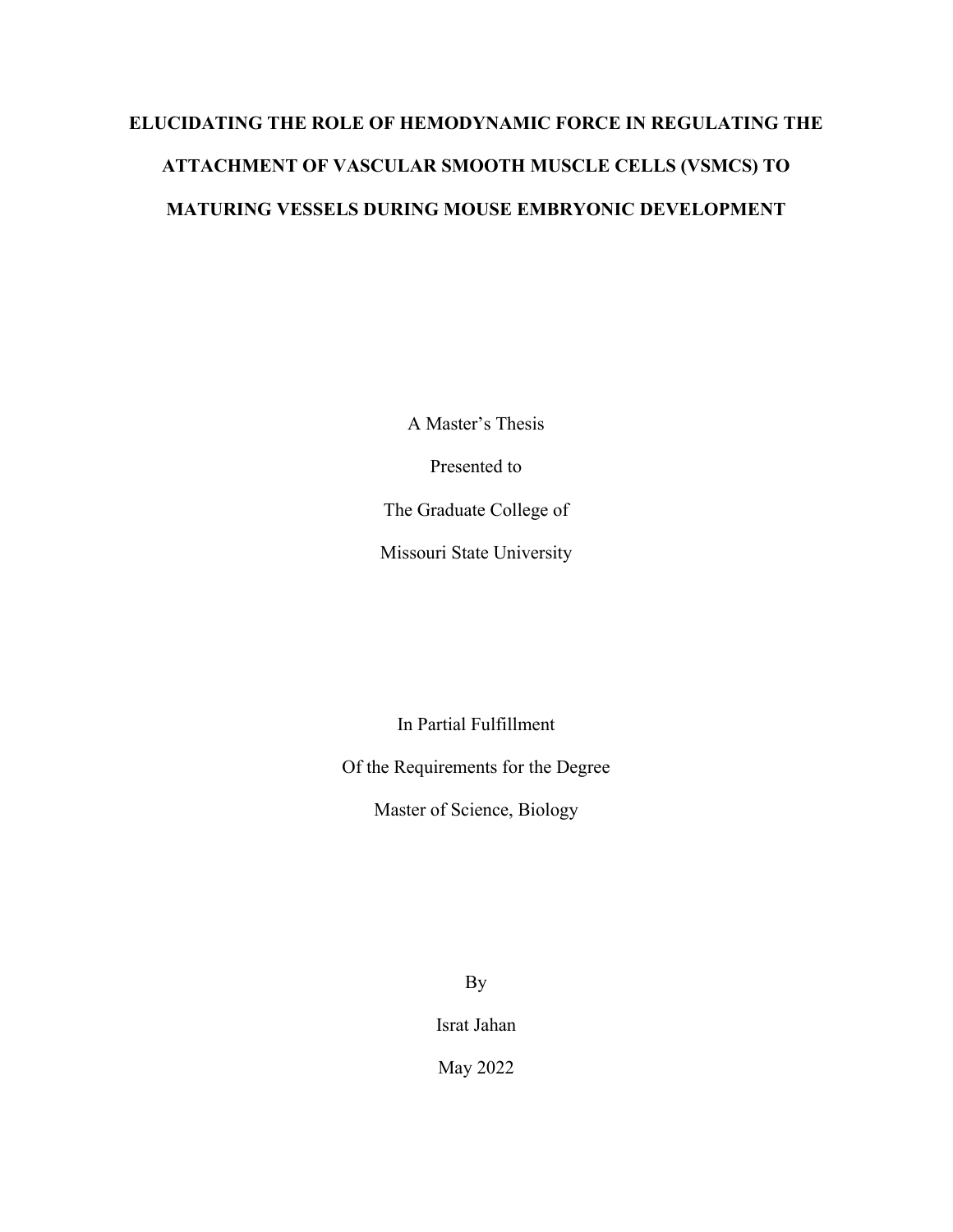# ELUCIDATING THE ROLE OF HEMODYNAMIC FORCE IN REGULATING THE ATTACHMENT OF VASCULAR SMOOTH MUSCLE CELLS (VSMCS) TO MATURING VESSELS DURING MOUSE EMBRYONIC DEVELOPMENT

A Master's Thesis

Presented to

The Graduate College of

Missouri State University

In Partial Fulfillment

Of the Requirements for the Degree

Master of Science, Biology

By

Israt Jahan

May 2022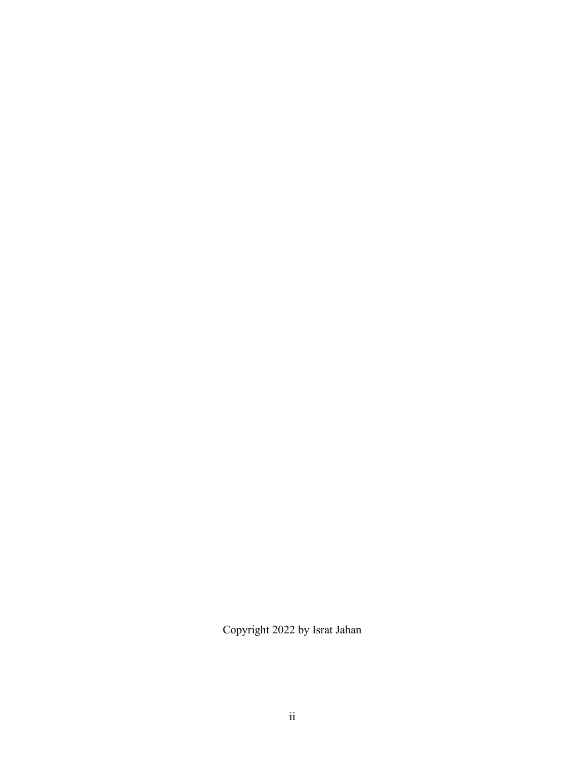Copyright 2022 by Israt Jahan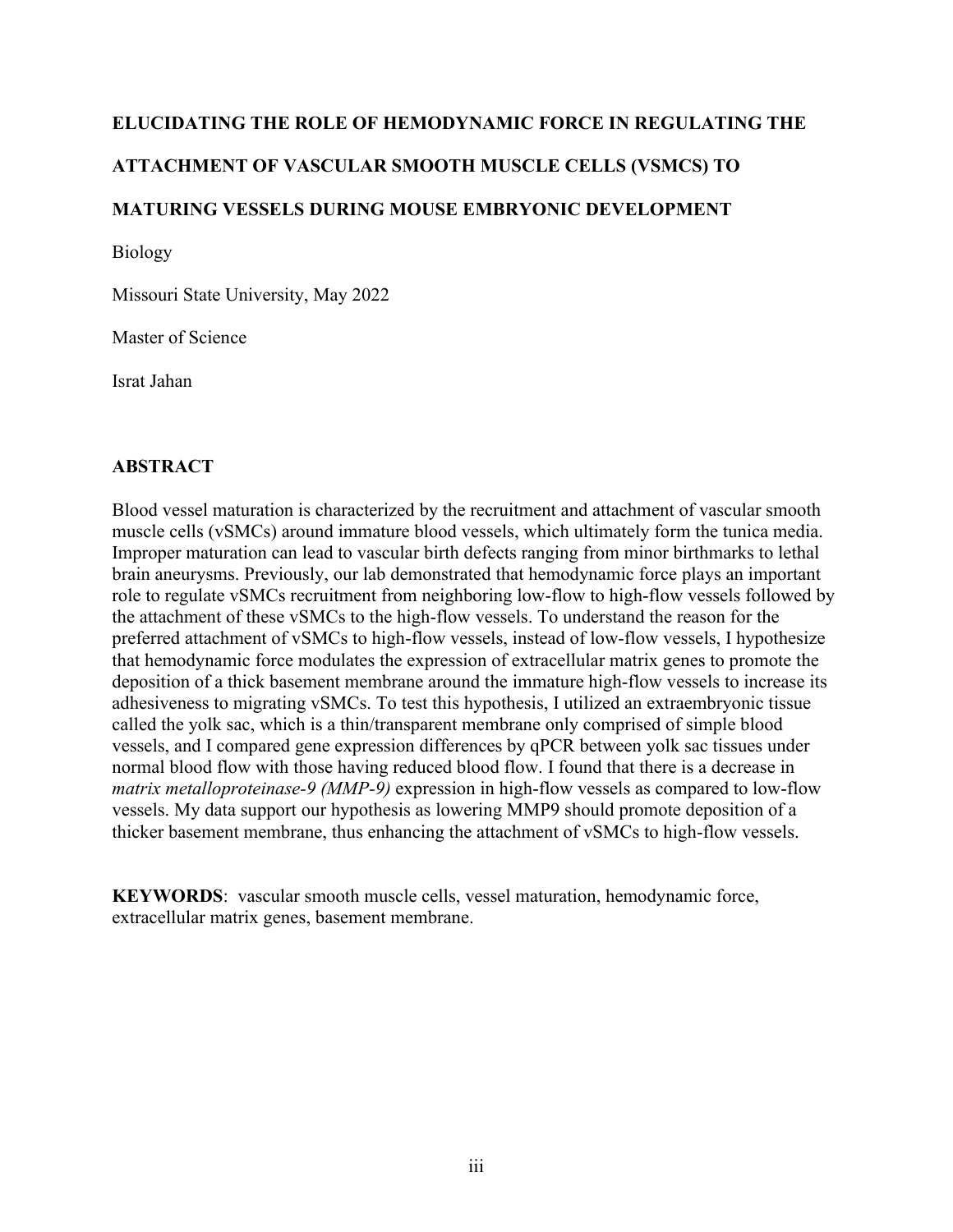**ELUCIDATING THE ROLE OF HEMODYNAMIC FORCE IN REGULATING THE ATTACHMENT OF VASCULAR SMOOTH MUSCLE CELLS (VSMCS) TO MATURING VESSELS DURING MOUSE EMBRYONIC DEVELOPMENT**

Biology

Missouri State University, May 2022

Master of Science

Israt Jahan

## ABSTRACT

Blood vessel maturation is characterized by the recruitment and attachment of vascular smooth muscle cells (vSMCs) around immature blood vessels, which ultimately form the tunica media. Improper maturation can lead to vascular birth defects ranging from minor birthmarks to lethal brain aneurysms. Previously, our lab demonstrated that hemodynamic force plays an important role to regulate vSMCs recruitment from neighboring low-flow to high-flow vessels followed by the attachment of these vSMCs to the high-flow vessels. To understand the reason for the preferred attachment of vSMCs to high-flow vessels, instead of low-flow vessels, I hypothesize that hemodynamic force modulates the expression of extracellular matrix genes to promote the deposition of a thick basement membrane around the immature high-flow vessels to increase its adhesiveness to migrating vSMCs. To test this hypothesis, I utilized an extraembryonic tissue called the yolk sac, which is a thin/transparent membrane only comprised of simple blood vessels, and I compared gene expression differences by qPCR between yolk sac tissues under normal blood flow with those having reduced blood flow. I found that there is a decrease in *matrix metalloproteinase-9 (MMP-9)* expression in high-flow vessels as compared to low-flow vessels. My data support our hypothesis as lowering MMP9 should promote deposition of a thicker basement membrane, thus enhancing the attachment of vSMCs to high-flow vessels.

**KEYWORDS**: vascular smooth muscle cells, vessel maturation, hemodynamic force, extracellular matrix genes, basement membrane.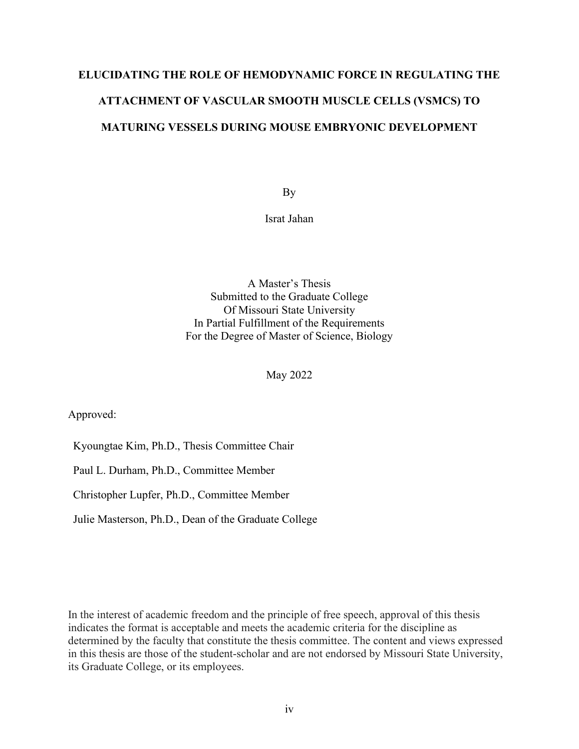# ELUCIDATING THE ROLE OF HEMODYNAMIC FORCE IN REGULATING THE ATTACHMENT OF VASCULAR SMOOTH MUSCLE CELLS (VSMCS) TO MATURING VESSELS DURING MOUSE EMBRYONIC DEVELOPMENT

By

Israt Jahan

A Master's Thesis
Submitted to the Graduate College
Of Missouri State University
In Partial Fulfillment of the Requirements
For the Degree of Master of Science, Biology

May 2022

Approved:

Kyoungtae Kim, Ph.D., Thesis Committee Chair

Paul L. Durham, Ph.D., Committee Member

Christopher Lupfer, Ph.D., Committee Member

Julie Masterson, Ph.D., Dean of the Graduate College

In the interest of academic freedom and the principle of free speech, approval of this thesis indicates the format is acceptable and meets the academic criteria for the discipline as determined by the faculty that constitute the thesis committee. The content and views expressed in this thesis are those of the student-scholar and are not endorsed by Missouri State University, its Graduate College, or its employees.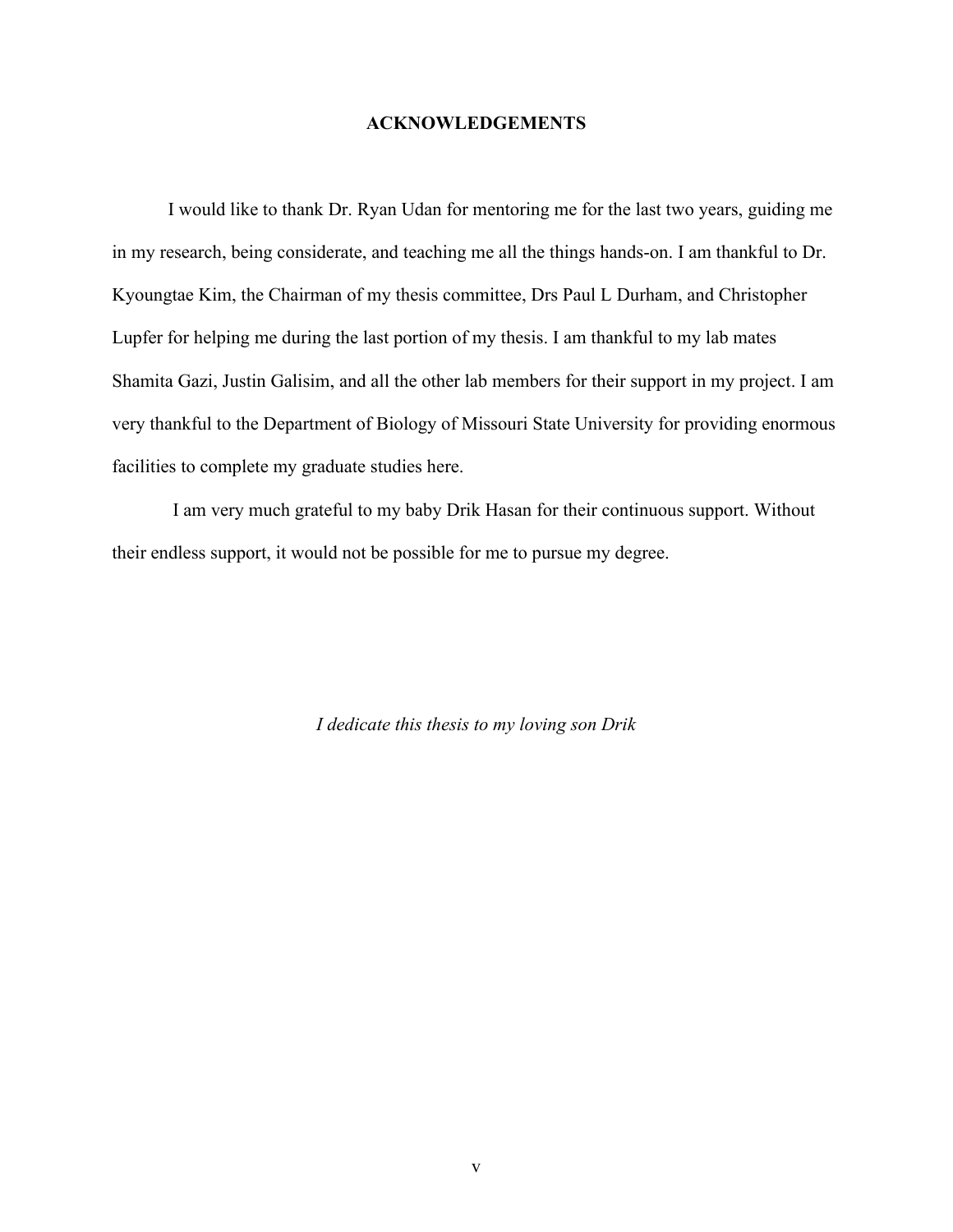## ACKNOWLEDGEMENTS

I would like to thank Dr. Ryan Udan for mentoring me for the last two years, guiding me in my research, being considerate, and teaching me all the things hands-on. I am thankful to Dr. Kyoungtae Kim, the Chairman of my thesis committee, Drs Paul L Durham, and Christopher Lupfer for helping me during the last portion of my thesis. I am thankful to my lab mates Shamita Gazi, Justin Galisim, and all the other lab members for their support in my project. I am very thankful to the Department of Biology of Missouri State University for providing enormous facilities to complete my graduate studies here.

I am very much grateful to my baby Drik Hasan for their continuous support. Without their endless support, it would not be possible for me to pursue my degree.

*I dedicate this thesis to my loving son Drik*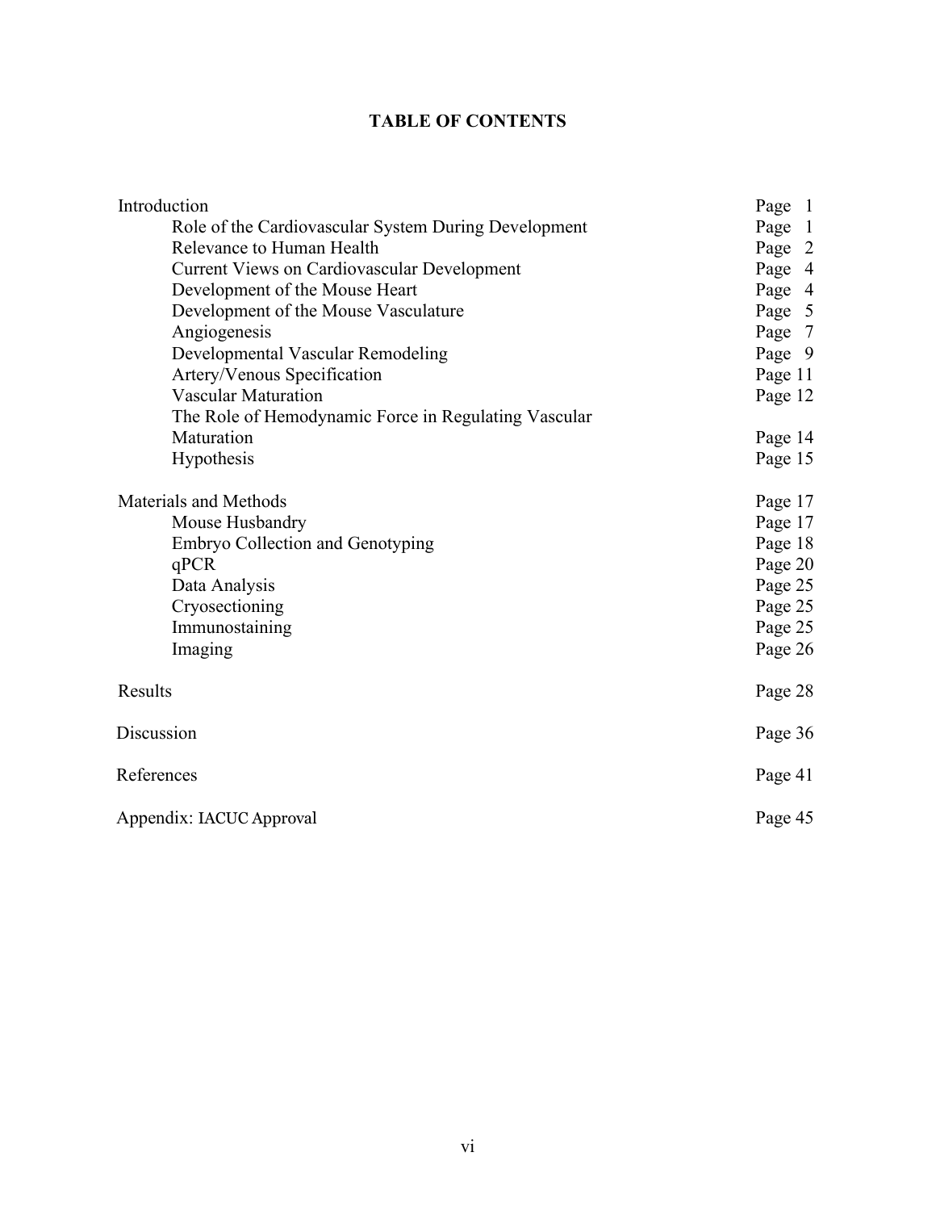# TABLE OF CONTENTS

| | |
|---|---|
| Introduction | Page 1 |
| Role of the Cardiovascular System During Development | Page 1 |
| Relevance to Human Health | Page 2 |
| Current Views on Cardiovascular Development | Page 4 |
| Development of the Mouse Heart | Page 4 |
| Development of the Mouse Vasculature | Page 5 |
| Angiogenesis | Page 7 |
| Developmental Vascular Remodeling | Page 9 |
| Artery/Venous Specification | Page 11 |
| Vascular Maturation | Page 12 |
| The Role of Hemodynamic Force in Regulating Vascular Maturation | Page 14 |
| Hypothesis | Page 15 |
| Materials and Methods | Page 17 |
| Mouse Husbandry | Page 17 |
| Embryo Collection and Genotyping | Page 18 |
| qPCR | Page 20 |
| Data Analysis | Page 25 |
| Cryosectioning | Page 25 |
| Immunostaining | Page 25 |
| Imaging | Page 26 |
| Results | Page 28 |
| Discussion | Page 36 |
| References | Page 41 |
| Appendix: IACUC Approval | Page 45 |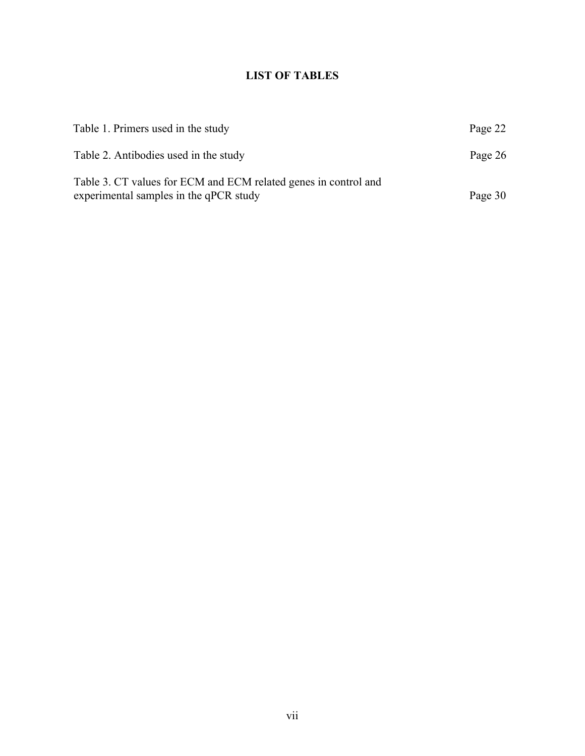# LIST OF TABLES

Table 1. Primers used in the study ............................................................. Page 22

Table 2. Antibodies used in the study ......................................................... Page 26

Table 3. CT values for ECM and ECM related genes in control and experimental samples in the qPCR study ............................................................. Page 30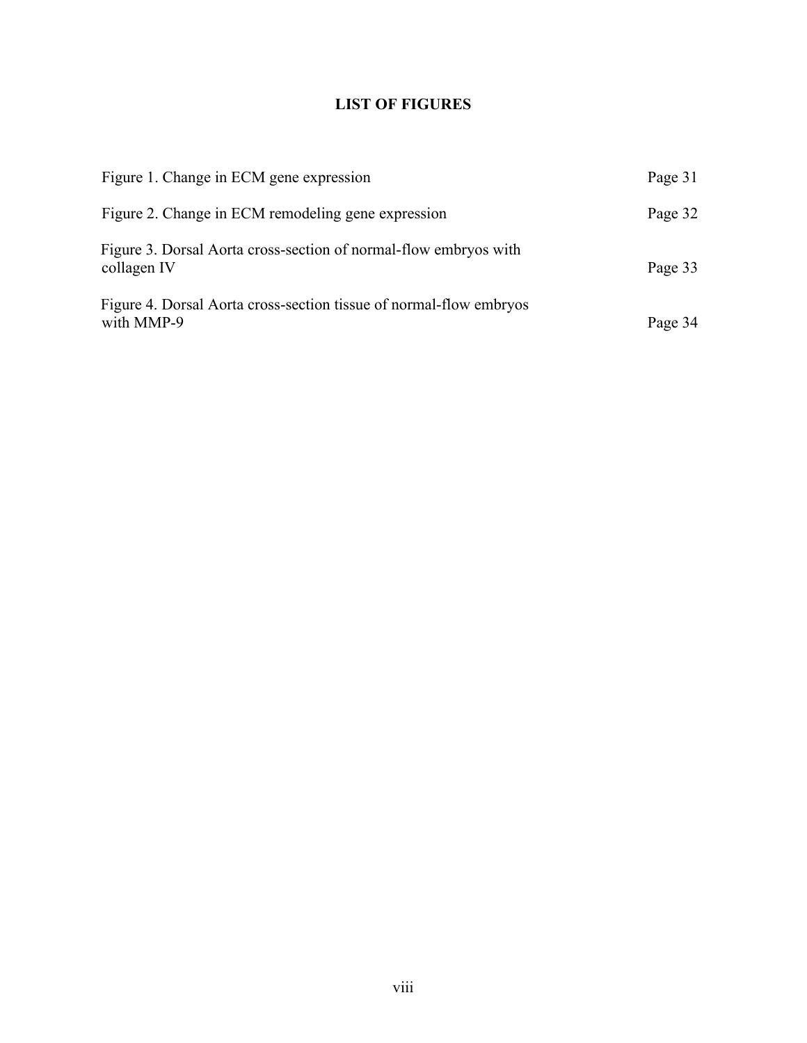# LIST OF FIGURES

| | |
|---|---|
| Figure 1. Change in ECM gene expression | Page 31 |
| Figure 2. Change in ECM remodeling gene expression | Page 32 |
| Figure 3. Dorsal Aorta cross-section of normal-flow embryos with collagen IV | Page 33 |
| Figure 4. Dorsal Aorta cross-section tissue of normal-flow embryos with MMP-9 | Page 34 |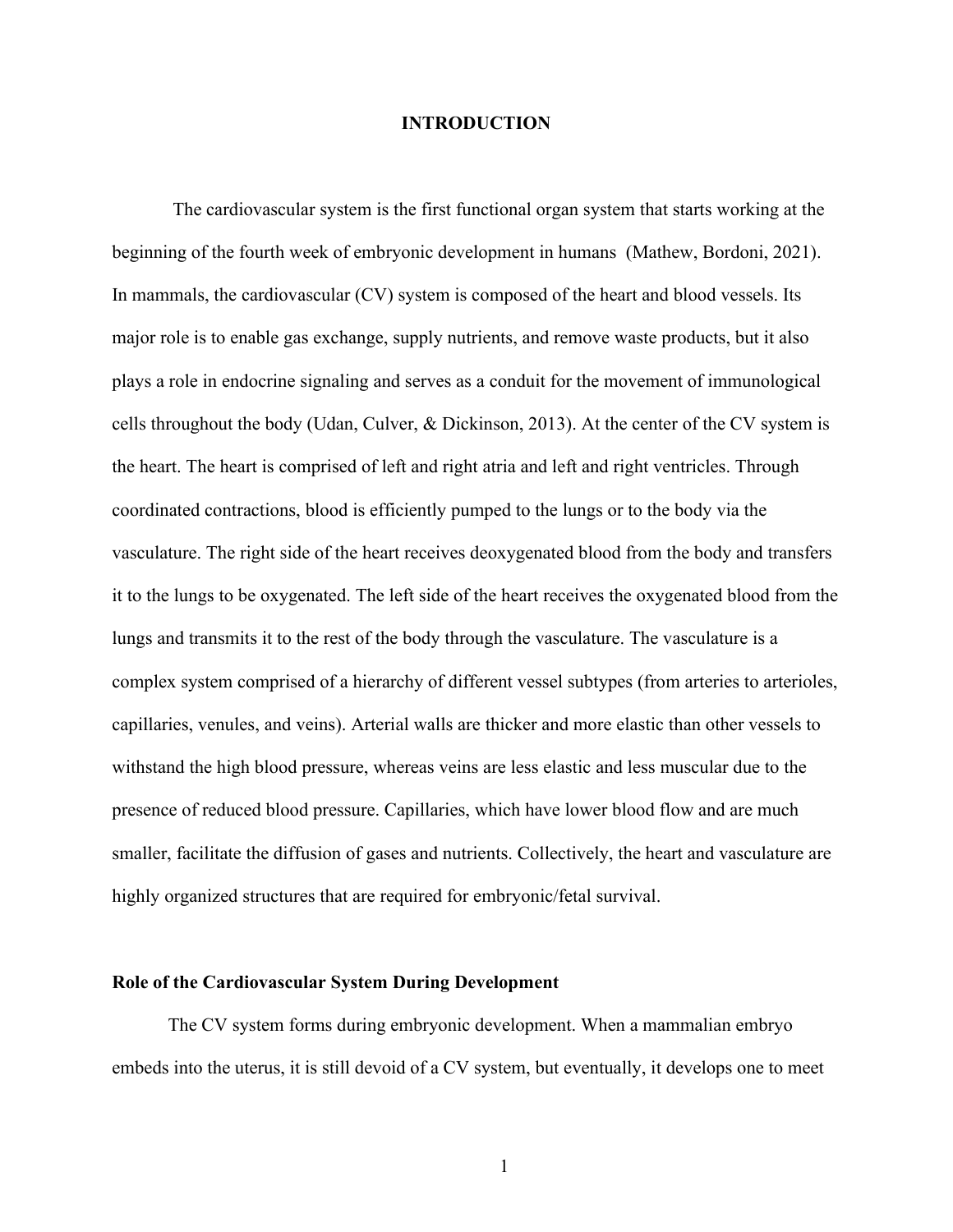# INTRODUCTION

The cardiovascular system is the first functional organ system that starts working at the beginning of the fourth week of embryonic development in humans (Mathew, Bordoni, 2021). In mammals, the cardiovascular (CV) system is composed of the heart and blood vessels. Its major role is to enable gas exchange, supply nutrients, and remove waste products, but it also plays a role in endocrine signaling and serves as a conduit for the movement of immunological cells throughout the body (Udan, Culver, & Dickinson, 2013). At the center of the CV system is the heart. The heart is comprised of left and right atria and left and right ventricles. Through coordinated contractions, blood is efficiently pumped to the lungs or to the body via the vasculature. The right side of the heart receives deoxygenated blood from the body and transfers it to the lungs to be oxygenated. The left side of the heart receives the oxygenated blood from the lungs and transmits it to the rest of the body through the vasculature. The vasculature is a complex system comprised of a hierarchy of different vessel subtypes (from arteries to arterioles, capillaries, venules, and veins). Arterial walls are thicker and more elastic than other vessels to withstand the high blood pressure, whereas veins are less elastic and less muscular due to the presence of reduced blood pressure. Capillaries, which have lower blood flow and are much smaller, facilitate the diffusion of gases and nutrients. Collectively, the heart and vasculature are highly organized structures that are required for embryonic/fetal survival.

## Role of the Cardiovascular System During Development

The CV system forms during embryonic development. When a mammalian embryo embeds into the uterus, it is still devoid of a CV system, but eventually, it develops one to meet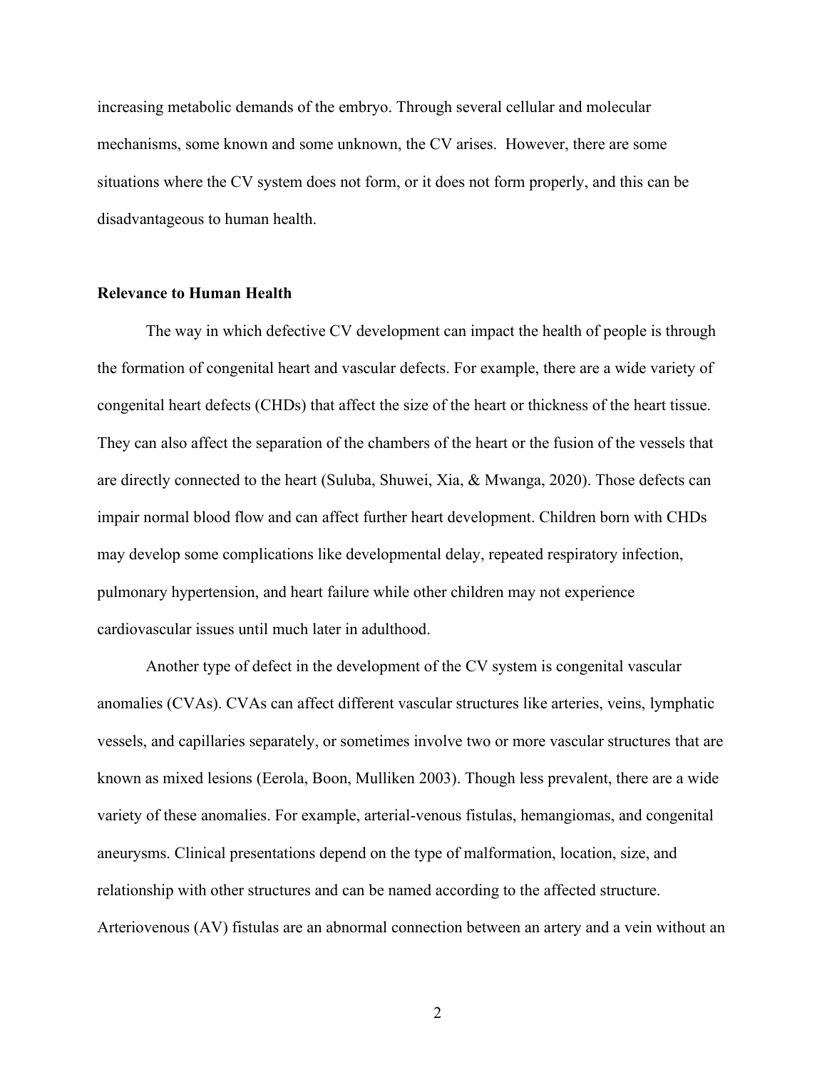increasing metabolic demands of the embryo. Through several cellular and molecular mechanisms, some known and some unknown, the CV arises. However, there are some situations where the CV system does not form, or it does not form properly, and this can be disadvantageous to human health.

### Relevance to Human Health

The way in which defective CV development can impact the health of people is through the formation of congenital heart and vascular defects. For example, there are a wide variety of congenital heart defects (CHDs) that affect the size of the heart or thickness of the heart tissue. They can also affect the separation of the chambers of the heart or the fusion of the vessels that are directly connected to the heart (Suluba, Shuwei, Xia, & Mwanga, 2020). Those defects can impair normal blood flow and can affect further heart development. Children born with CHDs may develop some complications like developmental delay, repeated respiratory infection, pulmonary hypertension, and heart failure while other children may not experience cardiovascular issues until much later in adulthood.

Another type of defect in the development of the CV system is congenital vascular anomalies (CVAs). CVAs can affect different vascular structures like arteries, veins, lymphatic vessels, and capillaries separately, or sometimes involve two or more vascular structures that are known as mixed lesions (Eerola, Boon, Mulliken 2003). Though less prevalent, there are a wide variety of these anomalies. For example, arterial-venous fistulas, hemangiomas, and congenital aneurysms. Clinical presentations depend on the type of malformation, location, size, and relationship with other structures and can be named according to the affected structure. Arteriovenous (AV) fistulas are an abnormal connection between an artery and a vein without an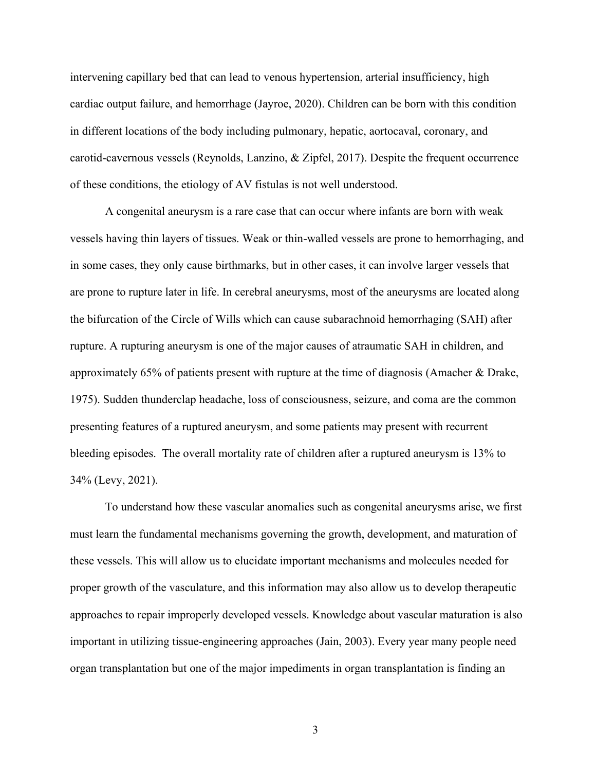intervening capillary bed that can lead to venous hypertension, arterial insufficiency, high cardiac output failure, and hemorrhage (Jayroe, 2020). Children can be born with this condition in different locations of the body including pulmonary, hepatic, aortocaval, coronary, and carotid-cavernous vessels (Reynolds, Lanzino, & Zipfel, 2017). Despite the frequent occurrence of these conditions, the etiology of AV fistulas is not well understood.

A congenital aneurysm is a rare case that can occur where infants are born with weak vessels having thin layers of tissues. Weak or thin-walled vessels are prone to hemorrhaging, and in some cases, they only cause birthmarks, but in other cases, it can involve larger vessels that are prone to rupture later in life. In cerebral aneurysms, most of the aneurysms are located along the bifurcation of the Circle of Wills which can cause subarachnoid hemorrhaging (SAH) after rupture. A rupturing aneurysm is one of the major causes of atraumatic SAH in children, and approximately 65% of patients present with rupture at the time of diagnosis (Amacher & Drake, 1975). Sudden thunderclap headache, loss of consciousness, seizure, and coma are the common presenting features of a ruptured aneurysm, and some patients may present with recurrent bleeding episodes. The overall mortality rate of children after a ruptured aneurysm is 13% to 34% (Levy, 2021).

To understand how these vascular anomalies such as congenital aneurysms arise, we first must learn the fundamental mechanisms governing the growth, development, and maturation of these vessels. This will allow us to elucidate important mechanisms and molecules needed for proper growth of the vasculature, and this information may also allow us to develop therapeutic approaches to repair improperly developed vessels. Knowledge about vascular maturation is also important in utilizing tissue-engineering approaches (Jain, 2003). Every year many people need organ transplantation but one of the major impediments in organ transplantation is finding an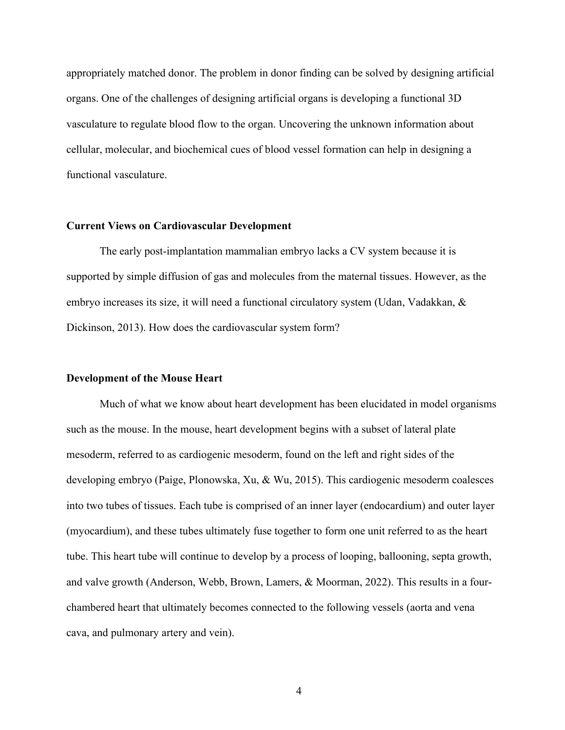appropriately matched donor. The problem in donor finding can be solved by designing artificial organs. One of the challenges of designing artificial organs is developing a functional 3D vasculature to regulate blood flow to the organ. Uncovering the unknown information about cellular, molecular, and biochemical cues of blood vessel formation can help in designing a functional vasculature.

**Current Views on Cardiovascular Development**

The early post-implantation mammalian embryo lacks a CV system because it is supported by simple diffusion of gas and molecules from the maternal tissues. However, as the embryo increases its size, it will need a functional circulatory system (Udan, Vadakkan, & Dickinson, 2013). How does the cardiovascular system form?

**Development of the Mouse Heart**

Much of what we know about heart development has been elucidated in model organisms such as the mouse. In the mouse, heart development begins with a subset of lateral plate mesoderm, referred to as cardiogenic mesoderm, found on the left and right sides of the developing embryo (Paige, Plonowska, Xu, & Wu, 2015). This cardiogenic mesoderm coalesces into two tubes of tissues. Each tube is comprised of an inner layer (endocardium) and outer layer (myocardium), and these tubes ultimately fuse together to form one unit referred to as the heart tube. This heart tube will continue to develop by a process of looping, ballooning, septa growth, and valve growth (Anderson, Webb, Brown, Lamers, & Moorman, 2022). This results in a four-chambered heart that ultimately becomes connected to the following vessels (aorta and vena cava, and pulmonary artery and vein).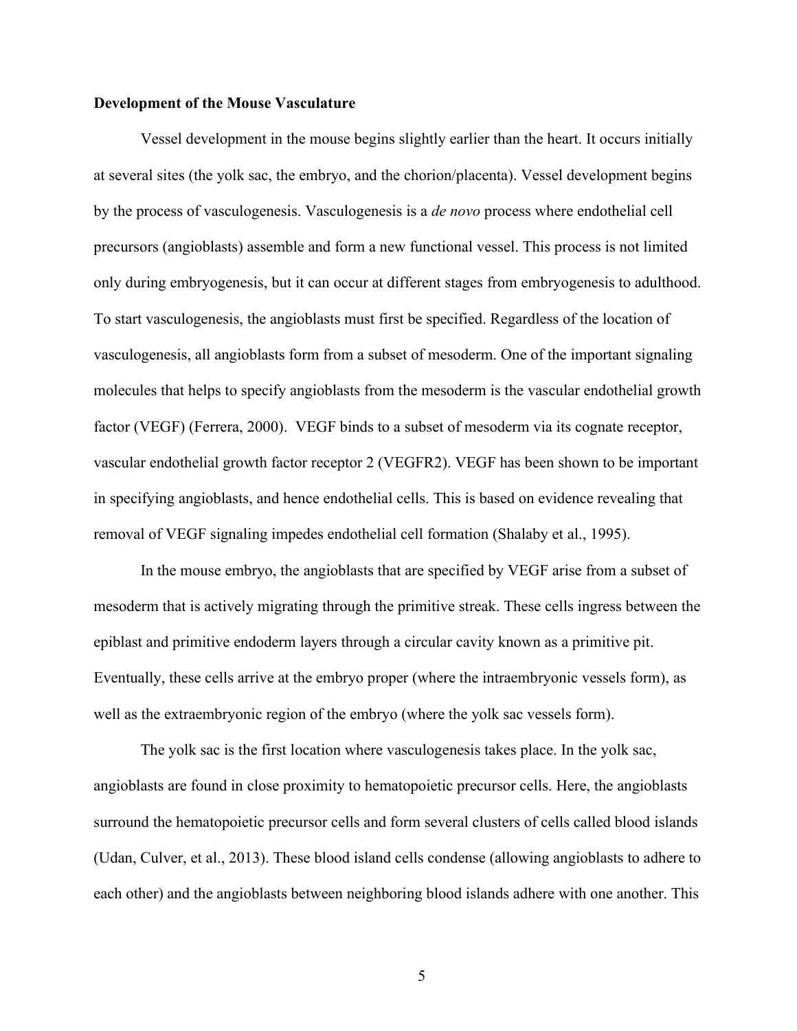**Development of the Mouse Vasculature**

Vessel development in the mouse begins slightly earlier than the heart. It occurs initially at several sites (the yolk sac, the embryo, and the chorion/placenta). Vessel development begins by the process of vasculogenesis. Vasculogenesis is a *de novo* process where endothelial cell precursors (angioblasts) assemble and form a new functional vessel. This process is not limited only during embryogenesis, but it can occur at different stages from embryogenesis to adulthood. To start vasculogenesis, the angioblasts must first be specified. Regardless of the location of vasculogenesis, all angioblasts form from a subset of mesoderm. One of the important signaling molecules that helps to specify angioblasts from the mesoderm is the vascular endothelial growth factor (VEGF) (Ferrera, 2000). VEGF binds to a subset of mesoderm via its cognate receptor, vascular endothelial growth factor receptor 2 (VEGFR2). VEGF has been shown to be important in specifying angioblasts, and hence endothelial cells. This is based on evidence revealing that removal of VEGF signaling impedes endothelial cell formation (Shalaby et al., 1995).

In the mouse embryo, the angioblasts that are specified by VEGF arise from a subset of mesoderm that is actively migrating through the primitive streak. These cells ingress between the epiblast and primitive endoderm layers through a circular cavity known as a primitive pit. Eventually, these cells arrive at the embryo proper (where the intraembryonic vessels form), as well as the extraembryonic region of the embryo (where the yolk sac vessels form).

The yolk sac is the first location where vasculogenesis takes place. In the yolk sac, angioblasts are found in close proximity to hematopoietic precursor cells. Here, the angioblasts surround the hematopoietic precursor cells and form several clusters of cells called blood islands (Udan, Culver, et al., 2013). These blood island cells condense (allowing angioblasts to adhere to each other) and the angioblasts between neighboring blood islands adhere with one another. This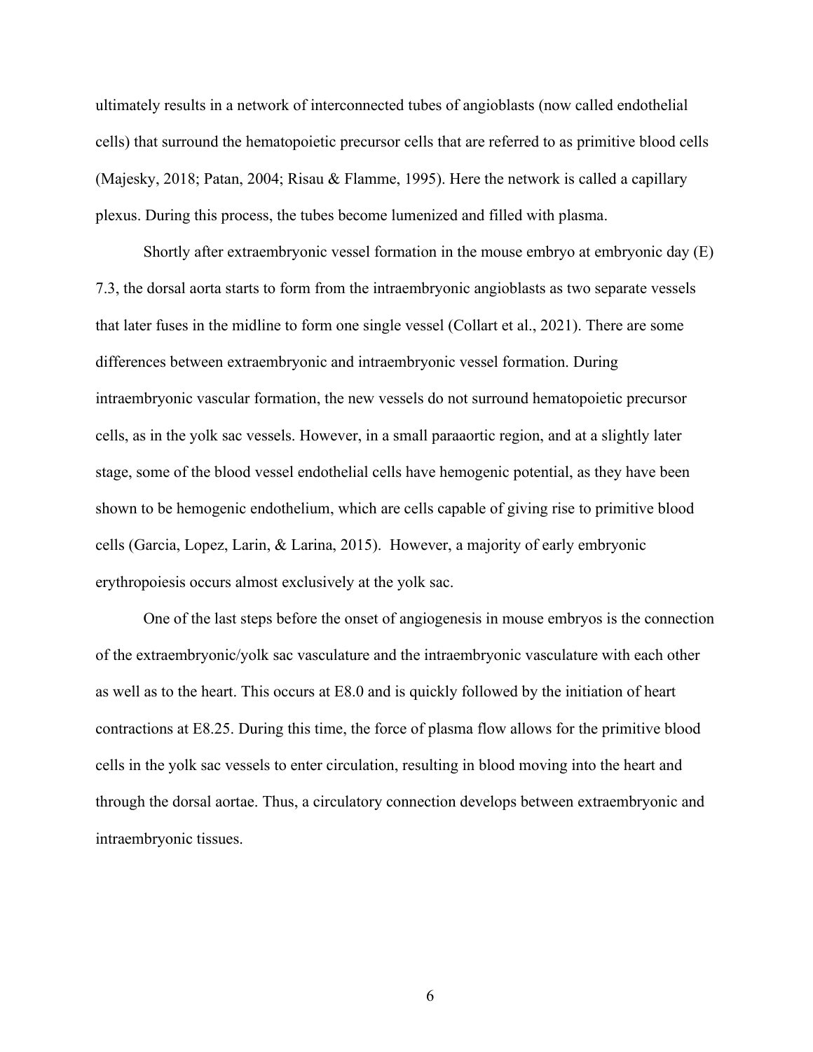ultimately results in a network of interconnected tubes of angioblasts (now called endothelial cells) that surround the hematopoietic precursor cells that are referred to as primitive blood cells (Majesky, 2018; Patan, 2004; Risau & Flamme, 1995). Here the network is called a capillary plexus. During this process, the tubes become lumenized and filled with plasma.

Shortly after extraembryonic vessel formation in the mouse embryo at embryonic day (E) 7.3, the dorsal aorta starts to form from the intraembryonic angioblasts as two separate vessels that later fuses in the midline to form one single vessel (Collart et al., 2021). There are some differences between extraembryonic and intraembryonic vessel formation. During intraembryonic vascular formation, the new vessels do not surround hematopoietic precursor cells, as in the yolk sac vessels. However, in a small paraaortic region, and at a slightly later stage, some of the blood vessel endothelial cells have hemogenic potential, as they have been shown to be hemogenic endothelium, which are cells capable of giving rise to primitive blood cells (Garcia, Lopez, Larin, & Larina, 2015). However, a majority of early embryonic erythropoiesis occurs almost exclusively at the yolk sac.

One of the last steps before the onset of angiogenesis in mouse embryos is the connection of the extraembryonic/yolk sac vasculature and the intraembryonic vasculature with each other as well as to the heart. This occurs at E8.0 and is quickly followed by the initiation of heart contractions at E8.25. During this time, the force of plasma flow allows for the primitive blood cells in the yolk sac vessels to enter circulation, resulting in blood moving into the heart and through the dorsal aortae. Thus, a circulatory connection develops between extraembryonic and intraembryonic tissues.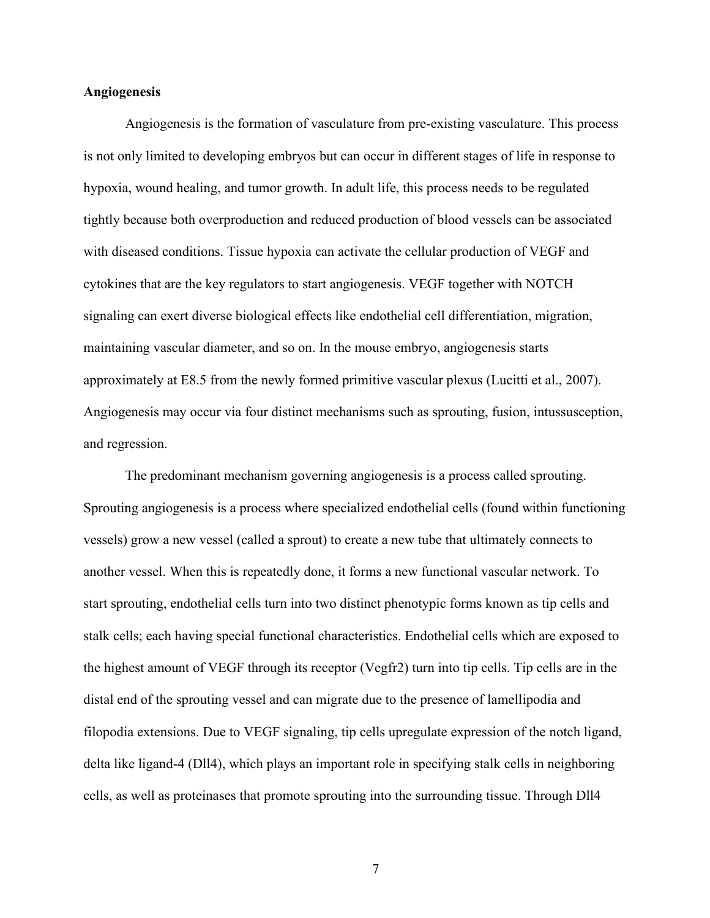**Angiogenesis**

Angiogenesis is the formation of vasculature from pre-existing vasculature. This process is not only limited to developing embryos but can occur in different stages of life in response to hypoxia, wound healing, and tumor growth. In adult life, this process needs to be regulated tightly because both overproduction and reduced production of blood vessels can be associated with diseased conditions. Tissue hypoxia can activate the cellular production of VEGF and cytokines that are the key regulators to start angiogenesis. VEGF together with NOTCH signaling can exert diverse biological effects like endothelial cell differentiation, migration, maintaining vascular diameter, and so on. In the mouse embryo, angiogenesis starts approximately at E8.5 from the newly formed primitive vascular plexus (Lucitti et al., 2007). Angiogenesis may occur via four distinct mechanisms such as sprouting, fusion, intussusception, and regression.

The predominant mechanism governing angiogenesis is a process called sprouting. Sprouting angiogenesis is a process where specialized endothelial cells (found within functioning vessels) grow a new vessel (called a sprout) to create a new tube that ultimately connects to another vessel. When this is repeatedly done, it forms a new functional vascular network. To start sprouting, endothelial cells turn into two distinct phenotypic forms known as tip cells and stalk cells; each having special functional characteristics. Endothelial cells which are exposed to the highest amount of VEGF through its receptor (Vegfr2) turn into tip cells. Tip cells are in the distal end of the sprouting vessel and can migrate due to the presence of lamellipodia and filopodia extensions. Due to VEGF signaling, tip cells upregulate expression of the notch ligand, delta like ligand-4 (Dll4), which plays an important role in specifying stalk cells in neighboring cells, as well as proteinases that promote sprouting into the surrounding tissue. Through Dll4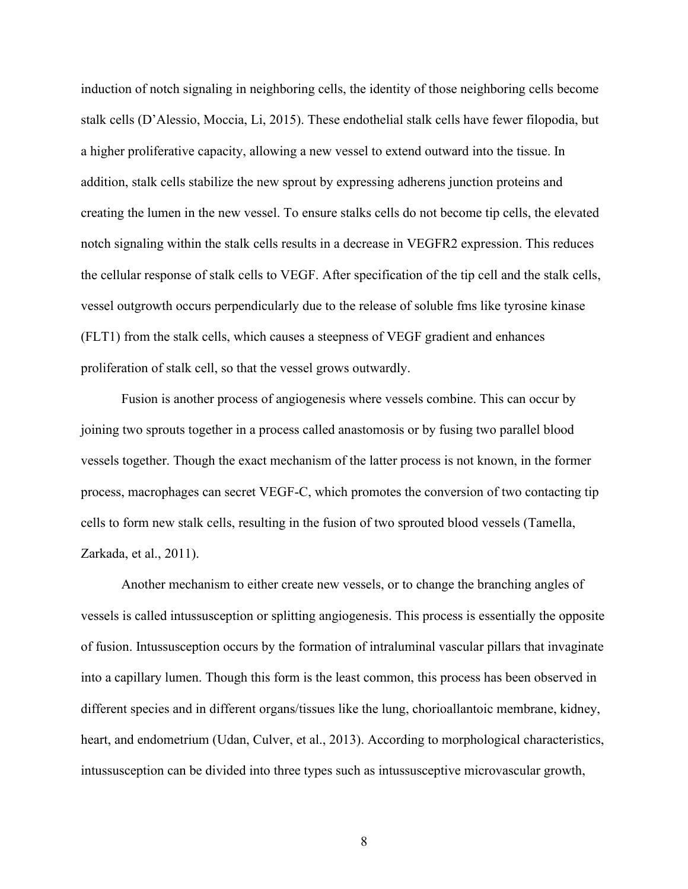induction of notch signaling in neighboring cells, the identity of those neighboring cells become stalk cells (D'Alessio, Moccia, Li, 2015). These endothelial stalk cells have fewer filopodia, but a higher proliferative capacity, allowing a new vessel to extend outward into the tissue. In addition, stalk cells stabilize the new sprout by expressing adherens junction proteins and creating the lumen in the new vessel. To ensure stalks cells do not become tip cells, the elevated notch signaling within the stalk cells results in a decrease in VEGFR2 expression. This reduces the cellular response of stalk cells to VEGF. After specification of the tip cell and the stalk cells, vessel outgrowth occurs perpendicularly due to the release of soluble fms like tyrosine kinase (FLT1) from the stalk cells, which causes a steepness of VEGF gradient and enhances proliferation of stalk cell, so that the vessel grows outwardly.

Fusion is another process of angiogenesis where vessels combine. This can occur by joining two sprouts together in a process called anastomosis or by fusing two parallel blood vessels together. Though the exact mechanism of the latter process is not known, in the former process, macrophages can secret VEGF-C, which promotes the conversion of two contacting tip cells to form new stalk cells, resulting in the fusion of two sprouted blood vessels (Tamella, Zarkada, et al., 2011).

Another mechanism to either create new vessels, or to change the branching angles of vessels is called intussusception or splitting angiogenesis. This process is essentially the opposite of fusion. Intussusception occurs by the formation of intraluminal vascular pillars that invaginate into a capillary lumen. Though this form is the least common, this process has been observed in different species and in different organs/tissues like the lung, chorioallantoic membrane, kidney, heart, and endometrium (Udan, Culver, et al., 2013). According to morphological characteristics, intussusception can be divided into three types such as intussusceptive microvascular growth,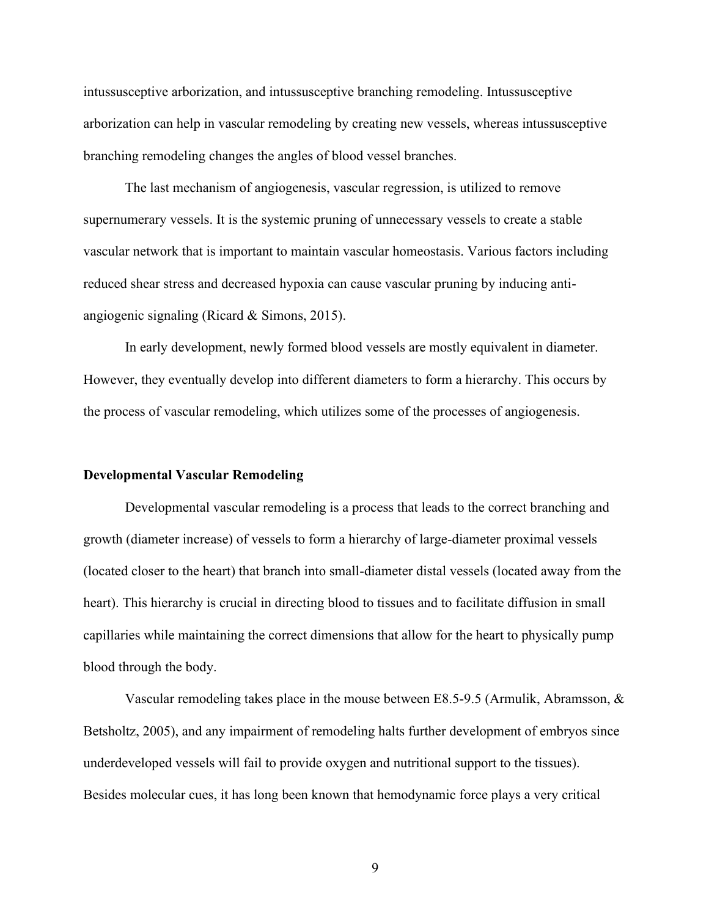intussusceptive arborization, and intussusceptive branching remodeling. Intussusceptive arborization can help in vascular remodeling by creating new vessels, whereas intussusceptive branching remodeling changes the angles of blood vessel branches.

The last mechanism of angiogenesis, vascular regression, is utilized to remove supernumerary vessels. It is the systemic pruning of unnecessary vessels to create a stable vascular network that is important to maintain vascular homeostasis. Various factors including reduced shear stress and decreased hypoxia can cause vascular pruning by inducing anti-angiogenic signaling (Ricard & Simons, 2015).

In early development, newly formed blood vessels are mostly equivalent in diameter. However, they eventually develop into different diameters to form a hierarchy. This occurs by the process of vascular remodeling, which utilizes some of the processes of angiogenesis.

**Developmental Vascular Remodeling**

Developmental vascular remodeling is a process that leads to the correct branching and growth (diameter increase) of vessels to form a hierarchy of large-diameter proximal vessels (located closer to the heart) that branch into small-diameter distal vessels (located away from the heart). This hierarchy is crucial in directing blood to tissues and to facilitate diffusion in small capillaries while maintaining the correct dimensions that allow for the heart to physically pump blood through the body.

Vascular remodeling takes place in the mouse between E8.5-9.5 (Armulik, Abramsson, & Betsholtz, 2005), and any impairment of remodeling halts further development of embryos since underdeveloped vessels will fail to provide oxygen and nutritional support to the tissues). Besides molecular cues, it has long been known that hemodynamic force plays a very critical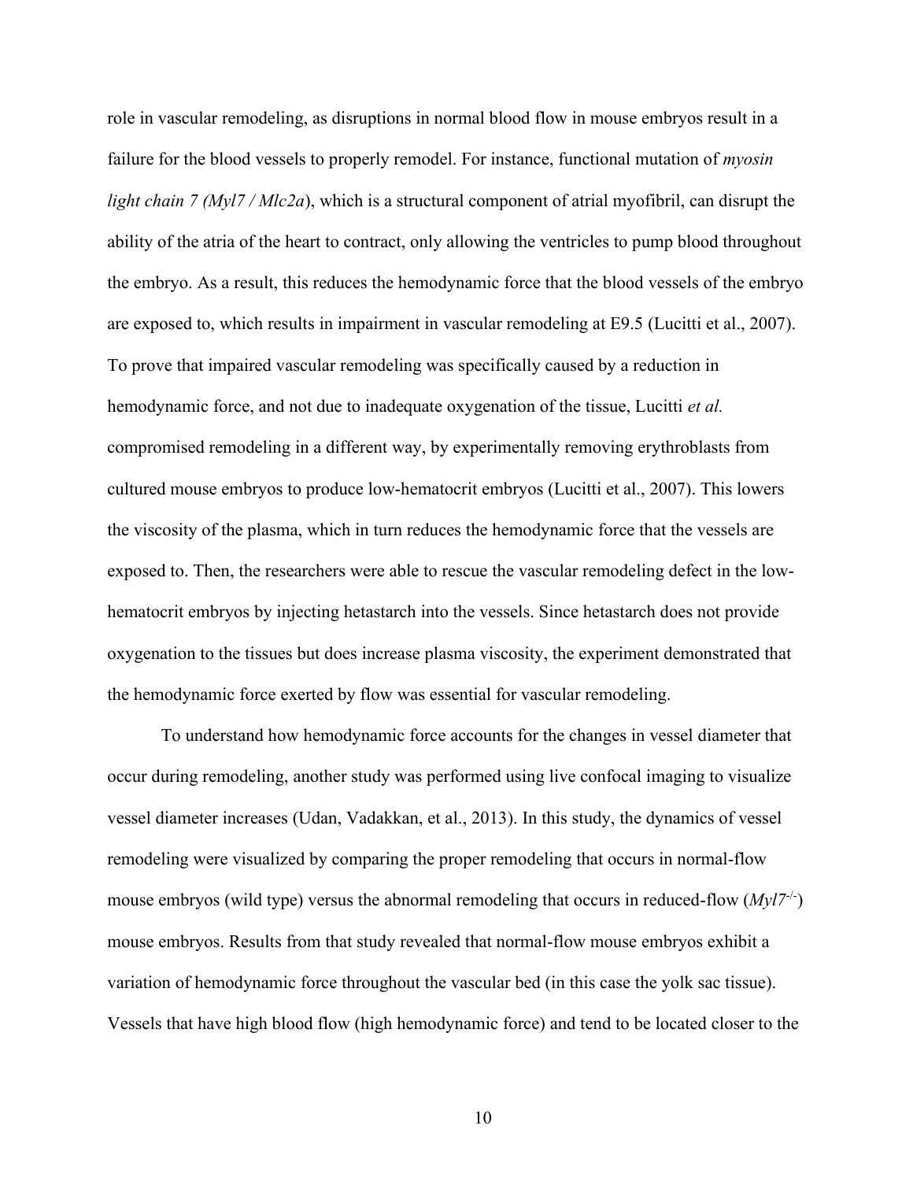role in vascular remodeling, as disruptions in normal blood flow in mouse embryos result in a failure for the blood vessels to properly remodel. For instance, functional mutation of *myosin light chain 7 (Myl7 / Mlc2a)*, which is a structural component of atrial myofibril, can disrupt the ability of the atria of the heart to contract, only allowing the ventricles to pump blood throughout the embryo. As a result, this reduces the hemodynamic force that the blood vessels of the embryo are exposed to, which results in impairment in vascular remodeling at E9.5 (Lucitti et al., 2007). To prove that impaired vascular remodeling was specifically caused by a reduction in hemodynamic force, and not due to inadequate oxygenation of the tissue, Lucitti *et al.* compromised remodeling in a different way, by experimentally removing erythroblasts from cultured mouse embryos to produce low-hematocrit embryos (Lucitti et al., 2007). This lowers the viscosity of the plasma, which in turn reduces the hemodynamic force that the vessels are exposed to. Then, the researchers were able to rescue the vascular remodeling defect in the low-hematocrit embryos by injecting hetastarch into the vessels. Since hetastarch does not provide oxygenation to the tissues but does increase plasma viscosity, the experiment demonstrated that the hemodynamic force exerted by flow was essential for vascular remodeling.

To understand how hemodynamic force accounts for the changes in vessel diameter that occur during remodeling, another study was performed using live confocal imaging to visualize vessel diameter increases (Udan, Vadakkan, et al., 2013). In this study, the dynamics of vessel remodeling were visualized by comparing the proper remodeling that occurs in normal-flow mouse embryos (wild type) versus the abnormal remodeling that occurs in reduced-flow (*Myl7*$^{-/-}$) mouse embryos. Results from that study revealed that normal-flow mouse embryos exhibit a variation of hemodynamic force throughout the vascular bed (in this case the yolk sac tissue). Vessels that have high blood flow (high hemodynamic force) and tend to be located closer to the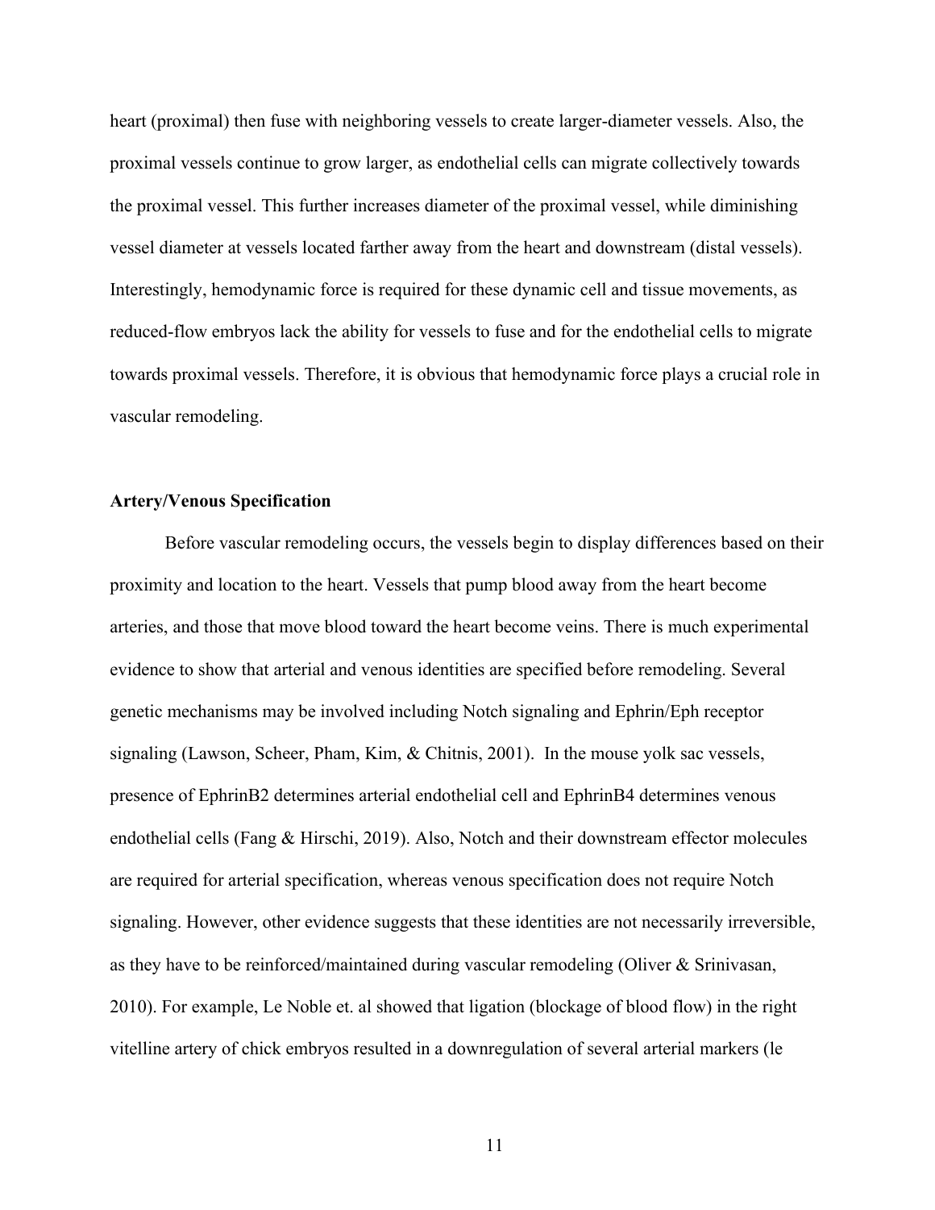heart (proximal) then fuse with neighboring vessels to create larger-diameter vessels. Also, the proximal vessels continue to grow larger, as endothelial cells can migrate collectively towards the proximal vessel. This further increases diameter of the proximal vessel, while diminishing vessel diameter at vessels located farther away from the heart and downstream (distal vessels). Interestingly, hemodynamic force is required for these dynamic cell and tissue movements, as reduced-flow embryos lack the ability for vessels to fuse and for the endothelial cells to migrate towards proximal vessels. Therefore, it is obvious that hemodynamic force plays a crucial role in vascular remodeling.

### Artery/Venous Specification

Before vascular remodeling occurs, the vessels begin to display differences based on their proximity and location to the heart. Vessels that pump blood away from the heart become arteries, and those that move blood toward the heart become veins. There is much experimental evidence to show that arterial and venous identities are specified before remodeling. Several genetic mechanisms may be involved including Notch signaling and Ephrin/Eph receptor signaling (Lawson, Scheer, Pham, Kim, & Chitnis, 2001). In the mouse yolk sac vessels, presence of EphrinB2 determines arterial endothelial cell and EphrinB4 determines venous endothelial cells (Fang & Hirschi, 2019). Also, Notch and their downstream effector molecules are required for arterial specification, whereas venous specification does not require Notch signaling. However, other evidence suggests that these identities are not necessarily irreversible, as they have to be reinforced/maintained during vascular remodeling (Oliver & Srinivasan, 2010). For example, Le Noble et. al showed that ligation (blockage of blood flow) in the right vitelline artery of chick embryos resulted in a downregulation of several arterial markers (le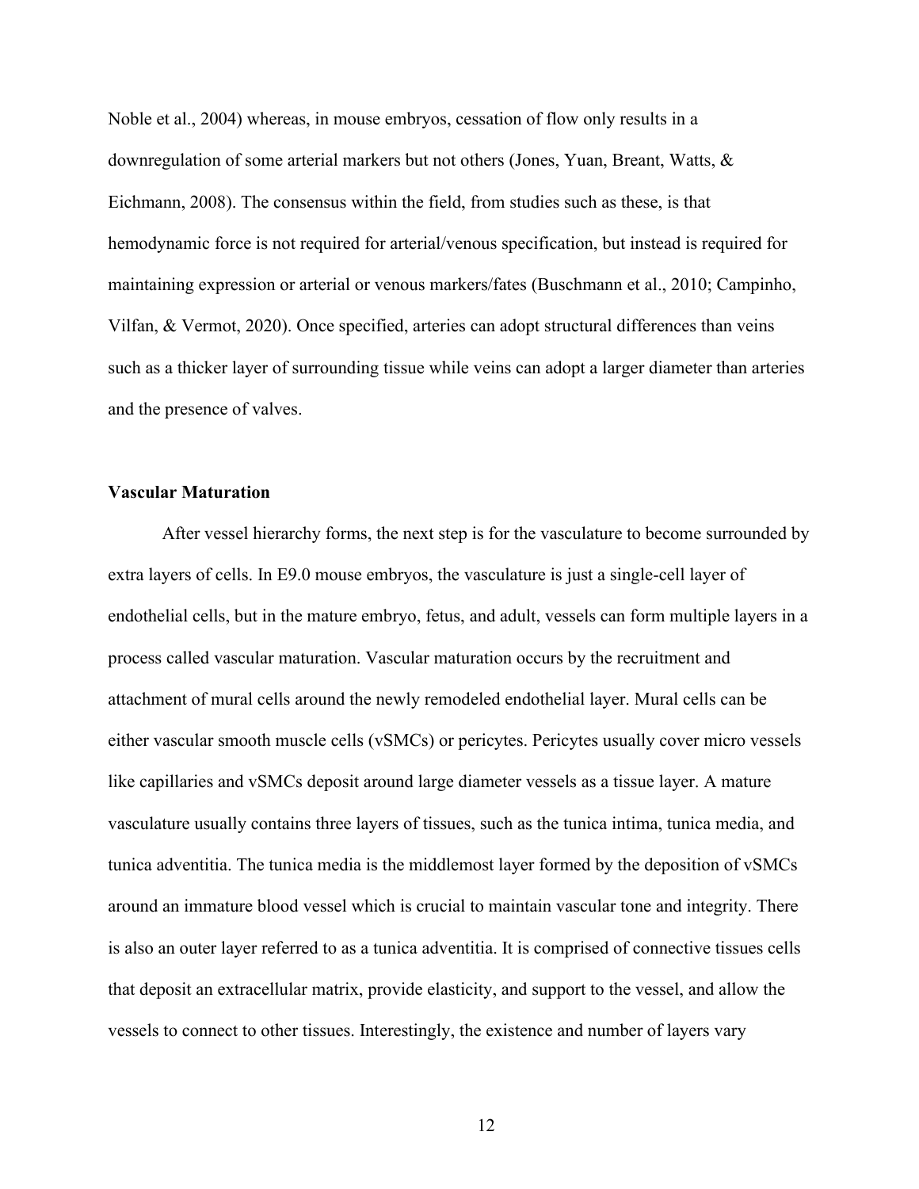Noble et al., 2004) whereas, in mouse embryos, cessation of flow only results in a downregulation of some arterial markers but not others (Jones, Yuan, Breant, Watts, & Eichmann, 2008). The consensus within the field, from studies such as these, is that hemodynamic force is not required for arterial/venous specification, but instead is required for maintaining expression or arterial or venous markers/fates (Buschmann et al., 2010; Campinho, Vilfan, & Vermot, 2020). Once specified, arteries can adopt structural differences than veins such as a thicker layer of surrounding tissue while veins can adopt a larger diameter than arteries and the presence of valves.

**Vascular Maturation**

After vessel hierarchy forms, the next step is for the vasculature to become surrounded by extra layers of cells. In E9.0 mouse embryos, the vasculature is just a single-cell layer of endothelial cells, but in the mature embryo, fetus, and adult, vessels can form multiple layers in a process called vascular maturation. Vascular maturation occurs by the recruitment and attachment of mural cells around the newly remodeled endothelial layer. Mural cells can be either vascular smooth muscle cells (vSMCs) or pericytes. Pericytes usually cover micro vessels like capillaries and vSMCs deposit around large diameter vessels as a tissue layer. A mature vasculature usually contains three layers of tissues, such as the tunica intima, tunica media, and tunica adventitia. The tunica media is the middlemost layer formed by the deposition of vSMCs around an immature blood vessel which is crucial to maintain vascular tone and integrity. There is also an outer layer referred to as a tunica adventitia. It is comprised of connective tissues cells that deposit an extracellular matrix, provide elasticity, and support to the vessel, and allow the vessels to connect to other tissues. Interestingly, the existence and number of layers vary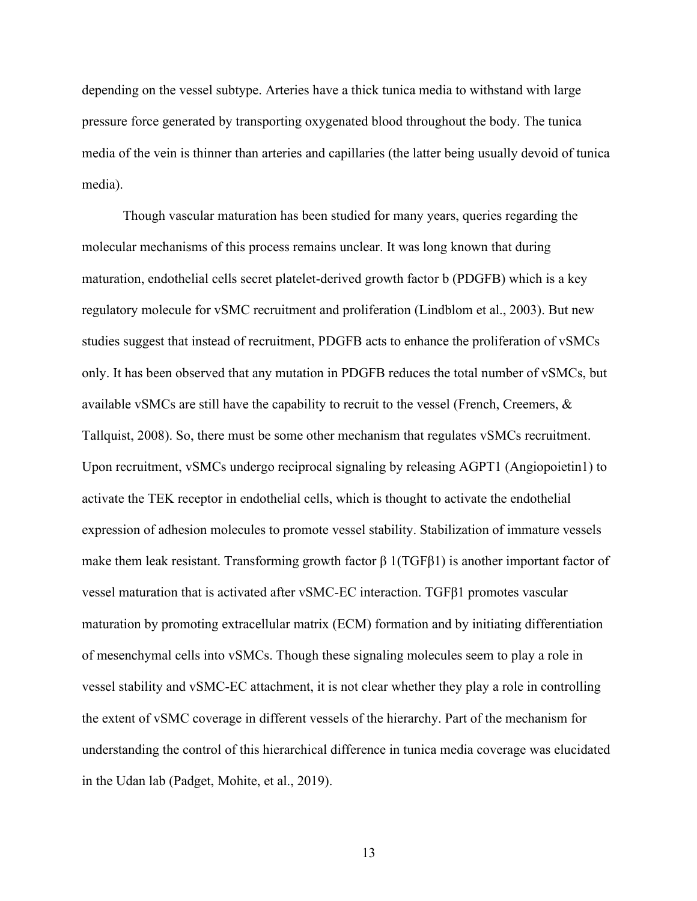depending on the vessel subtype. Arteries have a thick tunica media to withstand with large pressure force generated by transporting oxygenated blood throughout the body. The tunica media of the vein is thinner than arteries and capillaries (the latter being usually devoid of tunica media).

Though vascular maturation has been studied for many years, queries regarding the molecular mechanisms of this process remains unclear. It was long known that during maturation, endothelial cells secret platelet-derived growth factor b (PDGFB) which is a key regulatory molecule for vSMC recruitment and proliferation (Lindblom et al., 2003). But new studies suggest that instead of recruitment, PDGFB acts to enhance the proliferation of vSMCs only. It has been observed that any mutation in PDGFB reduces the total number of vSMCs, but available vSMCs are still have the capability to recruit to the vessel (French, Creemers, & Tallquist, 2008). So, there must be some other mechanism that regulates vSMCs recruitment. Upon recruitment, vSMCs undergo reciprocal signaling by releasing AGPT1 (Angiopoietin1) to activate the TEK receptor in endothelial cells, which is thought to activate the endothelial expression of adhesion molecules to promote vessel stability. Stabilization of immature vessels make them leak resistant. Transforming growth factor β 1(TGFβ1) is another important factor of vessel maturation that is activated after vSMC-EC interaction. TGFβ1 promotes vascular maturation by promoting extracellular matrix (ECM) formation and by initiating differentiation of mesenchymal cells into vSMCs. Though these signaling molecules seem to play a role in vessel stability and vSMC-EC attachment, it is not clear whether they play a role in controlling the extent of vSMC coverage in different vessels of the hierarchy. Part of the mechanism for understanding the control of this hierarchical difference in tunica media coverage was elucidated in the Udan lab (Padget, Mohite, et al., 2019).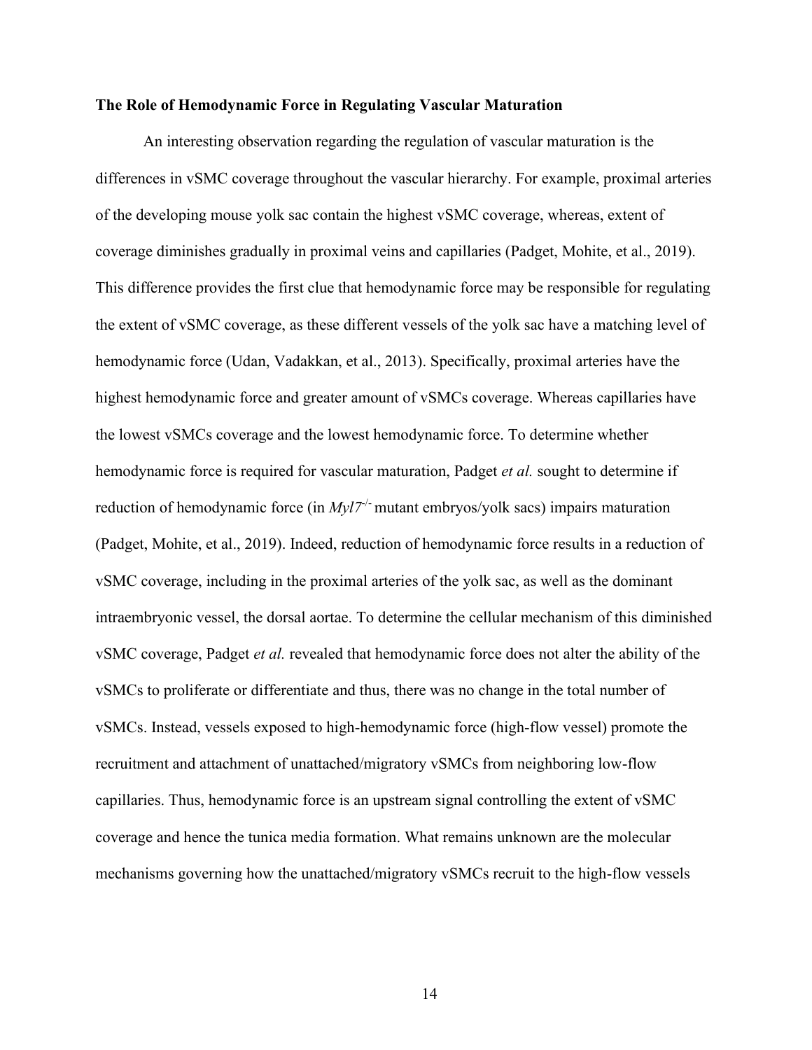**The Role of Hemodynamic Force in Regulating Vascular Maturation**

An interesting observation regarding the regulation of vascular maturation is the differences in vSMC coverage throughout the vascular hierarchy. For example, proximal arteries of the developing mouse yolk sac contain the highest vSMC coverage, whereas, extent of coverage diminishes gradually in proximal veins and capillaries (Padget, Mohite, et al., 2019). This difference provides the first clue that hemodynamic force may be responsible for regulating the extent of vSMC coverage, as these different vessels of the yolk sac have a matching level of hemodynamic force (Udan, Vadakkan, et al., 2013). Specifically, proximal arteries have the highest hemodynamic force and greater amount of vSMCs coverage. Whereas capillaries have the lowest vSMCs coverage and the lowest hemodynamic force. To determine whether hemodynamic force is required for vascular maturation, Padget *et al.* sought to determine if reduction of hemodynamic force (in *Myl7*$^{-/-}$ mutant embryos/yolk sacs) impairs maturation (Padget, Mohite, et al., 2019). Indeed, reduction of hemodynamic force results in a reduction of vSMC coverage, including in the proximal arteries of the yolk sac, as well as the dominant intraembryonic vessel, the dorsal aortae. To determine the cellular mechanism of this diminished vSMC coverage, Padget *et al.* revealed that hemodynamic force does not alter the ability of the vSMCs to proliferate or differentiate and thus, there was no change in the total number of vSMCs. Instead, vessels exposed to high-hemodynamic force (high-flow vessel) promote the recruitment and attachment of unattached/migratory vSMCs from neighboring low-flow capillaries. Thus, hemodynamic force is an upstream signal controlling the extent of vSMC coverage and hence the tunica media formation. What remains unknown are the molecular mechanisms governing how the unattached/migratory vSMCs recruit to the high-flow vessels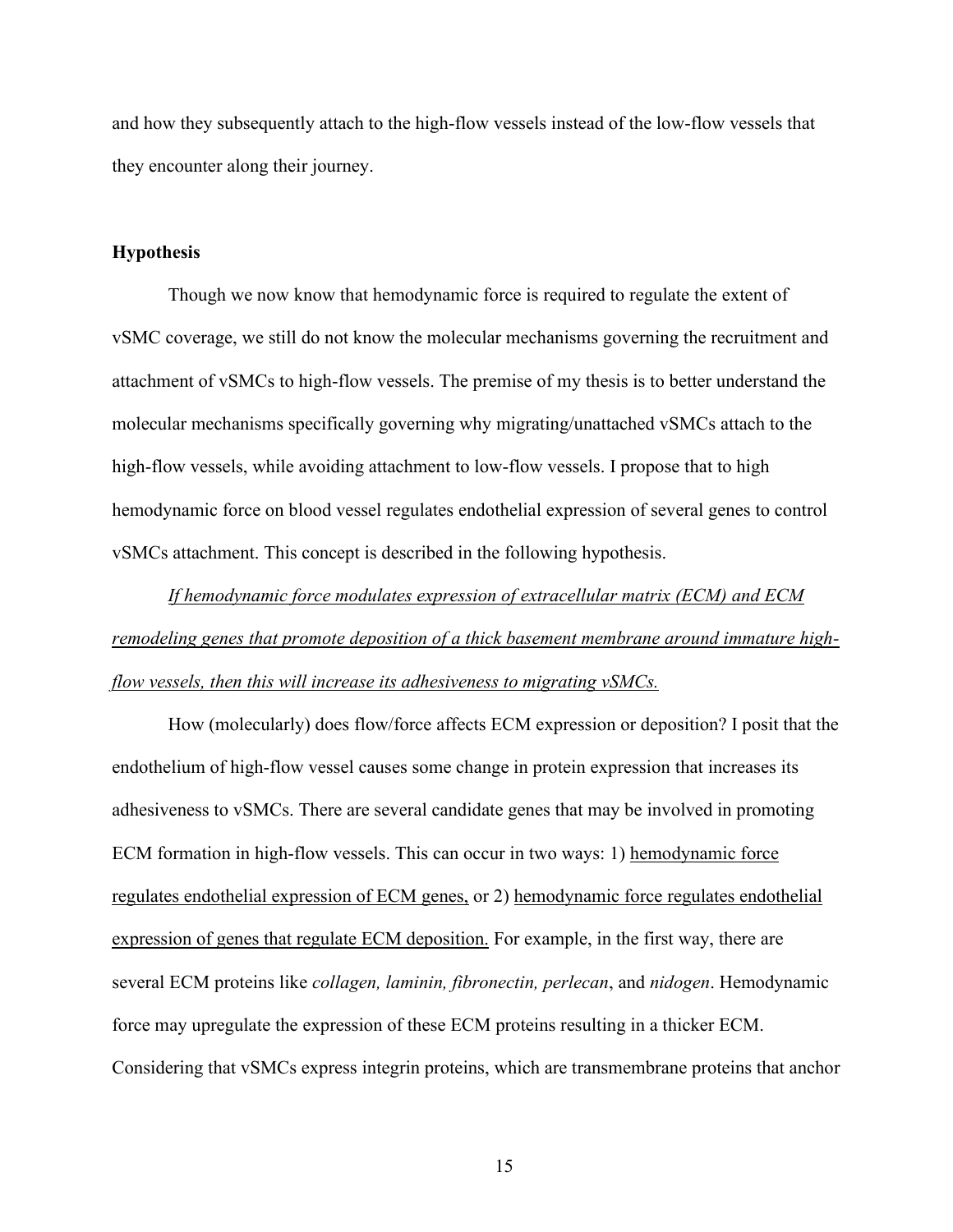and how they subsequently attach to the high-flow vessels instead of the low-flow vessels that they encounter along their journey.

### Hypothesis

Though we now know that hemodynamic force is required to regulate the extent of vSMC coverage, we still do not know the molecular mechanisms governing the recruitment and attachment of vSMCs to high-flow vessels. The premise of my thesis is to better understand the molecular mechanisms specifically governing why migrating/unattached vSMCs attach to the high-flow vessels, while avoiding attachment to low-flow vessels. I propose that to high hemodynamic force on blood vessel regulates endothelial expression of several genes to control vSMCs attachment. This concept is described in the following hypothesis.

<u>*If hemodynamic force modulates expression of extracellular matrix (ECM) and ECM remodeling genes that promote deposition of a thick basement membrane around immature high-flow vessels, then this will increase its adhesiveness to migrating vSMCs.*</u>

How (molecularly) does flow/force affects ECM expression or deposition? I posit that the endothelium of high-flow vessel causes some change in protein expression that increases its adhesiveness to vSMCs. There are several candidate genes that may be involved in promoting ECM formation in high-flow vessels. This can occur in two ways: 1) <u>hemodynamic force regulates endothelial expression of ECM genes,</u> or 2) <u>hemodynamic force regulates endothelial expression of genes that regulate ECM deposition.</u> For example, in the first way, there are several ECM proteins like *collagen, laminin, fibronectin, perlecan*, and *nidogen*. Hemodynamic force may upregulate the expression of these ECM proteins resulting in a thicker ECM. Considering that vSMCs express integrin proteins, which are transmembrane proteins that anchor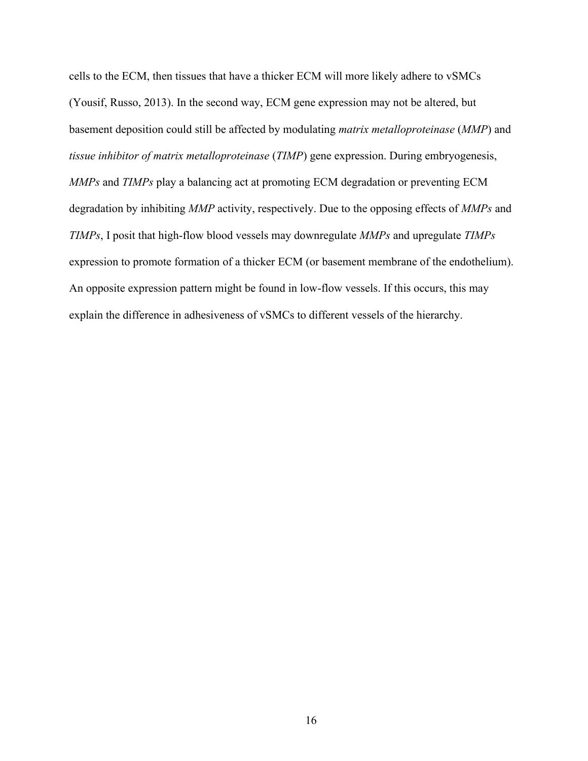cells to the ECM, then tissues that have a thicker ECM will more likely adhere to vSMCs (Yousif, Russo, 2013). In the second way, ECM gene expression may not be altered, but basement deposition could still be affected by modulating *matrix metalloproteinase* (*MMP*) and *tissue inhibitor of matrix metalloproteinase* (*TIMP*) gene expression. During embryogenesis, *MMPs* and *TIMPs* play a balancing act at promoting ECM degradation or preventing ECM degradation by inhibiting *MMP* activity, respectively. Due to the opposing effects of *MMPs* and *TIMPs*, I posit that high-flow blood vessels may downregulate *MMPs* and upregulate *TIMPs* expression to promote formation of a thicker ECM (or basement membrane of the endothelium). An opposite expression pattern might be found in low-flow vessels. If this occurs, this may explain the difference in adhesiveness of vSMCs to different vessels of the hierarchy.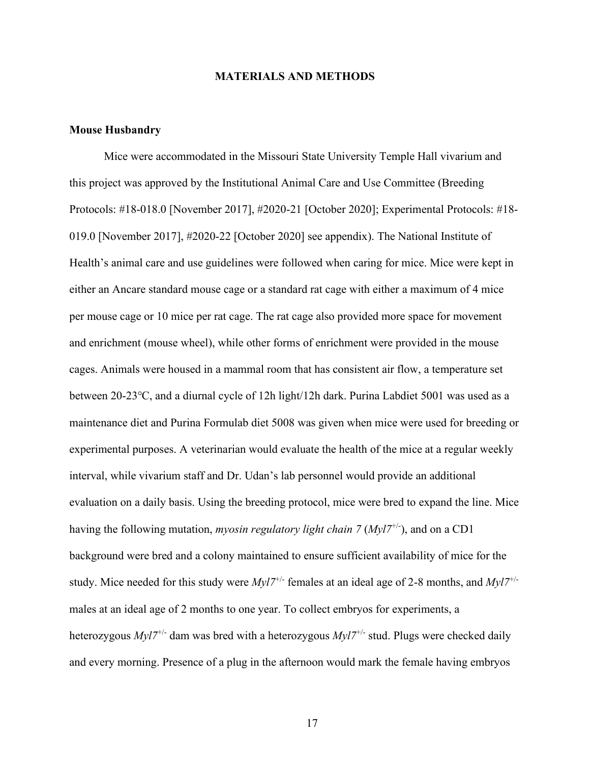# MATERIALS AND METHODS

## Mouse Husbandry

Mice were accommodated in the Missouri State University Temple Hall vivarium and this project was approved by the Institutional Animal Care and Use Committee (Breeding Protocols: #18-018.0 [November 2017], #2020-21 [October 2020]; Experimental Protocols: #18-019.0 [November 2017], #2020-22 [October 2020] see appendix). The National Institute of Health's animal care and use guidelines were followed when caring for mice. Mice were kept in either an Ancare standard mouse cage or a standard rat cage with either a maximum of 4 mice per mouse cage or 10 mice per rat cage. The rat cage also provided more space for movement and enrichment (mouse wheel), while other forms of enrichment were provided in the mouse cages. Animals were housed in a mammal room that has consistent air flow, a temperature set between 20-23°C, and a diurnal cycle of 12h light/12h dark. Purina Labdiet 5001 was used as a maintenance diet and Purina Formulab diet 5008 was given when mice were used for breeding or experimental purposes. A veterinarian would evaluate the health of the mice at a regular weekly interval, while vivarium staff and Dr. Udan's lab personnel would provide an additional evaluation on a daily basis. Using the breeding protocol, mice were bred to expand the line. Mice having the following mutation, *myosin regulatory light chain 7* (*Myl7*$^{+/-}$), and on a CD1 background were bred and a colony maintained to ensure sufficient availability of mice for the study. Mice needed for this study were *Myl7*$^{+/-}$ females at an ideal age of 2-8 months, and *Myl7*$^{+/-}$ males at an ideal age of 2 months to one year. To collect embryos for experiments, a heterozygous *Myl7*$^{+/-}$ dam was bred with a heterozygous *Myl7*$^{+/-}$ stud. Plugs were checked daily and every morning. Presence of a plug in the afternoon would mark the female having embryos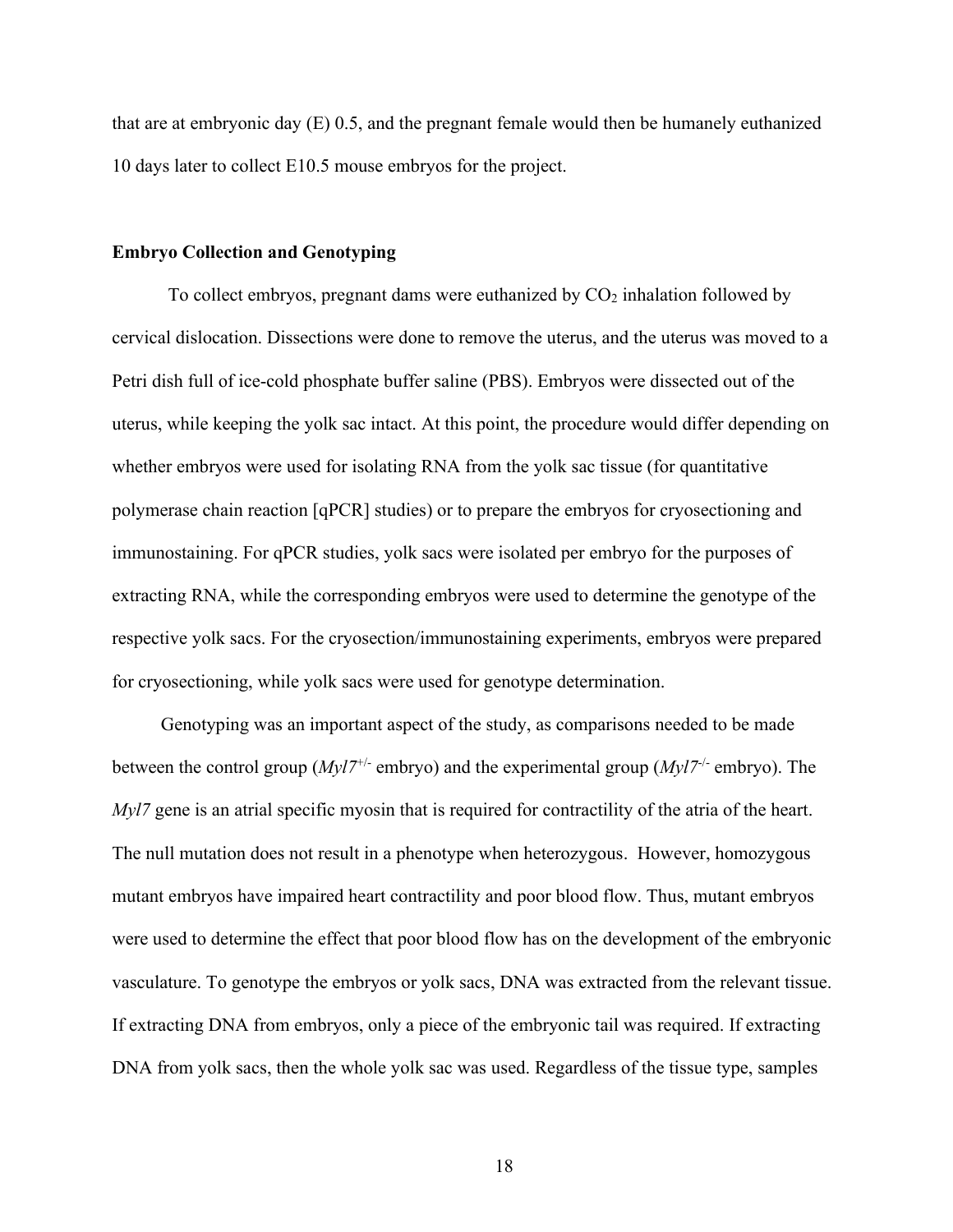that are at embryonic day (E) 0.5, and the pregnant female would then be humanely euthanized 10 days later to collect E10.5 mouse embryos for the project.

**Embryo Collection and Genotyping**

To collect embryos, pregnant dams were euthanized by $CO_2$ inhalation followed by cervical dislocation. Dissections were done to remove the uterus, and the uterus was moved to a Petri dish full of ice-cold phosphate buffer saline (PBS). Embryos were dissected out of the uterus, while keeping the yolk sac intact. At this point, the procedure would differ depending on whether embryos were used for isolating RNA from the yolk sac tissue (for quantitative polymerase chain reaction [qPCR] studies) or to prepare the embryos for cryosectioning and immunostaining. For qPCR studies, yolk sacs were isolated per embryo for the purposes of extracting RNA, while the corresponding embryos were used to determine the genotype of the respective yolk sacs. For the cryosection/immunostaining experiments, embryos were prepared for cryosectioning, while yolk sacs were used for genotype determination.

Genotyping was an important aspect of the study, as comparisons needed to be made between the control group (*Myl7*$^{+/-}$ embryo) and the experimental group (*Myl7*$^{-/-}$ embryo). The *Myl7* gene is an atrial specific myosin that is required for contractility of the atria of the heart. The null mutation does not result in a phenotype when heterozygous. However, homozygous mutant embryos have impaired heart contractility and poor blood flow. Thus, mutant embryos were used to determine the effect that poor blood flow has on the development of the embryonic vasculature. To genotype the embryos or yolk sacs, DNA was extracted from the relevant tissue. If extracting DNA from embryos, only a piece of the embryonic tail was required. If extracting DNA from yolk sacs, then the whole yolk sac was used. Regardless of the tissue type, samples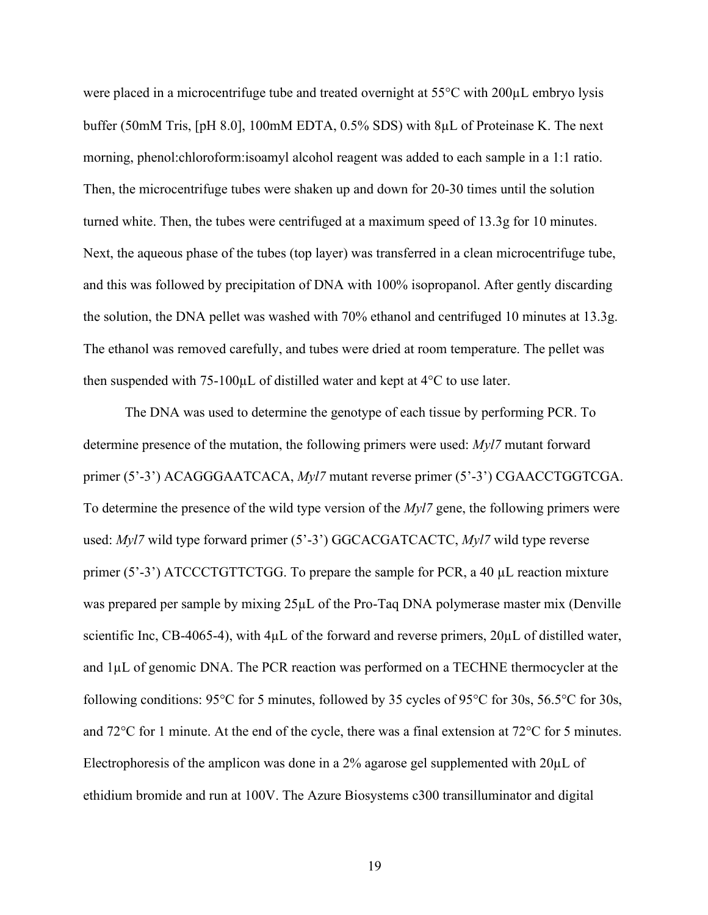were placed in a microcentrifuge tube and treated overnight at 55°C with 200µL embryo lysis buffer (50mM Tris, [pH 8.0], 100mM EDTA, 0.5% SDS) with 8µL of Proteinase K. The next morning, phenol:chloroform:isoamyl alcohol reagent was added to each sample in a 1:1 ratio. Then, the microcentrifuge tubes were shaken up and down for 20-30 times until the solution turned white. Then, the tubes were centrifuged at a maximum speed of 13.3g for 10 minutes. Next, the aqueous phase of the tubes (top layer) was transferred in a clean microcentrifuge tube, and this was followed by precipitation of DNA with 100% isopropanol. After gently discarding the solution, the DNA pellet was washed with 70% ethanol and centrifuged 10 minutes at 13.3g. The ethanol was removed carefully, and tubes were dried at room temperature. The pellet was then suspended with 75-100µL of distilled water and kept at 4°C to use later.

The DNA was used to determine the genotype of each tissue by performing PCR. To determine presence of the mutation, the following primers were used: *Myl7* mutant forward primer (5'-3') ACAGGGAATCACA, *Myl7* mutant reverse primer (5'-3') CGAACCTGGTCGA. To determine the presence of the wild type version of the *Myl7* gene, the following primers were used: *Myl7* wild type forward primer (5'-3') GGCACGATCACTC, *Myl7* wild type reverse primer (5'-3') ATCCCTGTTCTGG. To prepare the sample for PCR, a 40 µL reaction mixture was prepared per sample by mixing 25µL of the Pro-Taq DNA polymerase master mix (Denville scientific Inc, CB-4065-4), with 4µL of the forward and reverse primers, 20µL of distilled water, and 1µL of genomic DNA. The PCR reaction was performed on a TECHNE thermocycler at the following conditions: 95°C for 5 minutes, followed by 35 cycles of 95°C for 30s, 56.5°C for 30s, and 72°C for 1 minute. At the end of the cycle, there was a final extension at 72°C for 5 minutes. Electrophoresis of the amplicon was done in a 2% agarose gel supplemented with 20µL of ethidium bromide and run at 100V. The Azure Biosystems c300 transilluminator and digital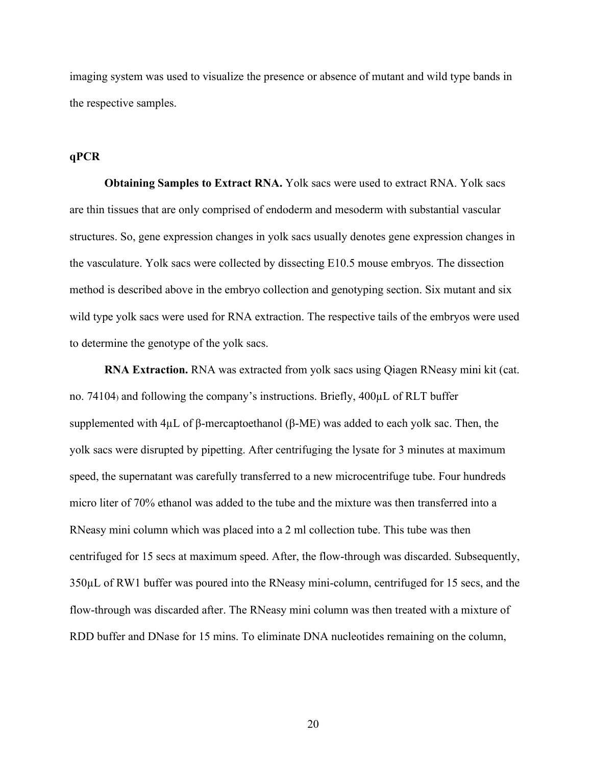imaging system was used to visualize the presence or absence of mutant and wild type bands in the respective samples.

## qPCR

**Obtaining Samples to Extract RNA.** Yolk sacs were used to extract RNA. Yolk sacs are thin tissues that are only comprised of endoderm and mesoderm with substantial vascular structures. So, gene expression changes in yolk sacs usually denotes gene expression changes in the vasculature. Yolk sacs were collected by dissecting E10.5 mouse embryos. The dissection method is described above in the embryo collection and genotyping section. Six mutant and six wild type yolk sacs were used for RNA extraction. The respective tails of the embryos were used to determine the genotype of the yolk sacs.

**RNA Extraction.** RNA was extracted from yolk sacs using Qiagen RNeasy mini kit (cat. no. 74104) and following the company's instructions. Briefly, 400µL of RLT buffer supplemented with 4µL of β-mercaptoethanol (β-ME) was added to each yolk sac. Then, the yolk sacs were disrupted by pipetting. After centrifuging the lysate for 3 minutes at maximum speed, the supernatant was carefully transferred to a new microcentrifuge tube. Four hundreds micro liter of 70% ethanol was added to the tube and the mixture was then transferred into a RNeasy mini column which was placed into a 2 ml collection tube. This tube was then centrifuged for 15 secs at maximum speed. After, the flow-through was discarded. Subsequently, 350µL of RW1 buffer was poured into the RNeasy mini-column, centrifuged for 15 secs, and the flow-through was discarded after. The RNeasy mini column was then treated with a mixture of RDD buffer and DNase for 15 mins. To eliminate DNA nucleotides remaining on the column,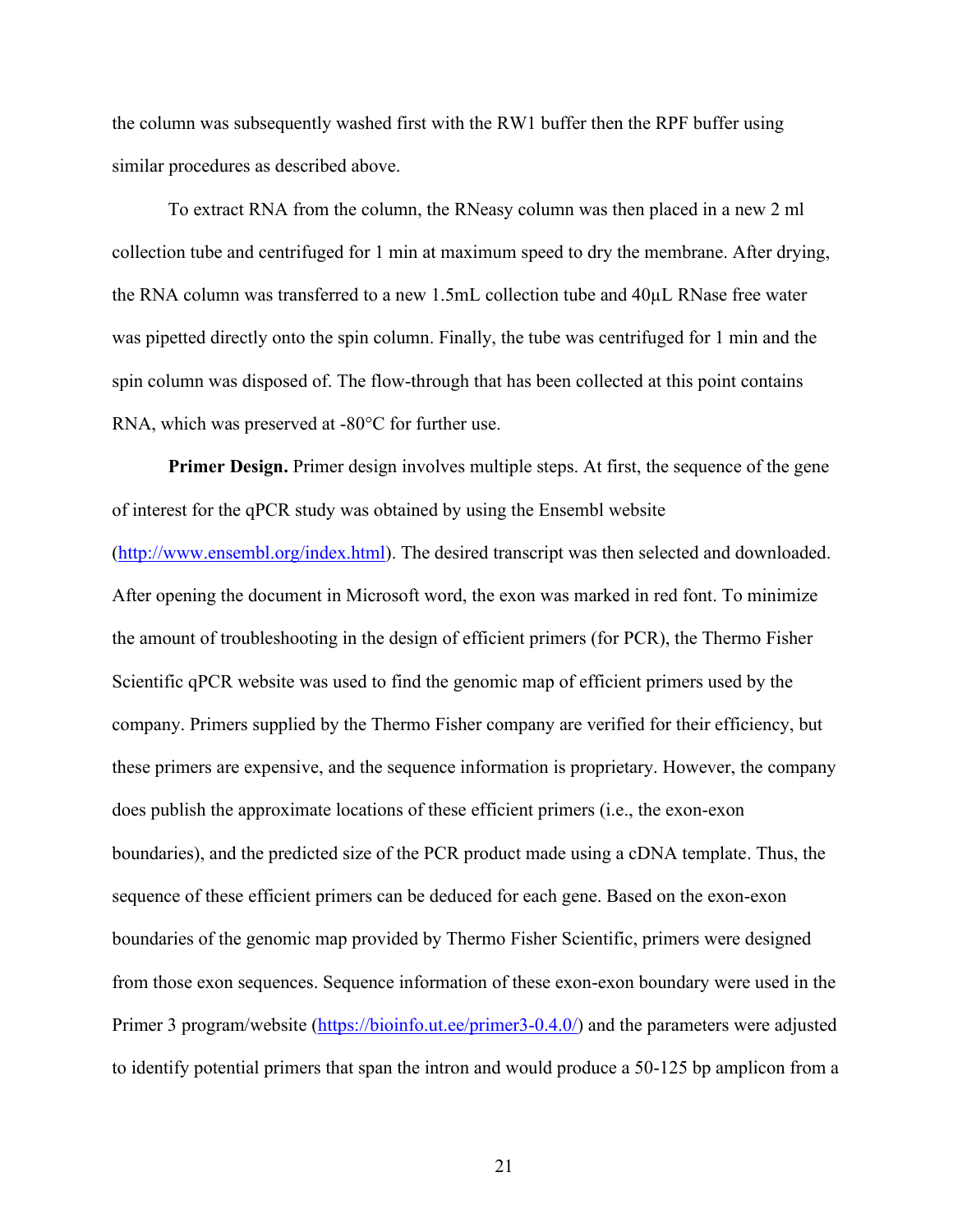the column was subsequently washed first with the RW1 buffer then the RPF buffer using similar procedures as described above.

To extract RNA from the column, the RNeasy column was then placed in a new 2 ml collection tube and centrifuged for 1 min at maximum speed to dry the membrane. After drying, the RNA column was transferred to a new 1.5mL collection tube and 40μL RNase free water was pipetted directly onto the spin column. Finally, the tube was centrifuged for 1 min and the spin column was disposed of. The flow-through that has been collected at this point contains RNA, which was preserved at -80°C for further use.

**Primer Design.** Primer design involves multiple steps. At first, the sequence of the gene of interest for the qPCR study was obtained by using the Ensembl website (http://www.ensembl.org/index.html). The desired transcript was then selected and downloaded. After opening the document in Microsoft word, the exon was marked in red font. To minimize the amount of troubleshooting in the design of efficient primers (for PCR), the Thermo Fisher Scientific qPCR website was used to find the genomic map of efficient primers used by the company. Primers supplied by the Thermo Fisher company are verified for their efficiency, but these primers are expensive, and the sequence information is proprietary. However, the company does publish the approximate locations of these efficient primers (i.e., the exon-exon boundaries), and the predicted size of the PCR product made using a cDNA template. Thus, the sequence of these efficient primers can be deduced for each gene. Based on the exon-exon boundaries of the genomic map provided by Thermo Fisher Scientific, primers were designed from those exon sequences. Sequence information of these exon-exon boundary were used in the Primer 3 program/website (https://bioinfo.ut.ee/primer3-0.4.0/) and the parameters were adjusted to identify potential primers that span the intron and would produce a 50-125 bp amplicon from a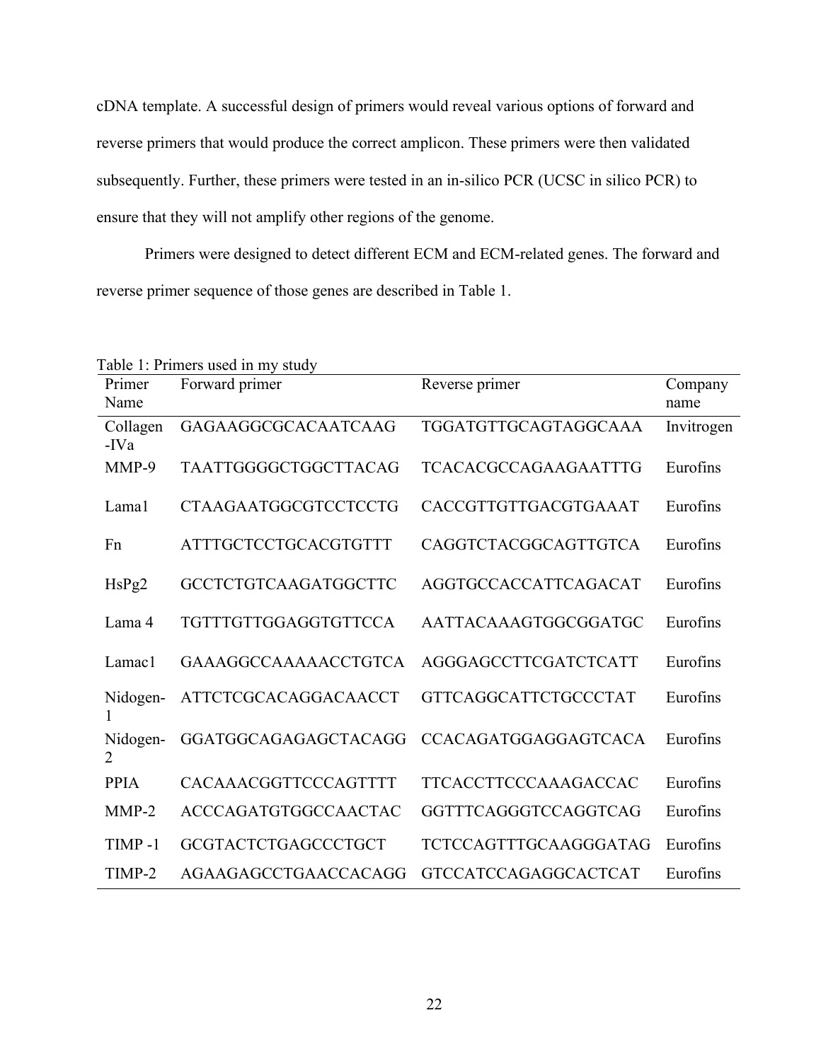cDNA template. A successful design of primers would reveal various options of forward and reverse primers that would produce the correct amplicon. These primers were then validated subsequently. Further, these primers were tested in an in-silico PCR (UCSC in silico PCR) to ensure that they will not amplify other regions of the genome.

Primers were designed to detect different ECM and ECM-related genes. The forward and reverse primer sequence of those genes are described in Table 1.

Table 1: Primers used in my study

| Primer Name | Forward primer | Reverse primer | Company name |
|---|---|---|---|
| Collagen-IVa | GAGAAGGCGCACAATCAAG | TGGATGTTGCAGTAGGCAAA | Invitrogen |
| MMP-9 | TAATTGGGGCTGGCTTACAG | TCACACGCCAGAAGAATTTG | Eurofins |
| Lama1 | CTAAGAATGGCGTCCTCCTG | CACCGTTGTTGACGTGAAAT | Eurofins |
| Fn | ATTTGCTCCTGCACGTGTTT | CAGGTCTACGGCAGTTGTCA | Eurofins |
| HsPg2 | GCCTCTGTCAAGATGGCTTC | AGGTGCCACCATTCAGACAT | Eurofins |
| Lama 4 | TGTTTGTTGGAGGTGTTCCA | AATTACAAAGTGGCGGATGC | Eurofins |
| Lamac1 | GAAAGGCCAAAAACCTGTCA | AGGGAGCCTTCGATCTCATT | Eurofins |
| Nidogen-1 | ATTCTCGCACAGGACAACCT | GTTCAGGCATTCTGCCCTAT | Eurofins |
| Nidogen-2 | GGATGGCAGAGAGCTACAGG | CCACAGATGGAGGAGTCACA | Eurofins |
| PPIA | CACAAACGGTTCCCAGTTTT | TTCACCTTCCCAAAGACCAC | Eurofins |
| MMP-2 | ACCCAGATGTGGCCAACTAC | GGTTTCAGGGTCCAGGTCAG | Eurofins |
| TIMP -1 | GCGTACTCTGAGCCCTGCT | TCTCCAGTTTGCAAGGGATAG | Eurofins |
| TIMP-2 | AGAAGAGCCTGAACCACAGG | GTCCATCCAGAGGCACTCAT | Eurofins |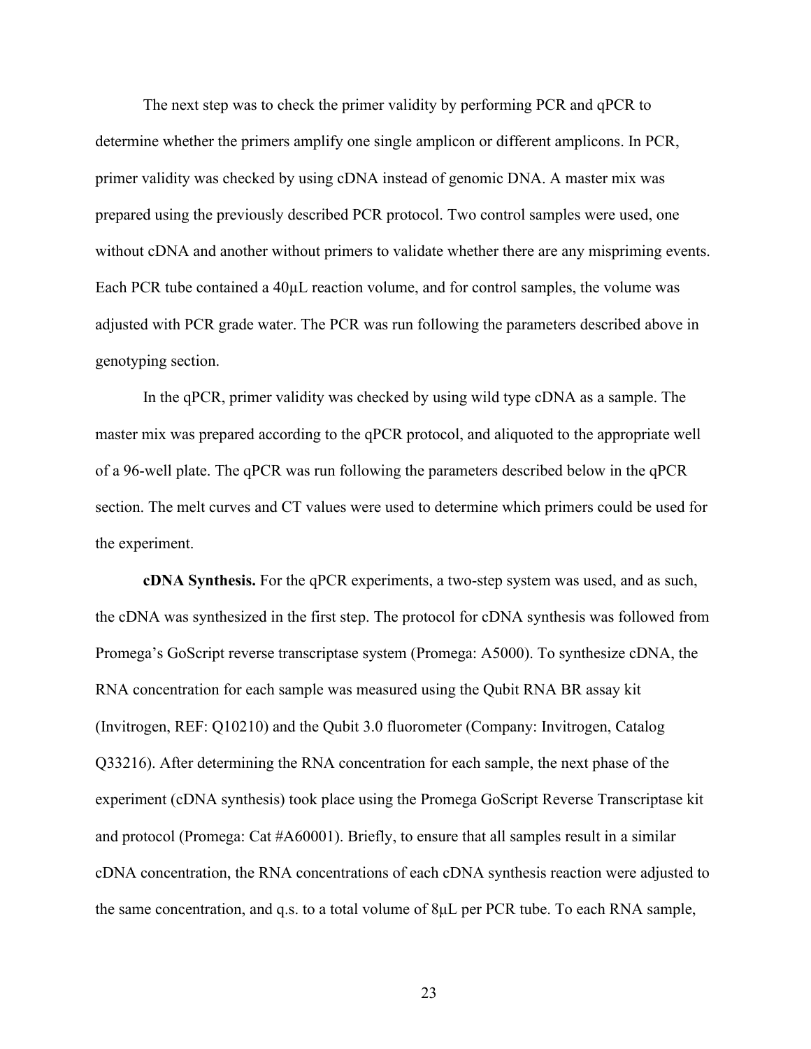The next step was to check the primer validity by performing PCR and qPCR to determine whether the primers amplify one single amplicon or different amplicons. In PCR, primer validity was checked by using cDNA instead of genomic DNA. A master mix was prepared using the previously described PCR protocol. Two control samples were used, one without cDNA and another without primers to validate whether there are any mispriming events. Each PCR tube contained a 40µL reaction volume, and for control samples, the volume was adjusted with PCR grade water. The PCR was run following the parameters described above in genotyping section.

In the qPCR, primer validity was checked by using wild type cDNA as a sample. The master mix was prepared according to the qPCR protocol, and aliquoted to the appropriate well of a 96-well plate. The qPCR was run following the parameters described below in the qPCR section. The melt curves and CT values were used to determine which primers could be used for the experiment.

**cDNA Synthesis.** For the qPCR experiments, a two-step system was used, and as such, the cDNA was synthesized in the first step. The protocol for cDNA synthesis was followed from Promega's GoScript reverse transcriptase system (Promega: A5000). To synthesize cDNA, the RNA concentration for each sample was measured using the Qubit RNA BR assay kit (Invitrogen, REF: Q10210) and the Qubit 3.0 fluorometer (Company: Invitrogen, Catalog Q33216). After determining the RNA concentration for each sample, the next phase of the experiment (cDNA synthesis) took place using the Promega GoScript Reverse Transcriptase kit and protocol (Promega: Cat #A60001). Briefly, to ensure that all samples result in a similar cDNA concentration, the RNA concentrations of each cDNA synthesis reaction were adjusted to the same concentration, and q.s. to a total volume of 8µL per PCR tube. To each RNA sample,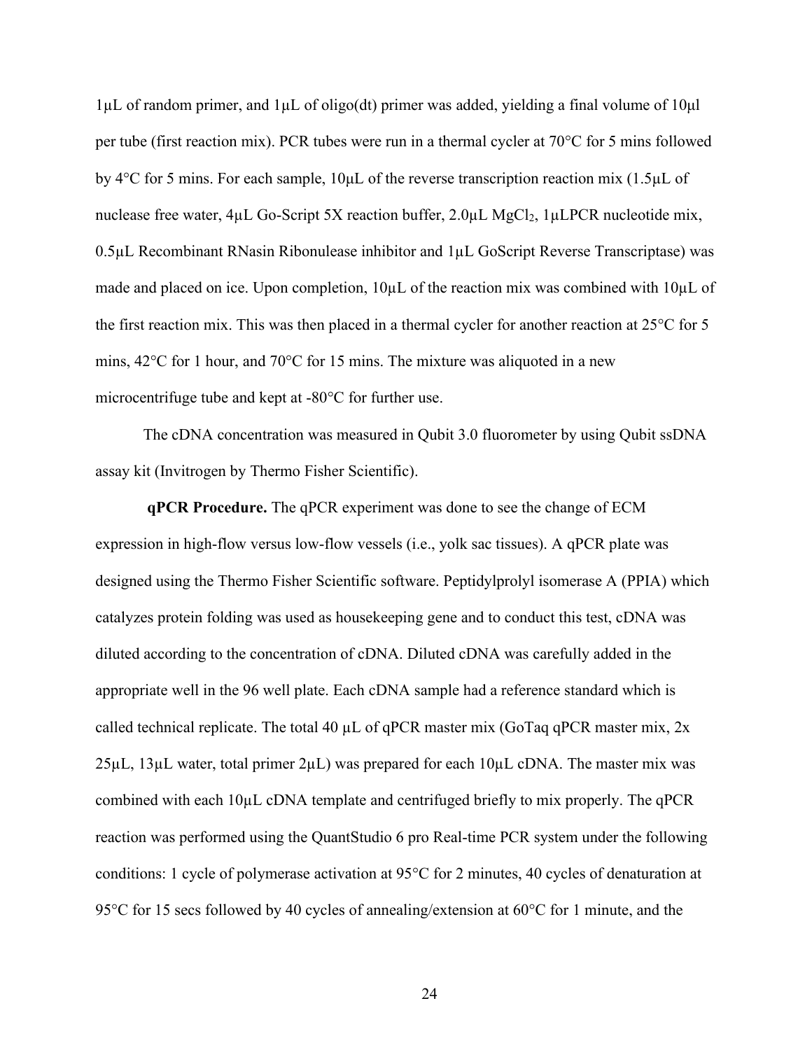1μL of random primer, and 1μL of oligo(dt) primer was added, yielding a final volume of 10μl per tube (first reaction mix). PCR tubes were run in a thermal cycler at 70°C for 5 mins followed by 4°C for 5 mins. For each sample, 10μL of the reverse transcription reaction mix (1.5μL of nuclease free water, 4μL Go-Script 5X reaction buffer, 2.0μL $MgCl_2$, 1μLPCR nucleotide mix, 0.5μL Recombinant RNasin Ribonulease inhibitor and 1μL GoScript Reverse Transcriptase) was made and placed on ice. Upon completion, 10μL of the reaction mix was combined with 10μL of the first reaction mix. This was then placed in a thermal cycler for another reaction at 25°C for 5 mins, 42°C for 1 hour, and 70°C for 15 mins. The mixture was aliquoted in a new microcentrifuge tube and kept at -80°C for further use.

The cDNA concentration was measured in Qubit 3.0 fluorometer by using Qubit ssDNA assay kit (Invitrogen by Thermo Fisher Scientific).

**qPCR Procedure.** The qPCR experiment was done to see the change of ECM expression in high-flow versus low-flow vessels (i.e., yolk sac tissues). A qPCR plate was designed using the Thermo Fisher Scientific software. Peptidylprolyl isomerase A (PPIA) which catalyzes protein folding was used as housekeeping gene and to conduct this test, cDNA was diluted according to the concentration of cDNA. Diluted cDNA was carefully added in the appropriate well in the 96 well plate. Each cDNA sample had a reference standard which is called technical replicate. The total 40 μL of qPCR master mix (GoTaq qPCR master mix, 2x 25μL, 13μL water, total primer 2μL) was prepared for each 10μL cDNA. The master mix was combined with each 10μL cDNA template and centrifuged briefly to mix properly. The qPCR reaction was performed using the QuantStudio 6 pro Real-time PCR system under the following conditions: 1 cycle of polymerase activation at 95°C for 2 minutes, 40 cycles of denaturation at 95°C for 15 secs followed by 40 cycles of annealing/extension at 60°C for 1 minute, and the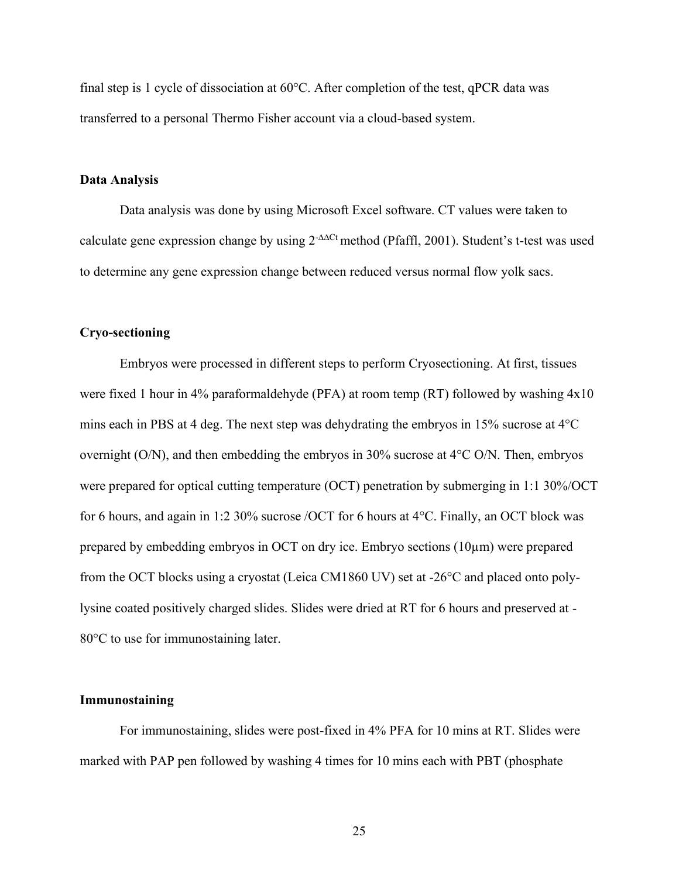final step is 1 cycle of dissociation at 60°C. After completion of the test, qPCR data was transferred to a personal Thermo Fisher account via a cloud-based system.

**Data Analysis**

Data analysis was done by using Microsoft Excel software. CT values were taken to calculate gene expression change by using $2^{-\Delta\Delta Ct}$ method (Pfaffl, 2001). Student's t-test was used to determine any gene expression change between reduced versus normal flow yolk sacs.

**Cryo-sectioning**

Embryos were processed in different steps to perform Cryosectioning. At first, tissues were fixed 1 hour in 4% paraformaldehyde (PFA) at room temp (RT) followed by washing 4x10 mins each in PBS at 4 deg. The next step was dehydrating the embryos in 15% sucrose at 4°C overnight (O/N), and then embedding the embryos in 30% sucrose at 4°C O/N. Then, embryos were prepared for optical cutting temperature (OCT) penetration by submerging in 1:1 30%/OCT for 6 hours, and again in 1:2 30% sucrose /OCT for 6 hours at 4°C. Finally, an OCT block was prepared by embedding embryos in OCT on dry ice. Embryo sections (10µm) were prepared from the OCT blocks using a cryostat (Leica CM1860 UV) set at -26°C and placed onto poly-lysine coated positively charged slides. Slides were dried at RT for 6 hours and preserved at -80°C to use for immunostaining later.

**Immunostaining**

For immunostaining, slides were post-fixed in 4% PFA for 10 mins at RT. Slides were marked with PAP pen followed by washing 4 times for 10 mins each with PBT (phosphate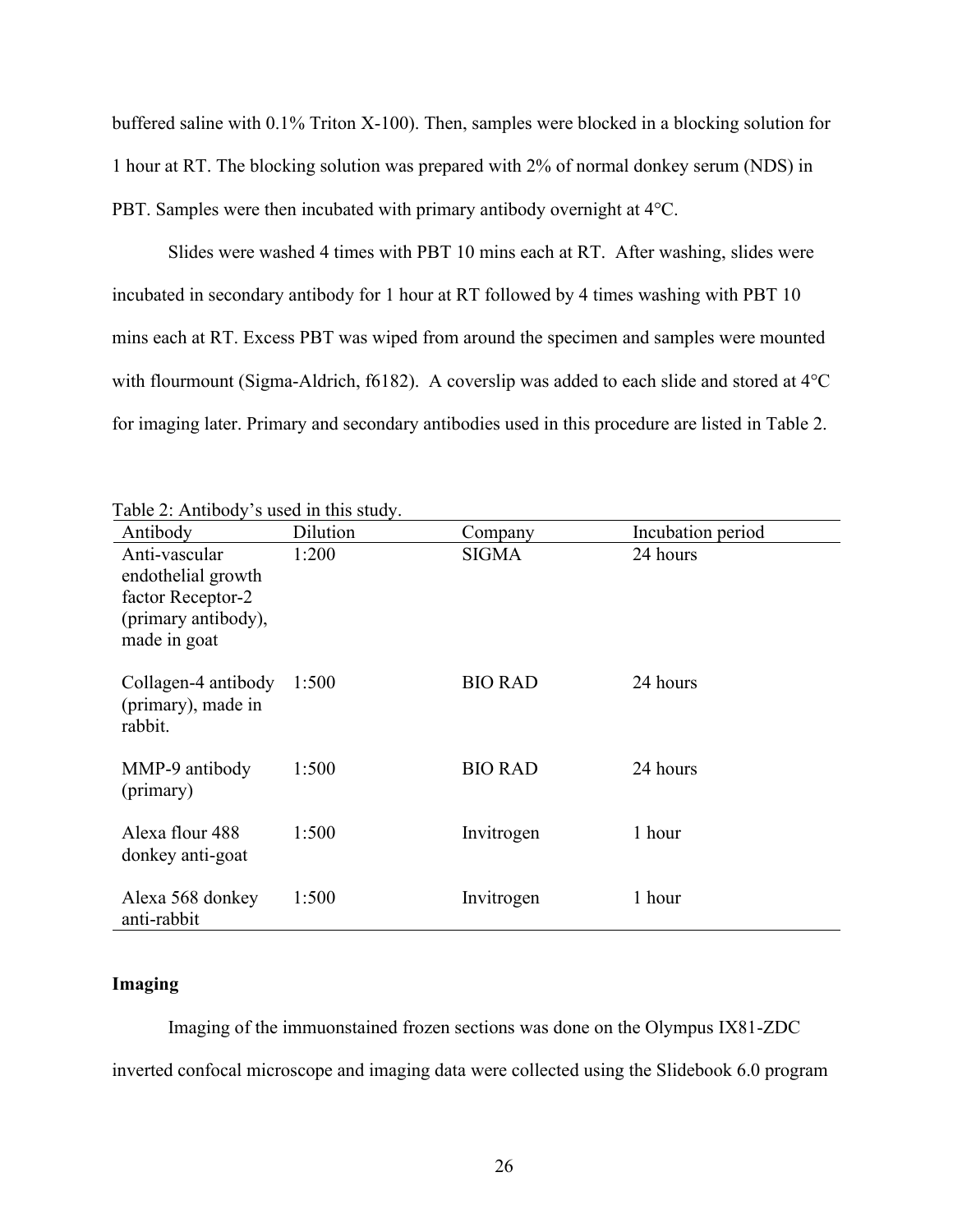buffered saline with 0.1% Triton X-100). Then, samples were blocked in a blocking solution for 1 hour at RT. The blocking solution was prepared with 2% of normal donkey serum (NDS) in PBT. Samples were then incubated with primary antibody overnight at 4°C.

Slides were washed 4 times with PBT 10 mins each at RT. After washing, slides were incubated in secondary antibody for 1 hour at RT followed by 4 times washing with PBT 10 mins each at RT. Excess PBT was wiped from around the specimen and samples were mounted with flourmount (Sigma-Aldrich, f6182). A coverslip was added to each slide and stored at 4°C for imaging later. Primary and secondary antibodies used in this procedure are listed in Table 2.

Table 2: Antibody's used in this study.

| Antibody | Dilution | Company | Incubation period |
|---|---|---|---|
| Anti-vascular endothelial growth factor Receptor-2 (primary antibody), made in goat | 1:200 | SIGMA | 24 hours |
| Collagen-4 antibody (primary), made in rabbit. | 1:500 | BIO RAD | 24 hours |
| MMP-9 antibody (primary) | 1:500 | BIO RAD | 24 hours |
| Alexa flour 488 donkey anti-goat | 1:500 | Invitrogen | 1 hour |
| Alexa 568 donkey anti-rabbit | 1:500 | Invitrogen | 1 hour |

**Imaging**

Imaging of the immuonstained frozen sections was done on the Olympus IX81-ZDC inverted confocal microscope and imaging data were collected using the Slidebook 6.0 program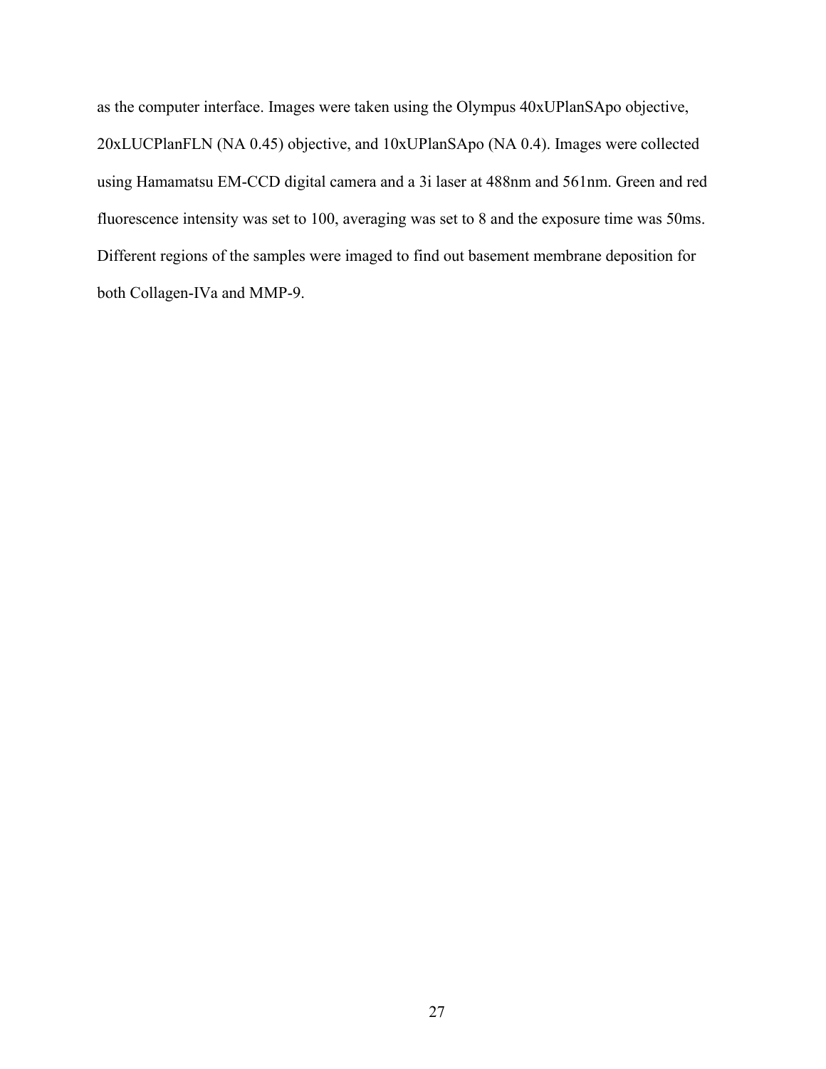as the computer interface. Images were taken using the Olympus 40xUPlanSApo objective, 20xLUCPlanFLN (NA 0.45) objective, and 10xUPlanSApo (NA 0.4). Images were collected using Hamamatsu EM-CCD digital camera and a 3i laser at 488nm and 561nm. Green and red fluorescence intensity was set to 100, averaging was set to 8 and the exposure time was 50ms. Different regions of the samples were imaged to find out basement membrane deposition for both Collagen-IVa and MMP-9.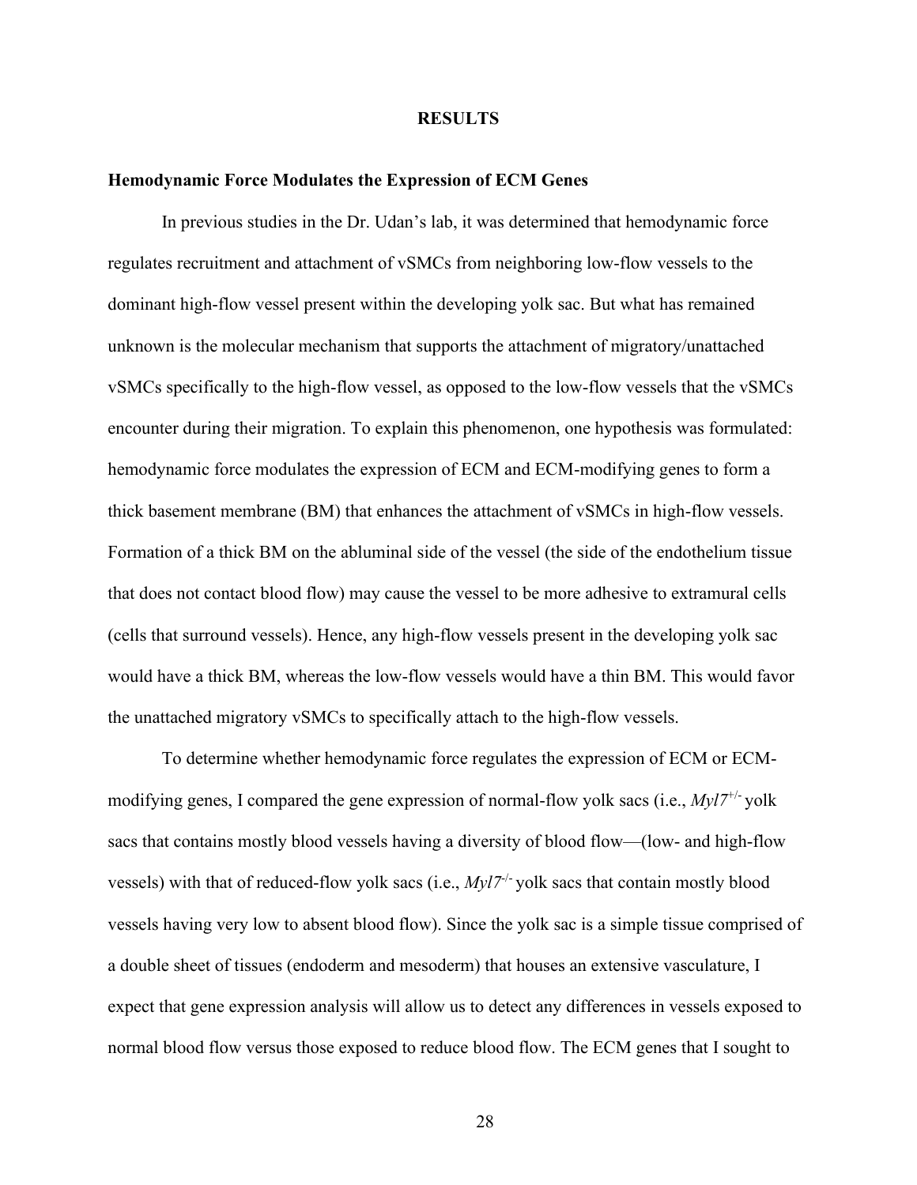## RESULTS

### Hemodynamic Force Modulates the Expression of ECM Genes

In previous studies in the Dr. Udan's lab, it was determined that hemodynamic force regulates recruitment and attachment of vSMCs from neighboring low-flow vessels to the dominant high-flow vessel present within the developing yolk sac. But what has remained unknown is the molecular mechanism that supports the attachment of migratory/unattached vSMCs specifically to the high-flow vessel, as opposed to the low-flow vessels that the vSMCs encounter during their migration. To explain this phenomenon, one hypothesis was formulated: hemodynamic force modulates the expression of ECM and ECM-modifying genes to form a thick basement membrane (BM) that enhances the attachment of vSMCs in high-flow vessels. Formation of a thick BM on the abluminal side of the vessel (the side of the endothelium tissue that does not contact blood flow) may cause the vessel to be more adhesive to extramural cells (cells that surround vessels). Hence, any high-flow vessels present in the developing yolk sac would have a thick BM, whereas the low-flow vessels would have a thin BM. This would favor the unattached migratory vSMCs to specifically attach to the high-flow vessels.

To determine whether hemodynamic force regulates the expression of ECM or ECM-modifying genes, I compared the gene expression of normal-flow yolk sacs (i.e., *Myl7*$^{+/-}$ yolk sacs that contains mostly blood vessels having a diversity of blood flow—(low- and high-flow vessels) with that of reduced-flow yolk sacs (i.e., *Myl7*$^{-/-}$ yolk sacs that contain mostly blood vessels having very low to absent blood flow). Since the yolk sac is a simple tissue comprised of a double sheet of tissues (endoderm and mesoderm) that houses an extensive vasculature, I expect that gene expression analysis will allow us to detect any differences in vessels exposed to normal blood flow versus those exposed to reduce blood flow. The ECM genes that I sought to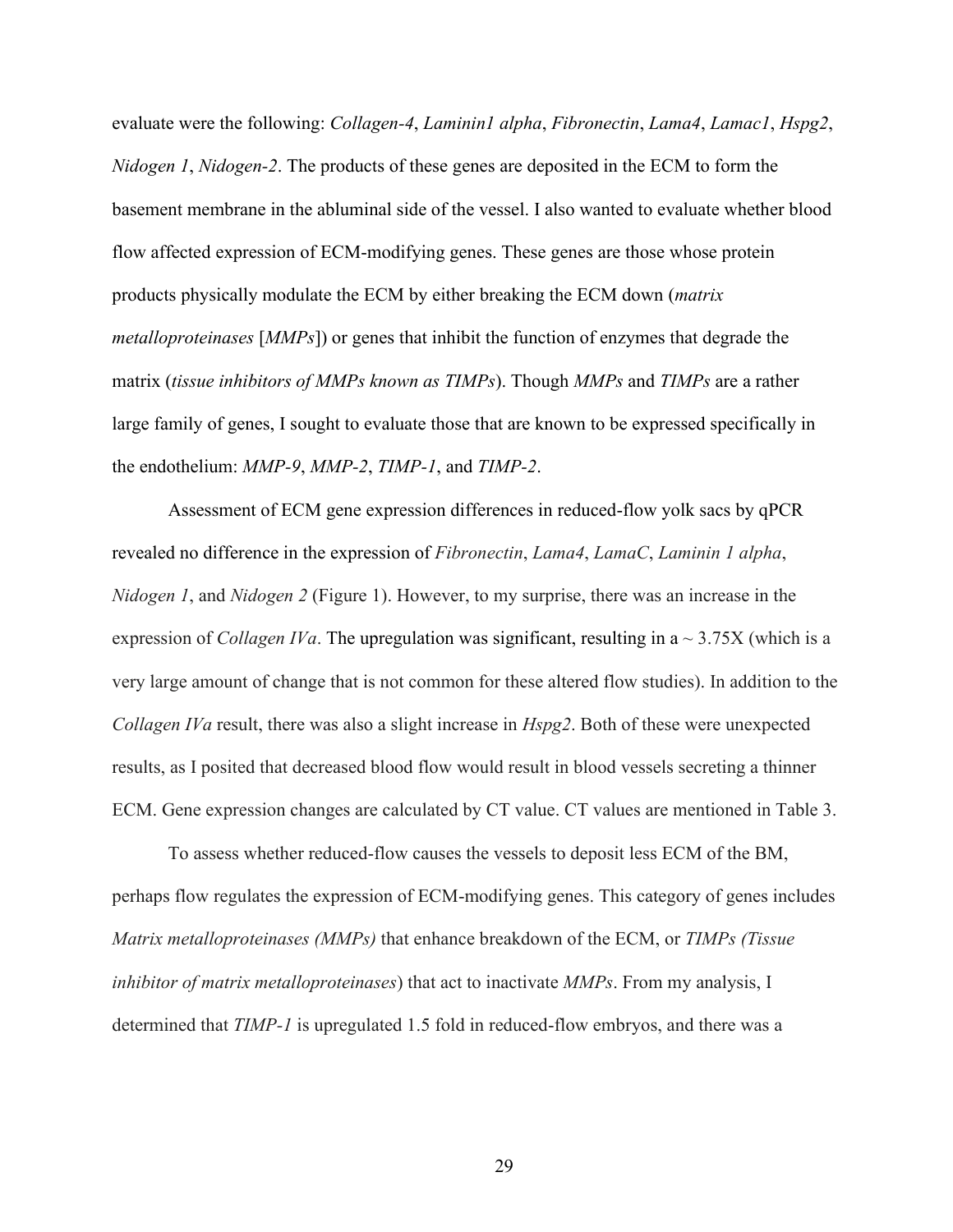evaluate were the following: *Collagen-4*, *Laminin1 alpha*, *Fibronectin*, *Lama4*, *Lamac1*, *Hspg2*, *Nidogen 1*, *Nidogen-2*. The products of these genes are deposited in the ECM to form the basement membrane in the abluminal side of the vessel. I also wanted to evaluate whether blood flow affected expression of ECM-modifying genes. These genes are those whose protein products physically modulate the ECM by either breaking the ECM down (*matrix metalloproteinases* [*MMPs*]) or genes that inhibit the function of enzymes that degrade the matrix (*tissue inhibitors of MMPs known as TIMPs*). Though *MMPs* and *TIMPs* are a rather large family of genes, I sought to evaluate those that are known to be expressed specifically in the endothelium: *MMP-9*, *MMP-2*, *TIMP-1*, and *TIMP-2*.

Assessment of ECM gene expression differences in reduced-flow yolk sacs by qPCR revealed no difference in the expression of *Fibronectin*, *Lama4*, *LamaC*, *Laminin 1 alpha*, *Nidogen 1*, and *Nidogen 2* (Figure 1). However, to my surprise, there was an increase in the expression of *Collagen IVa*. The upregulation was significant, resulting in a ~ 3.75X (which is a very large amount of change that is not common for these altered flow studies). In addition to the *Collagen IVa* result, there was also a slight increase in *Hspg2*. Both of these were unexpected results, as I posited that decreased blood flow would result in blood vessels secreting a thinner ECM. Gene expression changes are calculated by CT value. CT values are mentioned in Table 3.

To assess whether reduced-flow causes the vessels to deposit less ECM of the BM, perhaps flow regulates the expression of ECM-modifying genes. This category of genes includes *Matrix metalloproteinases (MMPs)* that enhance breakdown of the ECM, or *TIMPs (Tissue inhibitor of matrix metalloproteinases*) that act to inactivate *MMPs*. From my analysis, I determined that *TIMP-1* is upregulated 1.5 fold in reduced-flow embryos, and there was a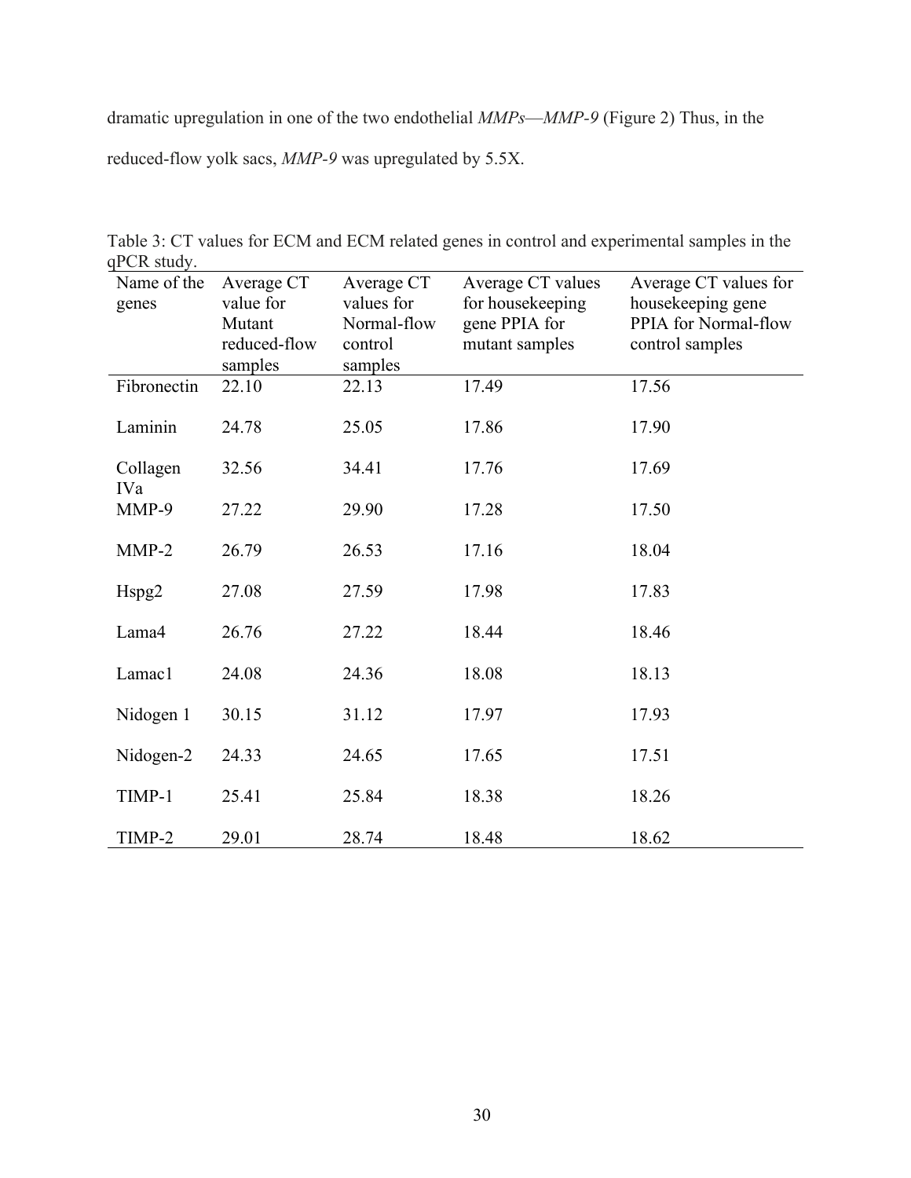dramatic upregulation in one of the two endothelial *MMPs*—*MMP-9* (Figure 2) Thus, in the reduced-flow yolk sacs, *MMP-9* was upregulated by 5.5X.

Table 3: CT values for ECM and ECM related genes in control and experimental samples in the qPCR study.

| Name of the genes | Average CT value for Mutant reduced-flow samples | Average CT values for Normal-flow control samples | Average CT values for housekeeping gene PPIA for mutant samples | Average CT values for housekeeping gene PPIA for Normal-flow control samples |
|---|---|---|---|---|
| Fibronectin | 22.10 | 22.13 | 17.49 | 17.56 |
| Laminin | 24.78 | 25.05 | 17.86 | 17.90 |
| Collagen IVa | 32.56 | 34.41 | 17.76 | 17.69 |
| MMP-9 | 27.22 | 29.90 | 17.28 | 17.50 |
| MMP-2 | 26.79 | 26.53 | 17.16 | 18.04 |
| Hspg2 | 27.08 | 27.59 | 17.98 | 17.83 |
| Lama4 | 26.76 | 27.22 | 18.44 | 18.46 |
| Lamac1 | 24.08 | 24.36 | 18.08 | 18.13 |
| Nidogen 1 | 30.15 | 31.12 | 17.97 | 17.93 |
| Nidogen-2 | 24.33 | 24.65 | 17.65 | 17.51 |
| TIMP-1 | 25.41 | 25.84 | 18.38 | 18.26 |
| TIMP-2 | 29.01 | 28.74 | 18.48 | 18.62 |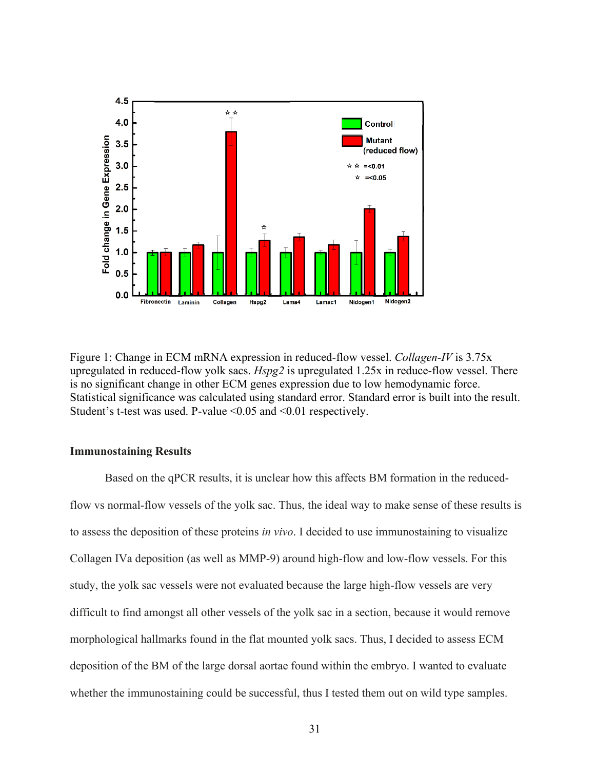Figure 1: Change in ECM mRNA expression in reduced-flow vessel. *Collagen-IV* is 3.75x upregulated in reduced-flow yolk sacs. *Hspg2* is upregulated 1.25x in reduce-flow vessel. There is no significant change in other ECM genes expression due to low hemodynamic force. Statistical significance was calculated using standard error. Standard error is built into the result. Student's t-test was used. P-value <0.05 and <0.01 respectively.

**Immunostaining Results**

Based on the qPCR results, it is unclear how this affects BM formation in the reduced-flow vs normal-flow vessels of the yolk sac. Thus, the ideal way to make sense of these results is to assess the deposition of these proteins *in vivo*. I decided to use immunostaining to visualize Collagen IVa deposition (as well as MMP-9) around high-flow and low-flow vessels. For this study, the yolk sac vessels were not evaluated because the large high-flow vessels are very difficult to find amongst all other vessels of the yolk sac in a section, because it would remove morphological hallmarks found in the flat mounted yolk sacs. Thus, I decided to assess ECM deposition of the BM of the large dorsal aortae found within the embryo. I wanted to evaluate whether the immunostaining could be successful, thus I tested them out on wild type samples.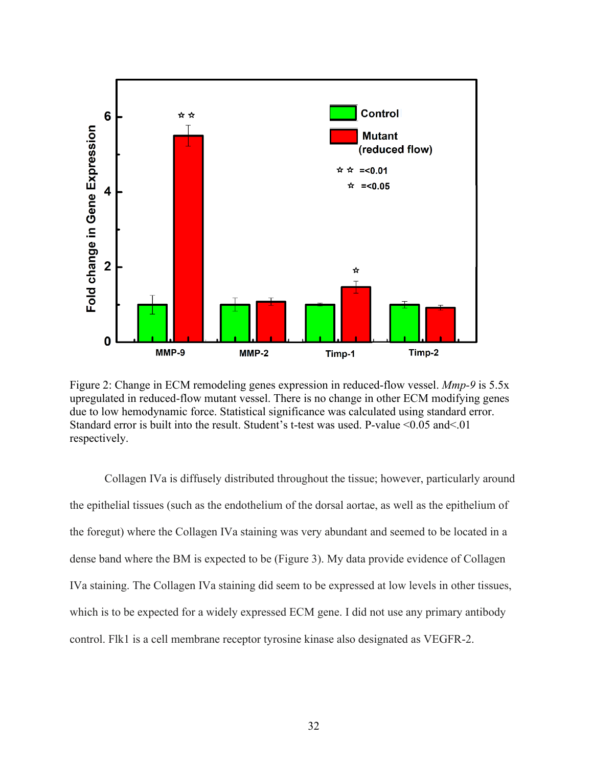Figure 2: Change in ECM remodeling genes expression in reduced-flow vessel. *Mmp-9* is 5.5x upregulated in reduced-flow mutant vessel. There is no change in other ECM modifying genes due to low hemodynamic force. Statistical significance was calculated using standard error. Standard error is built into the result. Student's t-test was used. P-value <0.05 and<.01 respectively.

Collagen IVa is diffusely distributed throughout the tissue; however, particularly around the epithelial tissues (such as the endothelium of the dorsal aortae, as well as the epithelium of the foregut) where the Collagen IVa staining was very abundant and seemed to be located in a dense band where the BM is expected to be (Figure 3). My data provide evidence of Collagen IVa staining. The Collagen IVa staining did seem to be expressed at low levels in other tissues, which is to be expected for a widely expressed ECM gene. I did not use any primary antibody control. Flk1 is a cell membrane receptor tyrosine kinase also designated as VEGFR-2.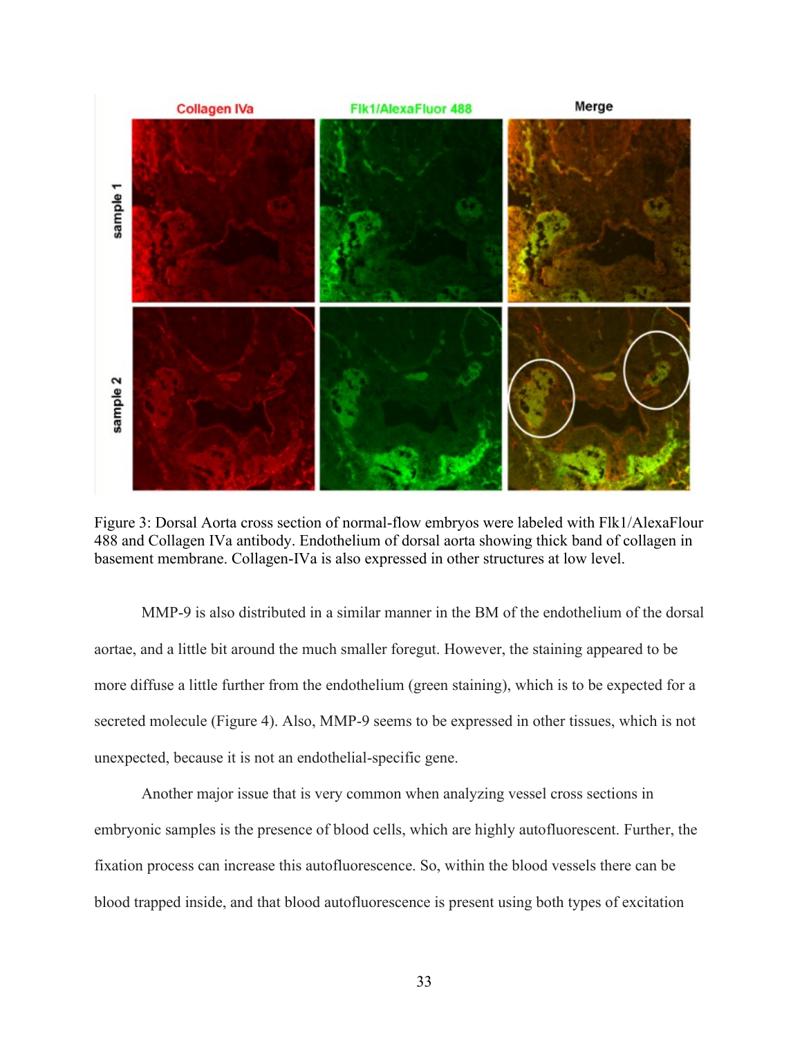Figure 3: Dorsal Aorta cross section of normal-flow embryos were labeled with Flk1/AlexaFlour 488 and Collagen IVa antibody. Endothelium of dorsal aorta showing thick band of collagen in basement membrane. Collagen-IVa is also expressed in other structures at low level.

MMP-9 is also distributed in a similar manner in the BM of the endothelium of the dorsal aortae, and a little bit around the much smaller foregut. However, the staining appeared to be more diffuse a little further from the endothelium (green staining), which is to be expected for a secreted molecule (Figure 4). Also, MMP-9 seems to be expressed in other tissues, which is not unexpected, because it is not an endothelial-specific gene.

Another major issue that is very common when analyzing vessel cross sections in embryonic samples is the presence of blood cells, which are highly autofluorescent. Further, the fixation process can increase this autofluorescence. So, within the blood vessels there can be blood trapped inside, and that blood autofluorescence is present using both types of excitation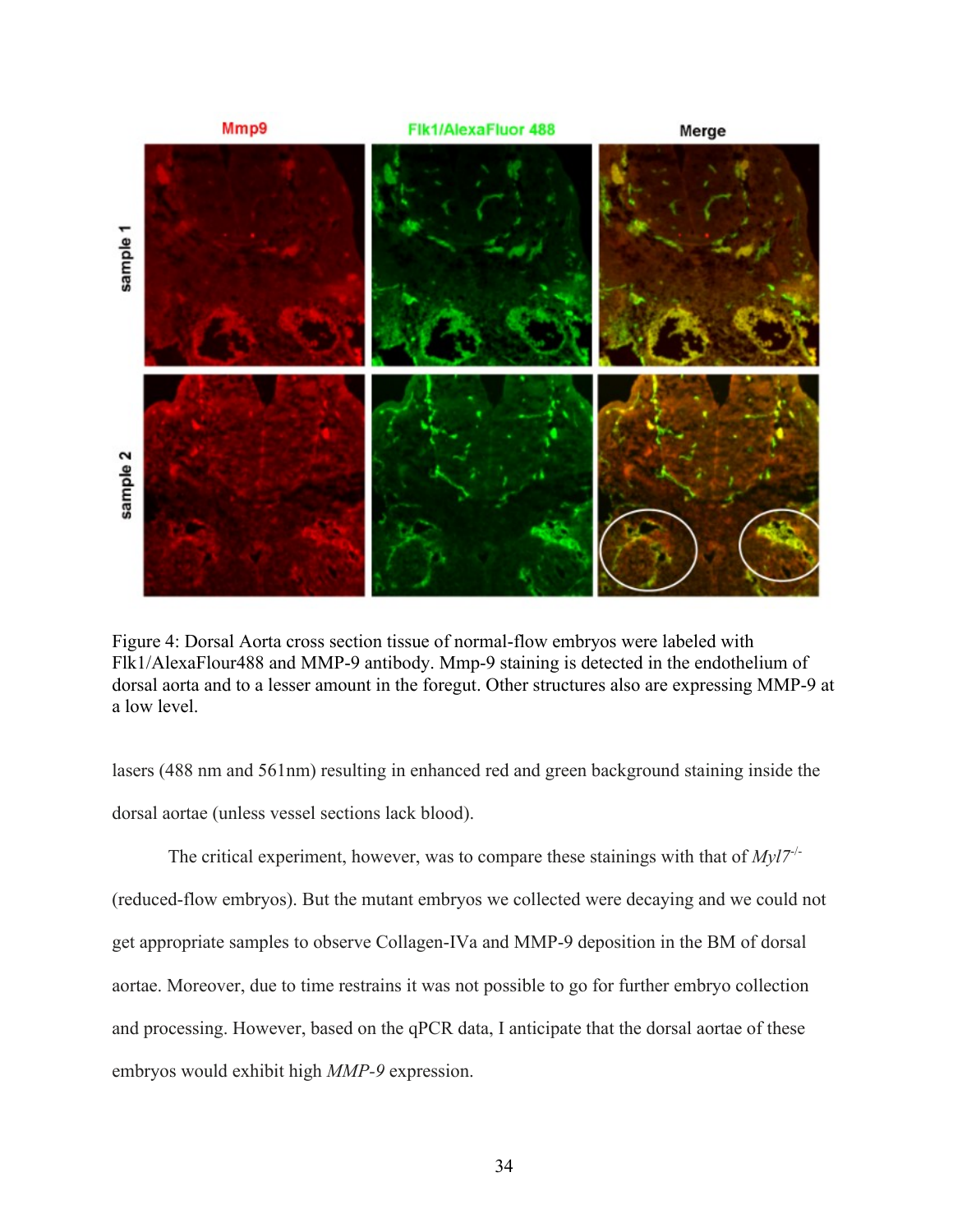Figure 4: Dorsal Aorta cross section tissue of normal-flow embryos were labeled with Flk1/AlexaFlour488 and MMP-9 antibody. Mmp-9 staining is detected in the endothelium of dorsal aorta and to a lesser amount in the foregut. Other structures also are expressing MMP-9 at a low level.

lasers (488 nm and 561nm) resulting in enhanced red and green background staining inside the dorsal aortae (unless vessel sections lack blood).

The critical experiment, however, was to compare these stainings with that of *Myl7*$^{-/-}$ (reduced-flow embryos). But the mutant embryos we collected were decaying and we could not get appropriate samples to observe Collagen-IVa and MMP-9 deposition in the BM of dorsal aortae. Moreover, due to time restrains it was not possible to go for further embryo collection and processing. However, based on the qPCR data, I anticipate that the dorsal aortae of these embryos would exhibit high *MMP-9* expression.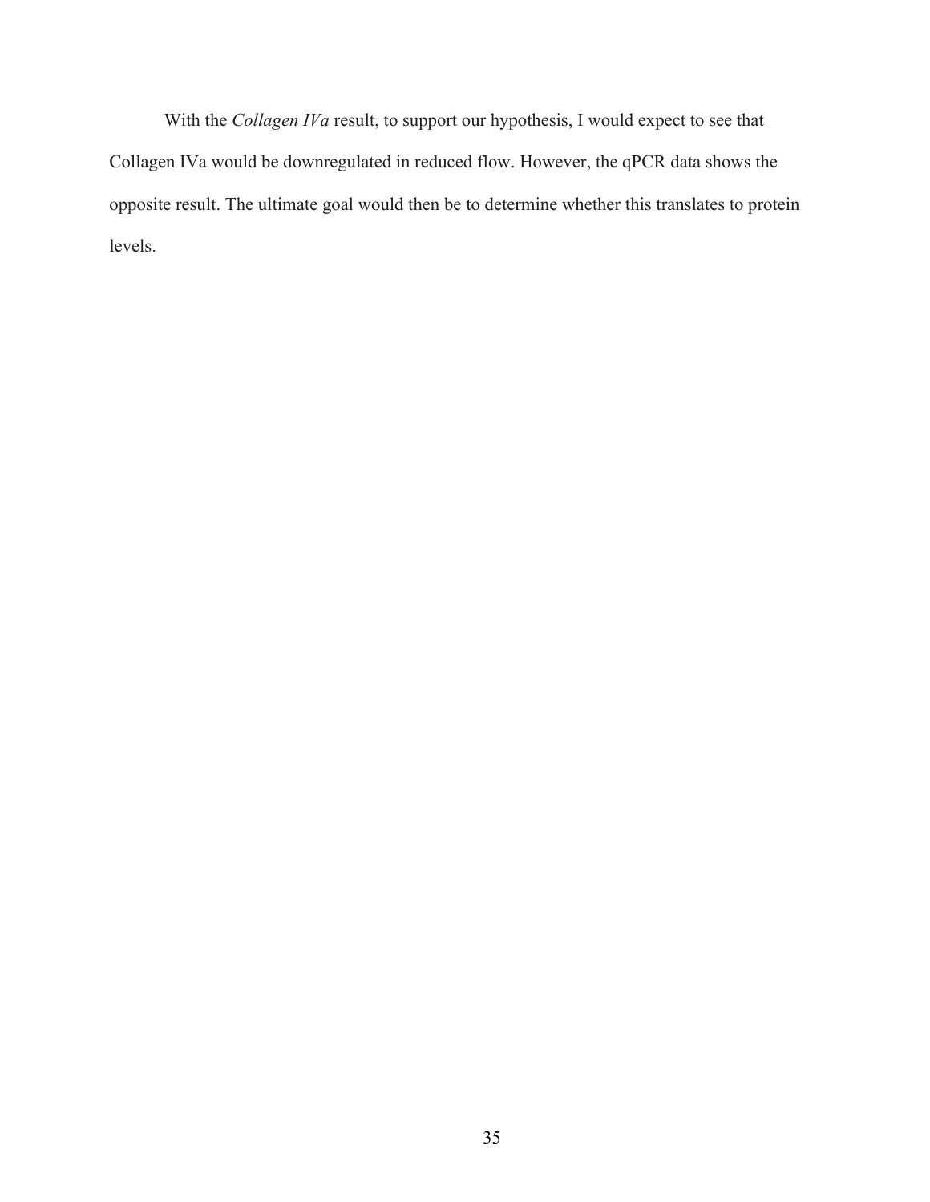With the *Collagen IVa* result, to support our hypothesis, I would expect to see that Collagen IVa would be downregulated in reduced flow. However, the qPCR data shows the opposite result. The ultimate goal would then be to determine whether this translates to protein levels.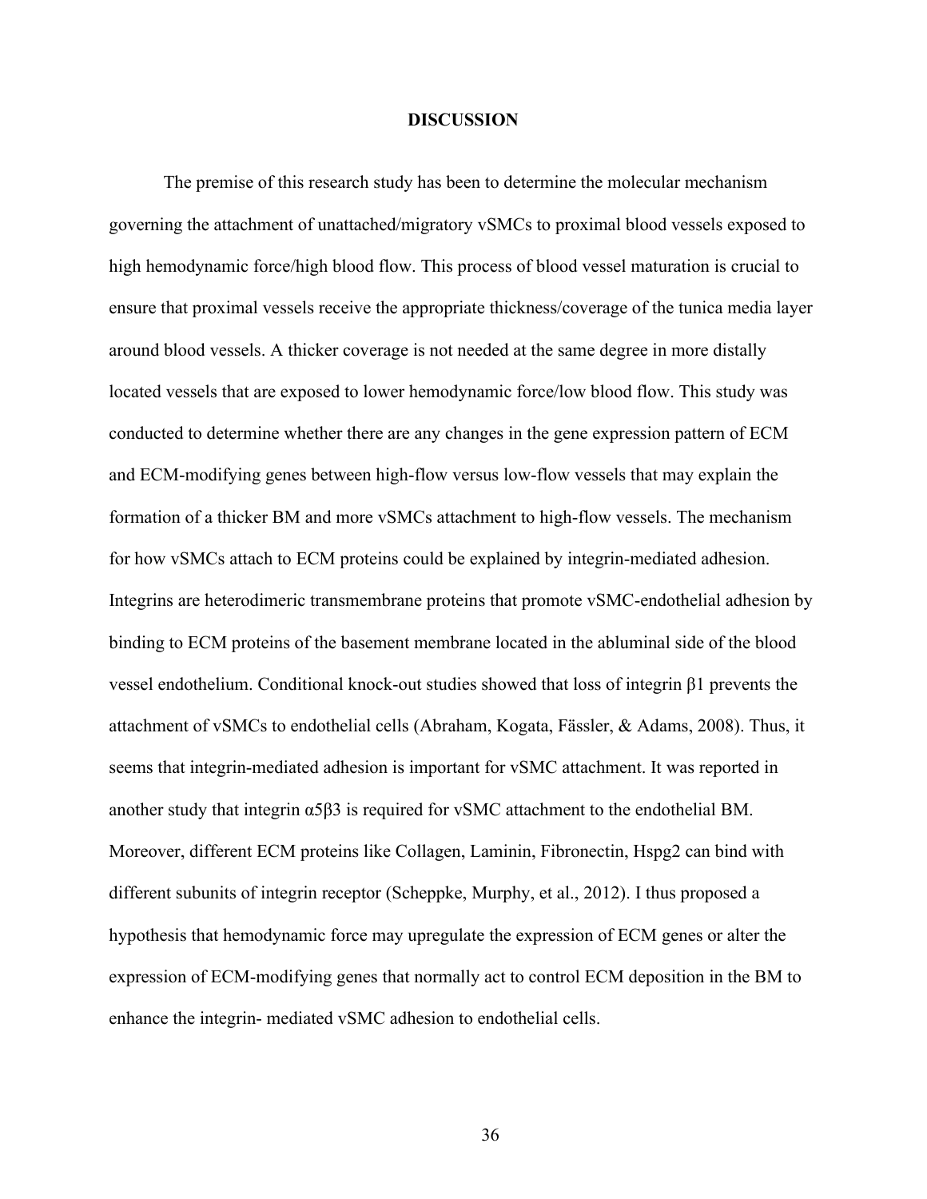# DISCUSSION

The premise of this research study has been to determine the molecular mechanism governing the attachment of unattached/migratory vSMCs to proximal blood vessels exposed to high hemodynamic force/high blood flow. This process of blood vessel maturation is crucial to ensure that proximal vessels receive the appropriate thickness/coverage of the tunica media layer around blood vessels. A thicker coverage is not needed at the same degree in more distally located vessels that are exposed to lower hemodynamic force/low blood flow. This study was conducted to determine whether there are any changes in the gene expression pattern of ECM and ECM-modifying genes between high-flow versus low-flow vessels that may explain the formation of a thicker BM and more vSMCs attachment to high-flow vessels. The mechanism for how vSMCs attach to ECM proteins could be explained by integrin-mediated adhesion. Integrins are heterodimeric transmembrane proteins that promote vSMC-endothelial adhesion by binding to ECM proteins of the basement membrane located in the abluminal side of the blood vessel endothelium. Conditional knock-out studies showed that loss of integrin β1 prevents the attachment of vSMCs to endothelial cells (Abraham, Kogata, Fässler, & Adams, 2008). Thus, it seems that integrin-mediated adhesion is important for vSMC attachment. It was reported in another study that integrin α5β3 is required for vSMC attachment to the endothelial BM. Moreover, different ECM proteins like Collagen, Laminin, Fibronectin, Hspg2 can bind with different subunits of integrin receptor (Scheppke, Murphy, et al., 2012). I thus proposed a hypothesis that hemodynamic force may upregulate the expression of ECM genes or alter the expression of ECM-modifying genes that normally act to control ECM deposition in the BM to enhance the integrin- mediated vSMC adhesion to endothelial cells.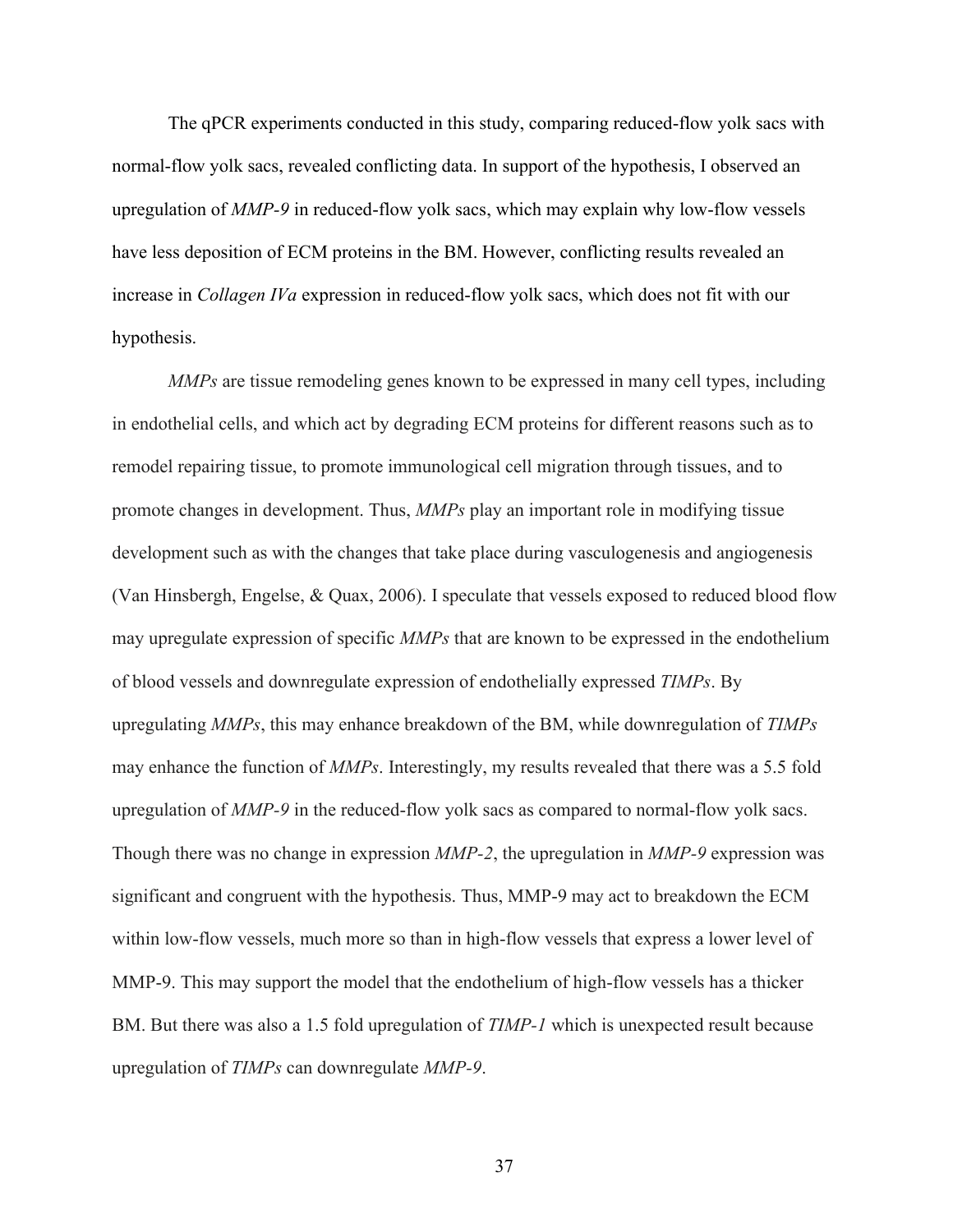The qPCR experiments conducted in this study, comparing reduced-flow yolk sacs with normal-flow yolk sacs, revealed conflicting data. In support of the hypothesis, I observed an upregulation of *MMP-9* in reduced-flow yolk sacs, which may explain why low-flow vessels have less deposition of ECM proteins in the BM. However, conflicting results revealed an increase in *Collagen IVa* expression in reduced-flow yolk sacs, which does not fit with our hypothesis.

*MMPs* are tissue remodeling genes known to be expressed in many cell types, including in endothelial cells, and which act by degrading ECM proteins for different reasons such as to remodel repairing tissue, to promote immunological cell migration through tissues, and to promote changes in development. Thus, *MMPs* play an important role in modifying tissue development such as with the changes that take place during vasculogenesis and angiogenesis (Van Hinsbergh, Engelse, & Quax, 2006). I speculate that vessels exposed to reduced blood flow may upregulate expression of specific *MMPs* that are known to be expressed in the endothelium of blood vessels and downregulate expression of endothelially expressed *TIMPs*. By upregulating *MMPs*, this may enhance breakdown of the BM, while downregulation of *TIMPs* may enhance the function of *MMPs*. Interestingly, my results revealed that there was a 5.5 fold upregulation of *MMP-9* in the reduced-flow yolk sacs as compared to normal-flow yolk sacs. Though there was no change in expression *MMP-2*, the upregulation in *MMP-9* expression was significant and congruent with the hypothesis. Thus, MMP-9 may act to breakdown the ECM within low-flow vessels, much more so than in high-flow vessels that express a lower level of MMP-9. This may support the model that the endothelium of high-flow vessels has a thicker BM. But there was also a 1.5 fold upregulation of *TIMP-1* which is unexpected result because upregulation of *TIMPs* can downregulate *MMP-9*.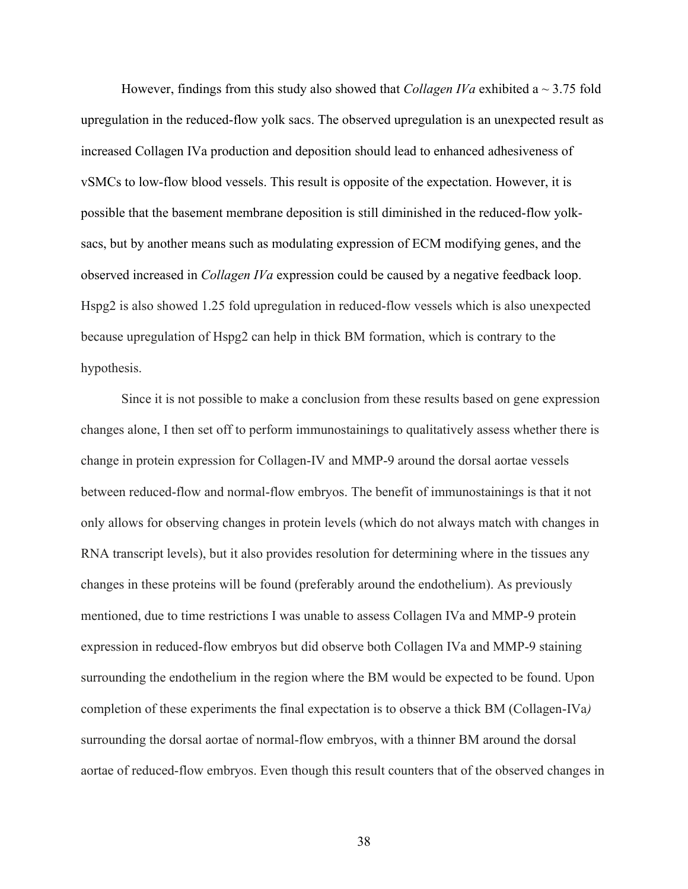However, findings from this study also showed that *Collagen IVa* exhibited a ~ 3.75 fold upregulation in the reduced-flow yolk sacs. The observed upregulation is an unexpected result as increased Collagen IVa production and deposition should lead to enhanced adhesiveness of vSMCs to low-flow blood vessels. This result is opposite of the expectation. However, it is possible that the basement membrane deposition is still diminished in the reduced-flow yolk-sacs, but by another means such as modulating expression of ECM modifying genes, and the observed increased in *Collagen IVa* expression could be caused by a negative feedback loop. Hspg2 is also showed 1.25 fold upregulation in reduced-flow vessels which is also unexpected because upregulation of Hspg2 can help in thick BM formation, which is contrary to the hypothesis.

Since it is not possible to make a conclusion from these results based on gene expression changes alone, I then set off to perform immunostainings to qualitatively assess whether there is change in protein expression for Collagen-IV and MMP-9 around the dorsal aortae vessels between reduced-flow and normal-flow embryos. The benefit of immunostainings is that it not only allows for observing changes in protein levels (which do not always match with changes in RNA transcript levels), but it also provides resolution for determining where in the tissues any changes in these proteins will be found (preferably around the endothelium). As previously mentioned, due to time restrictions I was unable to assess Collagen IVa and MMP-9 protein expression in reduced-flow embryos but did observe both Collagen IVa and MMP-9 staining surrounding the endothelium in the region where the BM would be expected to be found. Upon completion of these experiments the final expectation is to observe a thick BM (Collagen-IVa*)* surrounding the dorsal aortae of normal-flow embryos, with a thinner BM around the dorsal aortae of reduced-flow embryos. Even though this result counters that of the observed changes in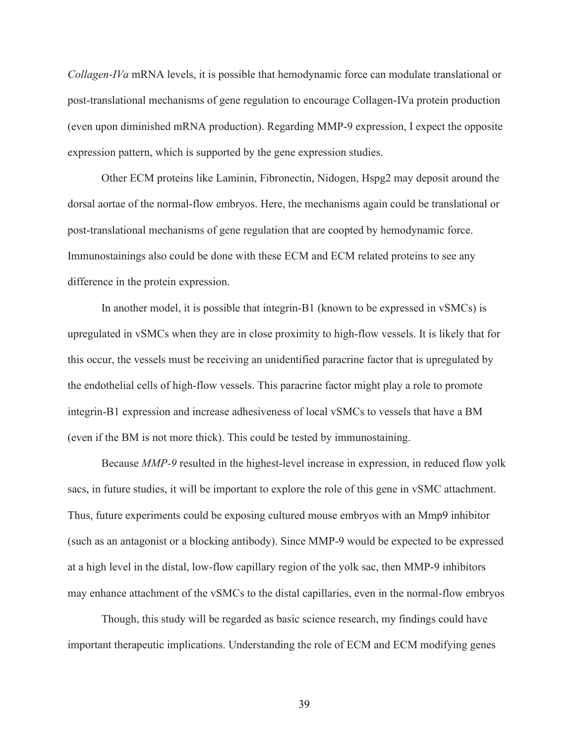*Collagen-IVa* mRNA levels, it is possible that hemodynamic force can modulate translational or post-translational mechanisms of gene regulation to encourage Collagen-IVa protein production (even upon diminished mRNA production). Regarding MMP-9 expression, I expect the opposite expression pattern, which is supported by the gene expression studies.

Other ECM proteins like Laminin, Fibronectin, Nidogen, Hspg2 may deposit around the dorsal aortae of the normal-flow embryos. Here, the mechanisms again could be translational or post-translational mechanisms of gene regulation that are coopted by hemodynamic force. Immunostainings also could be done with these ECM and ECM related proteins to see any difference in the protein expression.

In another model, it is possible that integrin-B1 (known to be expressed in vSMCs) is upregulated in vSMCs when they are in close proximity to high-flow vessels. It is likely that for this occur, the vessels must be receiving an unidentified paracrine factor that is upregulated by the endothelial cells of high-flow vessels. This paracrine factor might play a role to promote integrin-B1 expression and increase adhesiveness of local vSMCs to vessels that have a BM (even if the BM is not more thick). This could be tested by immunostaining.

Because *MMP-9* resulted in the highest-level increase in expression, in reduced flow yolk sacs, in future studies, it will be important to explore the role of this gene in vSMC attachment. Thus, future experiments could be exposing cultured mouse embryos with an Mmp9 inhibitor (such as an antagonist or a blocking antibody). Since MMP-9 would be expected to be expressed at a high level in the distal, low-flow capillary region of the yolk sac, then MMP-9 inhibitors may enhance attachment of the vSMCs to the distal capillaries, even in the normal-flow embryos

Though, this study will be regarded as basic science research, my findings could have important therapeutic implications. Understanding the role of ECM and ECM modifying genes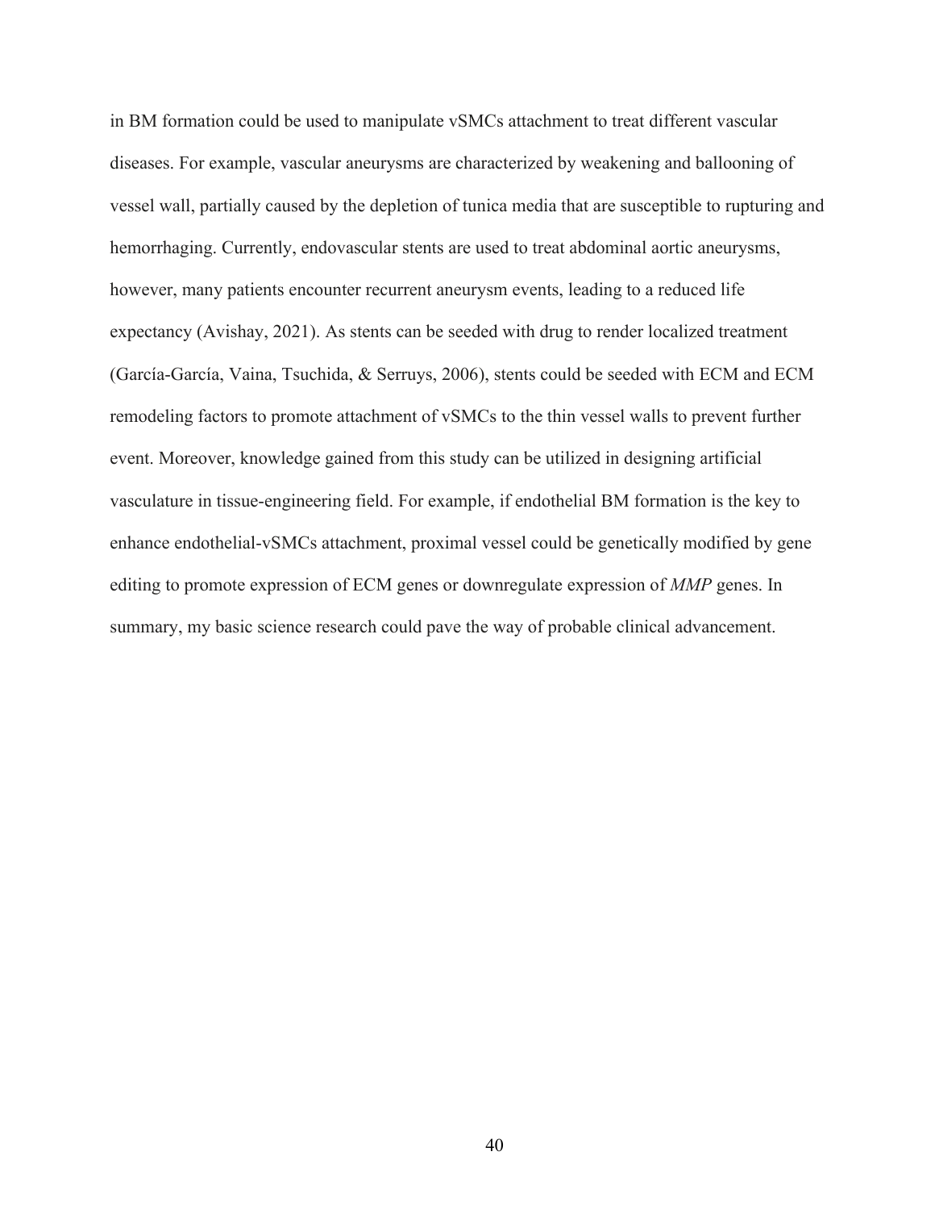in BM formation could be used to manipulate vSMCs attachment to treat different vascular diseases. For example, vascular aneurysms are characterized by weakening and ballooning of vessel wall, partially caused by the depletion of tunica media that are susceptible to rupturing and hemorrhaging. Currently, endovascular stents are used to treat abdominal aortic aneurysms, however, many patients encounter recurrent aneurysm events, leading to a reduced life expectancy (Avishay, 2021). As stents can be seeded with drug to render localized treatment (García-García, Vaina, Tsuchida, & Serruys, 2006), stents could be seeded with ECM and ECM remodeling factors to promote attachment of vSMCs to the thin vessel walls to prevent further event. Moreover, knowledge gained from this study can be utilized in designing artificial vasculature in tissue-engineering field. For example, if endothelial BM formation is the key to enhance endothelial-vSMCs attachment, proximal vessel could be genetically modified by gene editing to promote expression of ECM genes or downregulate expression of *MMP* genes. In summary, my basic science research could pave the way of probable clinical advancement.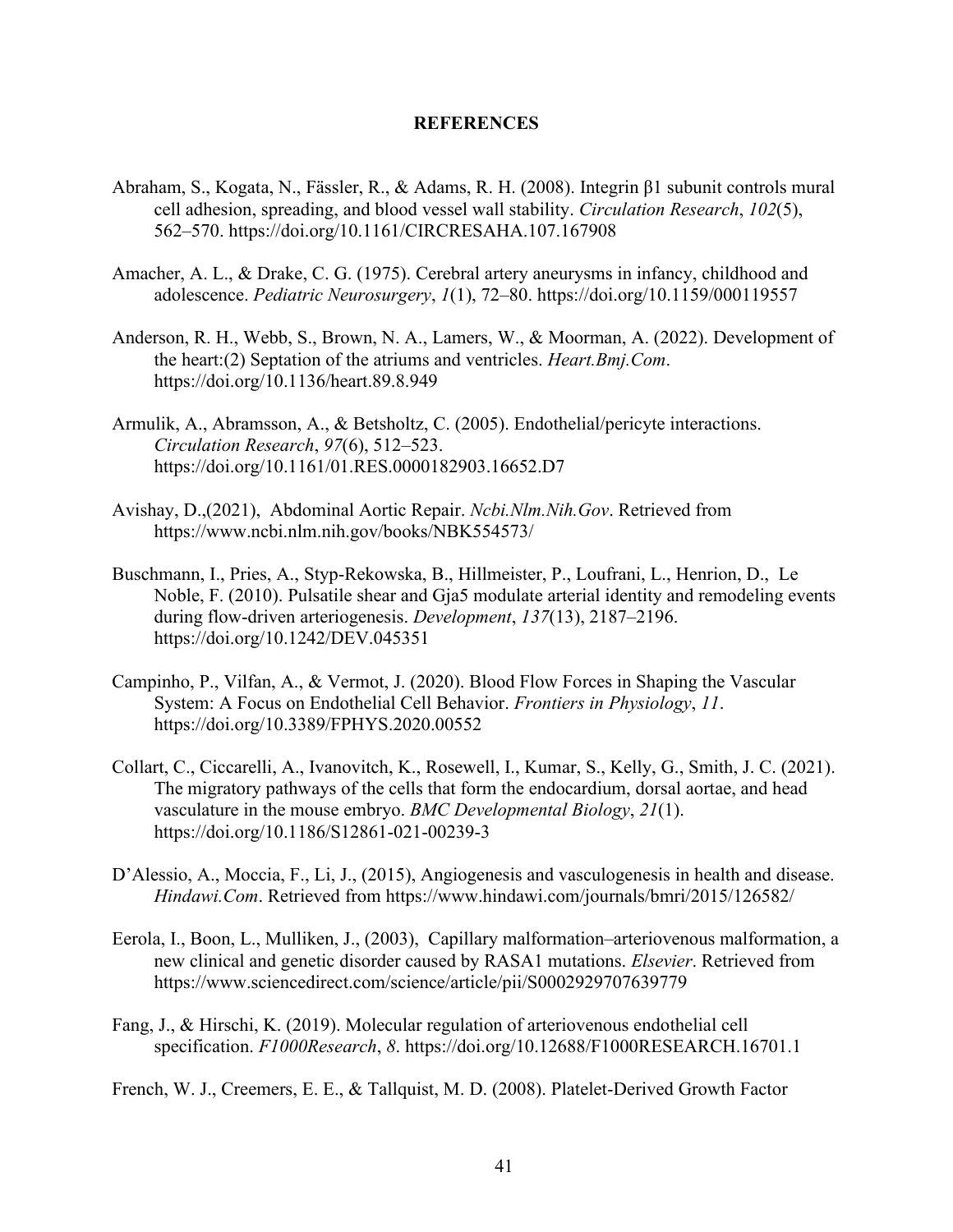**REFERENCES**

Abraham, S., Kogata, N., Fässler, R., & Adams, R. H. (2008). Integrin β1 subunit controls mural cell adhesion, spreading, and blood vessel wall stability. *Circulation Research*, *102*(5), 562–570. https://doi.org/10.1161/CIRCRESAHA.107.167908

Amacher, A. L., & Drake, C. G. (1975). Cerebral artery aneurysms in infancy, childhood and adolescence. *Pediatric Neurosurgery*, *1*(1), 72–80. https://doi.org/10.1159/000119557

Anderson, R. H., Webb, S., Brown, N. A., Lamers, W., & Moorman, A. (2022). Development of the heart:(2) Septation of the atriums and ventricles. *Heart.Bmj.Com*. https://doi.org/10.1136/heart.89.8.949

Armulik, A., Abramsson, A., & Betsholtz, C. (2005). Endothelial/pericyte interactions. *Circulation Research*, *97*(6), 512–523. https://doi.org/10.1161/01.RES.0000182903.16652.D7

Avishay, D.,(2021), Abdominal Aortic Repair. *Ncbi.Nlm.Nih.Gov*. Retrieved from https://www.ncbi.nlm.nih.gov/books/NBK554573/

Buschmann, I., Pries, A., Styp-Rekowska, B., Hillmeister, P., Loufrani, L., Henrion, D., Le Noble, F. (2010). Pulsatile shear and Gja5 modulate arterial identity and remodeling events during flow-driven arteriogenesis. *Development*, *137*(13), 2187–2196. https://doi.org/10.1242/DEV.045351

Campinho, P., Vilfan, A., & Vermot, J. (2020). Blood Flow Forces in Shaping the Vascular System: A Focus on Endothelial Cell Behavior. *Frontiers in Physiology*, *11*. https://doi.org/10.3389/FPHYS.2020.00552

Collart, C., Ciccarelli, A., Ivanovitch, K., Rosewell, I., Kumar, S., Kelly, G., Smith, J. C. (2021). The migratory pathways of the cells that form the endocardium, dorsal aortae, and head vasculature in the mouse embryo. *BMC Developmental Biology*, *21*(1). https://doi.org/10.1186/S12861-021-00239-3

D'Alessio, A., Moccia, F., Li, J., (2015), Angiogenesis and vasculogenesis in health and disease. *Hindawi.Com*. Retrieved from https://www.hindawi.com/journals/bmri/2015/126582/

Eerola, I., Boon, L., Mulliken, J., (2003), Capillary malformation–arteriovenous malformation, a new clinical and genetic disorder caused by RASA1 mutations. *Elsevier*. Retrieved from https://www.sciencedirect.com/science/article/pii/S0002929707639779

Fang, J., & Hirschi, K. (2019). Molecular regulation of arteriovenous endothelial cell specification. *F1000Research*, *8*. https://doi.org/10.12688/F1000RESEARCH.16701.1

French, W. J., Creemers, E. E., & Tallquist, M. D. (2008). Platelet-Derived Growth Factor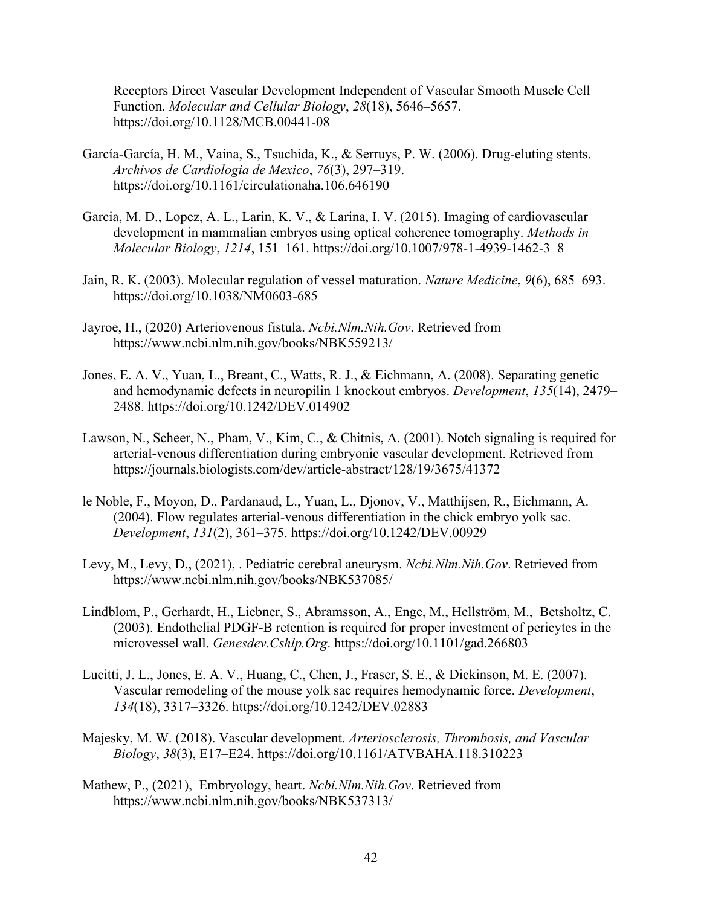Receptors Direct Vascular Development Independent of Vascular Smooth Muscle Cell Function. *Molecular and Cellular Biology*, *28*(18), 5646–5657. https://doi.org/10.1128/MCB.00441-08

García-García, H. M., Vaina, S., Tsuchida, K., & Serruys, P. W. (2006). Drug-eluting stents. *Archivos de Cardiologia de Mexico*, *76*(3), 297–319. https://doi.org/10.1161/circulationaha.106.646190

Garcia, M. D., Lopez, A. L., Larin, K. V., & Larina, I. V. (2015). Imaging of cardiovascular development in mammalian embryos using optical coherence tomography. *Methods in Molecular Biology*, *1214*, 151–161. https://doi.org/10.1007/978-1-4939-1462-3_8

Jain, R. K. (2003). Molecular regulation of vessel maturation. *Nature Medicine*, *9*(6), 685–693. https://doi.org/10.1038/NM0603-685

Jayroe, H., (2020) Arteriovenous fistula. *Ncbi.Nlm.Nih.Gov*. Retrieved from https://www.ncbi.nlm.nih.gov/books/NBK559213/

Jones, E. A. V., Yuan, L., Breant, C., Watts, R. J., & Eichmann, A. (2008). Separating genetic and hemodynamic defects in neuropilin 1 knockout embryos. *Development*, *135*(14), 2479–2488. https://doi.org/10.1242/DEV.014902

Lawson, N., Scheer, N., Pham, V., Kim, C., & Chitnis, A. (2001). Notch signaling is required for arterial-venous differentiation during embryonic vascular development. Retrieved from https://journals.biologists.com/dev/article-abstract/128/19/3675/41372

le Noble, F., Moyon, D., Pardanaud, L., Yuan, L., Djonov, V., Matthijsen, R., Eichmann, A. (2004). Flow regulates arterial-venous differentiation in the chick embryo yolk sac. *Development*, *131*(2), 361–375. https://doi.org/10.1242/DEV.00929

Levy, M., Levy, D., (2021), . Pediatric cerebral aneurysm. *Ncbi.Nlm.Nih.Gov*. Retrieved from https://www.ncbi.nlm.nih.gov/books/NBK537085/

Lindblom, P., Gerhardt, H., Liebner, S., Abramsson, A., Enge, M., Hellström, M., Betsholtz, C. (2003). Endothelial PDGF-B retention is required for proper investment of pericytes in the microvessel wall. *Genesdev.Cshlp.Org*. https://doi.org/10.1101/gad.266803

Lucitti, J. L., Jones, E. A. V., Huang, C., Chen, J., Fraser, S. E., & Dickinson, M. E. (2007). Vascular remodeling of the mouse yolk sac requires hemodynamic force. *Development*, *134*(18), 3317–3326. https://doi.org/10.1242/DEV.02883

Majesky, M. W. (2018). Vascular development. *Arteriosclerosis, Thrombosis, and Vascular Biology*, *38*(3), E17–E24. https://doi.org/10.1161/ATVBAHA.118.310223

Mathew, P., (2021), Embryology, heart. *Ncbi.Nlm.Nih.Gov*. Retrieved from https://www.ncbi.nlm.nih.gov/books/NBK537313/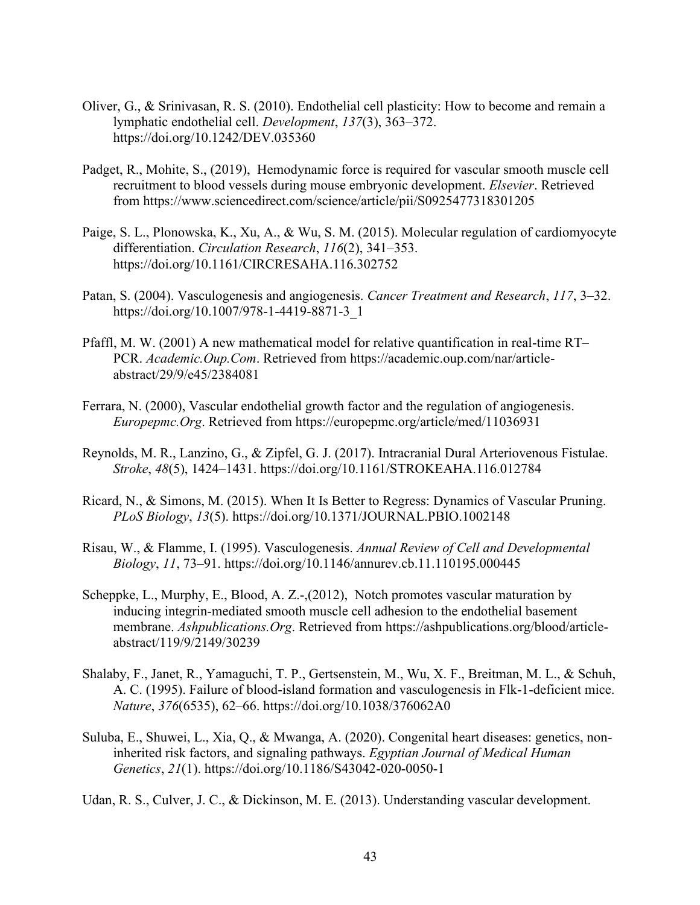Oliver, G., & Srinivasan, R. S. (2010). Endothelial cell plasticity: How to become and remain a lymphatic endothelial cell. *Development*, *137*(3), 363–372. https://doi.org/10.1242/DEV.035360

Padget, R., Mohite, S., (2019), Hemodynamic force is required for vascular smooth muscle cell recruitment to blood vessels during mouse embryonic development. *Elsevier*. Retrieved from https://www.sciencedirect.com/science/article/pii/S0925477318301205

Paige, S. L., Plonowska, K., Xu, A., & Wu, S. M. (2015). Molecular regulation of cardiomyocyte differentiation. *Circulation Research*, *116*(2), 341–353. https://doi.org/10.1161/CIRCRESAHA.116.302752

Patan, S. (2004). Vasculogenesis and angiogenesis. *Cancer Treatment and Research*, *117*, 3–32. https://doi.org/10.1007/978-1-4419-8871-3_1

Pfaffl, M. W. (2001) A new mathematical model for relative quantification in real-time RT–PCR. *Academic.Oup.Com*. Retrieved from https://academic.oup.com/nar/article-abstract/29/9/e45/2384081

Ferrara, N. (2000), Vascular endothelial growth factor and the regulation of angiogenesis. *Europepmc.Org*. Retrieved from https://europepmc.org/article/med/11036931

Reynolds, M. R., Lanzino, G., & Zipfel, G. J. (2017). Intracranial Dural Arteriovenous Fistulae. *Stroke*, *48*(5), 1424–1431. https://doi.org/10.1161/STROKEAHA.116.012784

Ricard, N., & Simons, M. (2015). When It Is Better to Regress: Dynamics of Vascular Pruning. *PLoS Biology*, *13*(5). https://doi.org/10.1371/JOURNAL.PBIO.1002148

Risau, W., & Flamme, I. (1995). Vasculogenesis. *Annual Review of Cell and Developmental Biology*, *11*, 73–91. https://doi.org/10.1146/annurev.cb.11.110195.000445

Scheppke, L., Murphy, E., Blood, A. Z.-,(2012), Notch promotes vascular maturation by inducing integrin-mediated smooth muscle cell adhesion to the endothelial basement membrane. *Ashpublications.Org*. Retrieved from https://ashpublications.org/blood/article-abstract/119/9/2149/30239

Shalaby, F., Janet, R., Yamaguchi, T. P., Gertsenstein, M., Wu, X. F., Breitman, M. L., & Schuh, A. C. (1995). Failure of blood-island formation and vasculogenesis in Flk-1-deficient mice. *Nature*, *376*(6535), 62–66. https://doi.org/10.1038/376062A0

Suluba, E., Shuwei, L., Xia, Q., & Mwanga, A. (2020). Congenital heart diseases: genetics, non-inherited risk factors, and signaling pathways. *Egyptian Journal of Medical Human Genetics*, *21*(1). https://doi.org/10.1186/S43042-020-0050-1

Udan, R. S., Culver, J. C., & Dickinson, M. E. (2013). Understanding vascular development.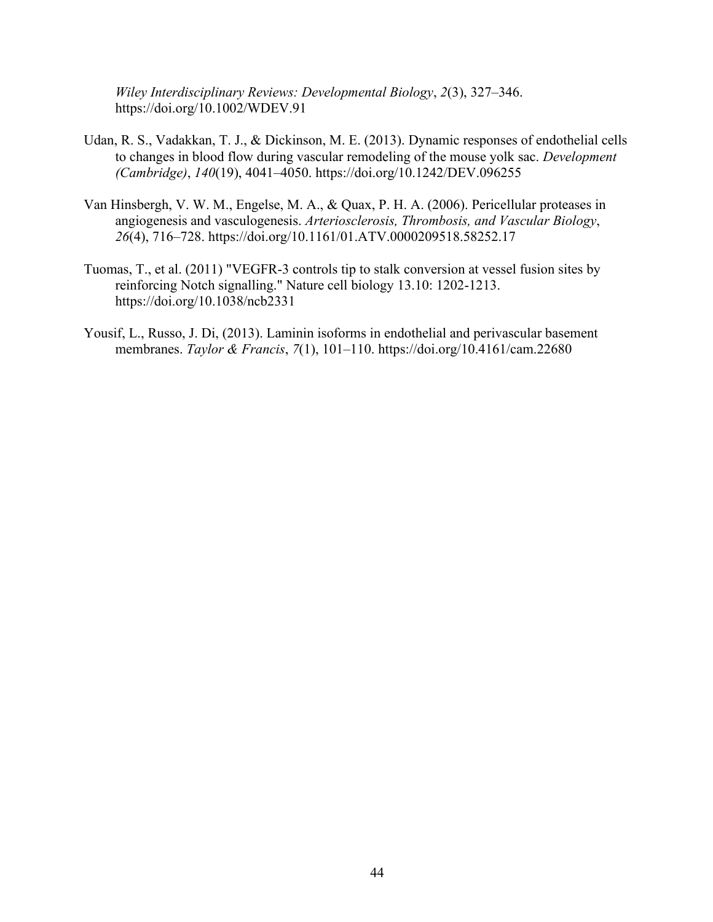*Wiley Interdisciplinary Reviews: Developmental Biology*, *2*(3), 327–346. https://doi.org/10.1002/WDEV.91

Udan, R. S., Vadakkan, T. J., & Dickinson, M. E. (2013). Dynamic responses of endothelial cells to changes in blood flow during vascular remodeling of the mouse yolk sac. *Development (Cambridge)*, *140*(19), 4041–4050. https://doi.org/10.1242/DEV.096255

Van Hinsbergh, V. W. M., Engelse, M. A., & Quax, P. H. A. (2006). Pericellular proteases in angiogenesis and vasculogenesis. *Arteriosclerosis, Thrombosis, and Vascular Biology*, *26*(4), 716–728. https://doi.org/10.1161/01.ATV.0000209518.58252.17

Tuomas, T., et al. (2011) "VEGFR-3 controls tip to stalk conversion at vessel fusion sites by reinforcing Notch signalling." Nature cell biology 13.10: 1202-1213. https://doi.org/10.1038/ncb2331

Yousif, L., Russo, J. Di, (2013). Laminin isoforms in endothelial and perivascular basement membranes. *Taylor & Francis*, *7*(1), 101–110. https://doi.org/10.4161/cam.22680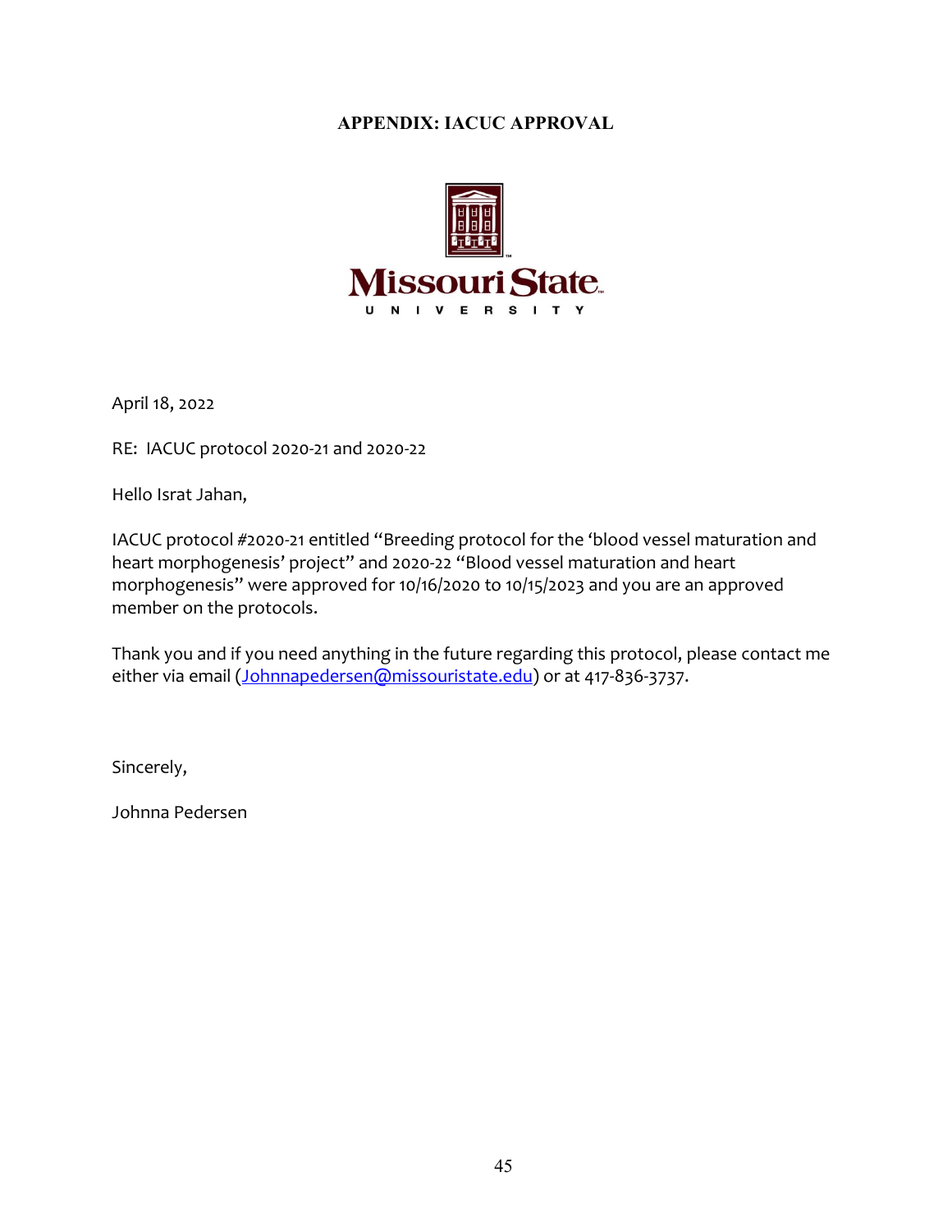## APPENDIX: IACUC APPROVAL

Missouri State

UNIVERSITY

April 18, 2022

RE: IACUC protocol 2020-21 and 2020-22

Hello Israt Jahan,

IACUC protocol #2020-21 entitled "Breeding protocol for the 'blood vessel maturation and heart morphogenesis' project" and 2020-22 "Blood vessel maturation and heart morphogenesis" were approved for 10/16/2020 to 10/15/2023 and you are an approved member on the protocols.

Thank you and if you need anything in the future regarding this protocol, please contact me either via email (Johnnapedersen@missouristate.edu) or at 417-836-3737.

Sincerely,

Johnna Pedersen